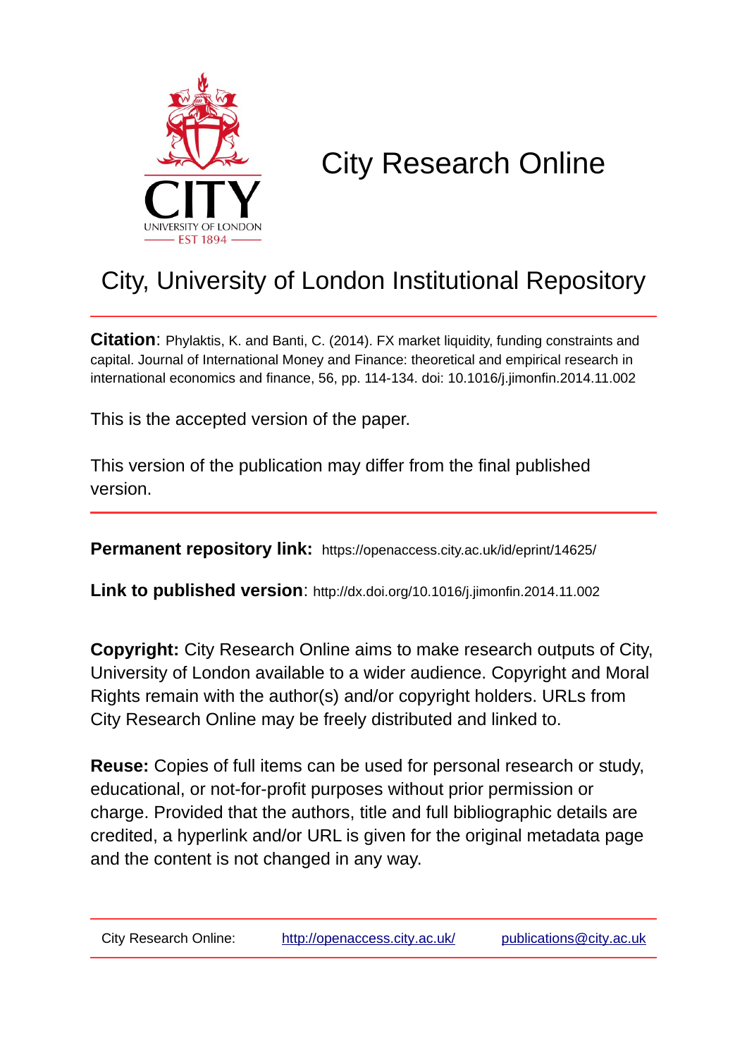# City Research Online

## City, University of London Institutional Repository

**Citation**: Phylaktis, K. and Banti, C. (2014). FX market liquidity, funding constraints and capital. Journal of International Money and Finance: theoretical and empirical research in international economics and finance, 56, pp. 114-134. doi: 10.1016/j.jimonfin.2014.11.002

This is the accepted version of the paper.

This version of the publication may differ from the final published version.

**Permanent repository link:** https://openaccess.city.ac.uk/id/eprint/14625/

**Link to published version**: http://dx.doi.org/10.1016/j.jimonfin.2014.11.002

**Copyright:** City Research Online aims to make research outputs of City, University of London available to a wider audience. Copyright and Moral Rights remain with the author(s) and/or copyright holders. URLs from City Research Online may be freely distributed and linked to.

**Reuse:** Copies of full items can be used for personal research or study, educational, or not-for-profit purposes without prior permission or charge. Provided that the authors, title and full bibliographic details are credited, a hyperlink and/or URL is given for the original metadata page and the content is not changed in any way.

City Research Online: http://openaccess.city.ac.uk/ publications@city.ac.uk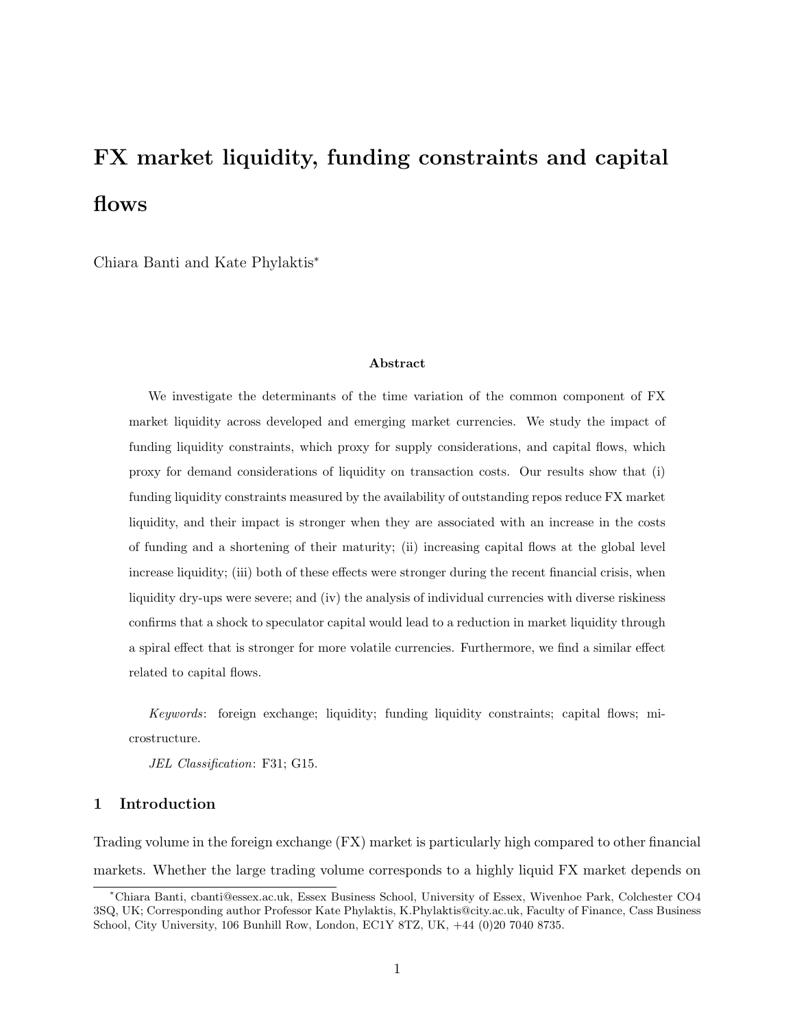# FX market liquidity, funding constraints and capital flows

Chiara Banti and Kate Phylaktis*

### Abstract

We investigate the determinants of the time variation of the common component of FX market liquidity across developed and emerging market currencies. We study the impact of funding liquidity constraints, which proxy for supply considerations, and capital flows, which proxy for demand considerations of liquidity on transaction costs. Our results show that (i) funding liquidity constraints measured by the availability of outstanding repos reduce FX market liquidity, and their impact is stronger when they are associated with an increase in the costs of funding and a shortening of their maturity; (ii) increasing capital flows at the global level increase liquidity; (iii) both of these effects were stronger during the recent financial crisis, when liquidity dry-ups were severe; and (iv) the analysis of individual currencies with diverse riskiness confirms that a shock to speculator capital would lead to a reduction in market liquidity through a spiral effect that is stronger for more volatile currencies. Furthermore, we find a similar effect related to capital flows.

*Keywords*: foreign exchange; liquidity; funding liquidity constraints; capital flows; microstructure.

*JEL Classification*: F31; G15.

## 1 Introduction

Trading volume in the foreign exchange (FX) market is particularly high compared to other financial markets. Whether the large trading volume corresponds to a highly liquid FX market depends on

---

*Chiara Banti, cbanti@essex.ac.uk, Essex Business School, University of Essex, Wivenhoe Park, Colchester CO4 3SQ, UK; Corresponding author Professor Kate Phylaktis, K.Phylaktis@city.ac.uk, Faculty of Finance, Cass Business School, City University, 106 Bunhill Row, London, EC1Y 8TZ, UK, +44 (0)20 7040 8735.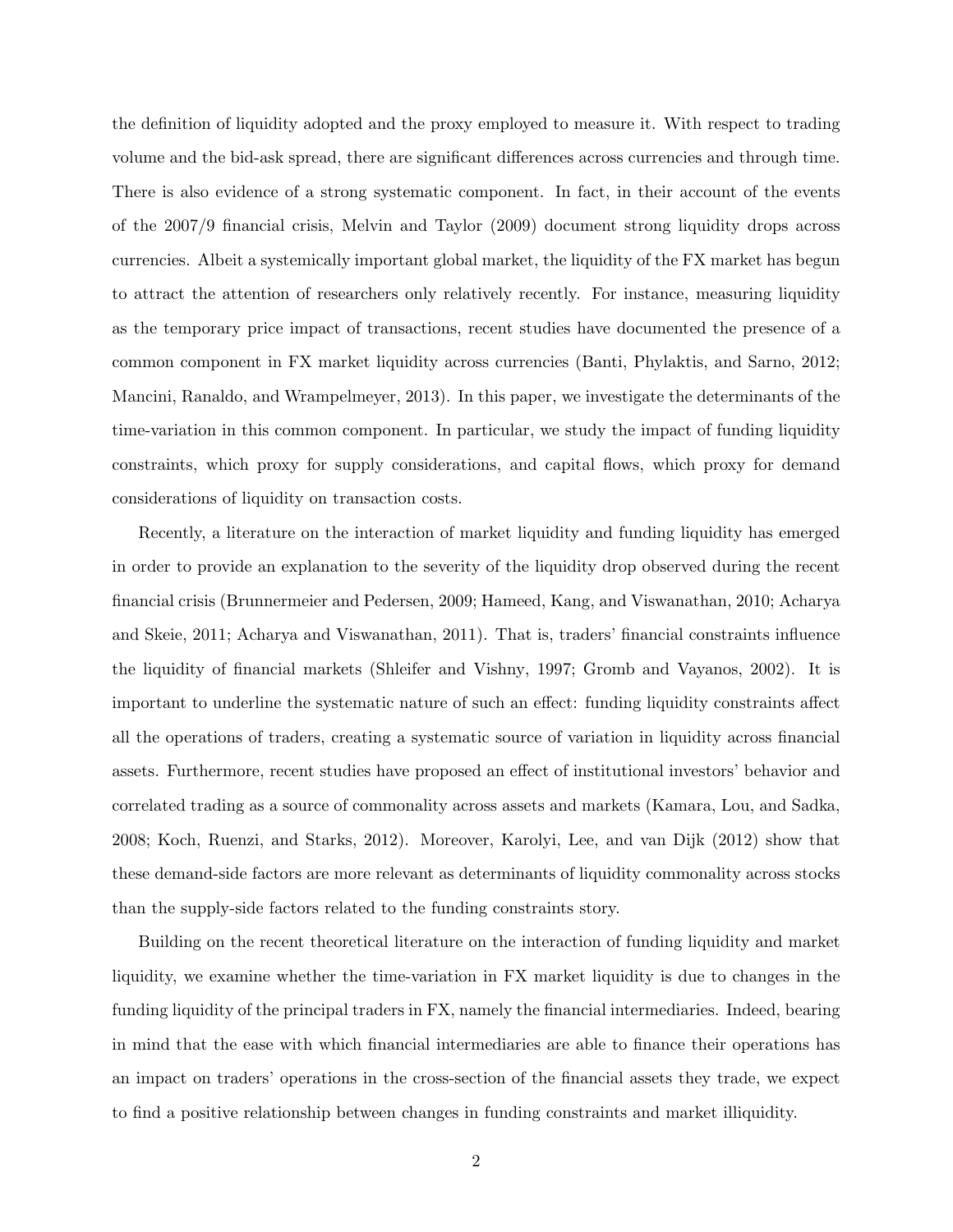the definition of liquidity adopted and the proxy employed to measure it. With respect to trading volume and the bid-ask spread, there are significant differences across currencies and through time. There is also evidence of a strong systematic component. In fact, in their account of the events of the 2007/9 financial crisis, Melvin and Taylor (2009) document strong liquidity drops across currencies. Albeit a systemically important global market, the liquidity of the FX market has begun to attract the attention of researchers only relatively recently. For instance, measuring liquidity as the temporary price impact of transactions, recent studies have documented the presence of a common component in FX market liquidity across currencies (Banti, Phylaktis, and Sarno, 2012; Mancini, Ranaldo, and Wrampelmeyer, 2013). In this paper, we investigate the determinants of the time-variation in this common component. In particular, we study the impact of funding liquidity constraints, which proxy for supply considerations, and capital flows, which proxy for demand considerations of liquidity on transaction costs.

Recently, a literature on the interaction of market liquidity and funding liquidity has emerged in order to provide an explanation to the severity of the liquidity drop observed during the recent financial crisis (Brunnermeier and Pedersen, 2009; Hameed, Kang, and Viswanathan, 2010; Acharya and Skeie, 2011; Acharya and Viswanathan, 2011). That is, traders' financial constraints influence the liquidity of financial markets (Shleifer and Vishny, 1997; Gromb and Vayanos, 2002). It is important to underline the systematic nature of such an effect: funding liquidity constraints affect all the operations of traders, creating a systematic source of variation in liquidity across financial assets. Furthermore, recent studies have proposed an effect of institutional investors' behavior and correlated trading as a source of commonality across assets and markets (Kamara, Lou, and Sadka, 2008; Koch, Ruenzi, and Starks, 2012). Moreover, Karolyi, Lee, and van Dijk (2012) show that these demand-side factors are more relevant as determinants of liquidity commonality across stocks than the supply-side factors related to the funding constraints story.

Building on the recent theoretical literature on the interaction of funding liquidity and market liquidity, we examine whether the time-variation in FX market liquidity is due to changes in the funding liquidity of the principal traders in FX, namely the financial intermediaries. Indeed, bearing in mind that the ease with which financial intermediaries are able to finance their operations has an impact on traders' operations in the cross-section of the financial assets they trade, we expect to find a positive relationship between changes in funding constraints and market illiquidity.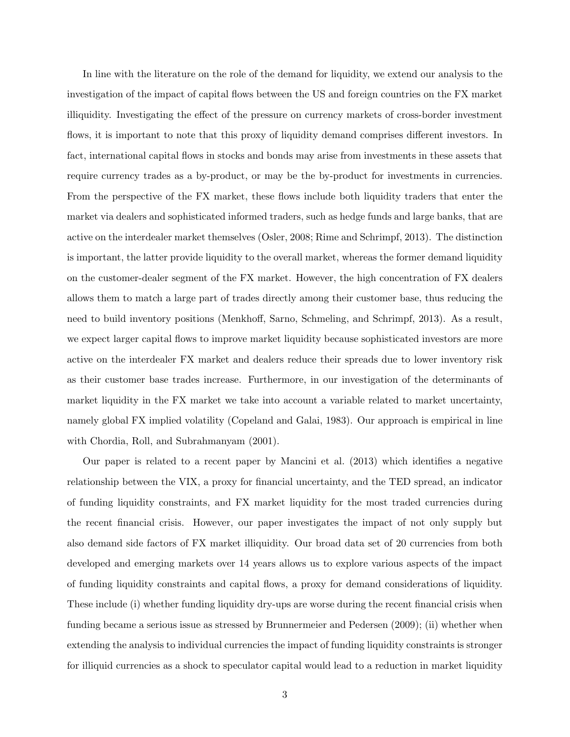In line with the literature on the role of the demand for liquidity, we extend our analysis to the investigation of the impact of capital flows between the US and foreign countries on the FX market illiquidity. Investigating the effect of the pressure on currency markets of cross-border investment flows, it is important to note that this proxy of liquidity demand comprises different investors. In fact, international capital flows in stocks and bonds may arise from investments in these assets that require currency trades as a by-product, or may be the by-product for investments in currencies. From the perspective of the FX market, these flows include both liquidity traders that enter the market via dealers and sophisticated informed traders, such as hedge funds and large banks, that are active on the interdealer market themselves (Osler, 2008; Rime and Schrimpf, 2013). The distinction is important, the latter provide liquidity to the overall market, whereas the former demand liquidity on the customer-dealer segment of the FX market. However, the high concentration of FX dealers allows them to match a large part of trades directly among their customer base, thus reducing the need to build inventory positions (Menkhoff, Sarno, Schmeling, and Schrimpf, 2013). As a result, we expect larger capital flows to improve market liquidity because sophisticated investors are more active on the interdealer FX market and dealers reduce their spreads due to lower inventory risk as their customer base trades increase. Furthermore, in our investigation of the determinants of market liquidity in the FX market we take into account a variable related to market uncertainty, namely global FX implied volatility (Copeland and Galai, 1983). Our approach is empirical in line with Chordia, Roll, and Subrahmanyam (2001).

Our paper is related to a recent paper by Mancini et al. (2013) which identifies a negative relationship between the VIX, a proxy for financial uncertainty, and the TED spread, an indicator of funding liquidity constraints, and FX market liquidity for the most traded currencies during the recent financial crisis. However, our paper investigates the impact of not only supply but also demand side factors of FX market illiquidity. Our broad data set of 20 currencies from both developed and emerging markets over 14 years allows us to explore various aspects of the impact of funding liquidity constraints and capital flows, a proxy for demand considerations of liquidity. These include (i) whether funding liquidity dry-ups are worse during the recent financial crisis when funding became a serious issue as stressed by Brunnermeier and Pedersen (2009); (ii) whether when extending the analysis to individual currencies the impact of funding liquidity constraints is stronger for illiquid currencies as a shock to speculator capital would lead to a reduction in market liquidity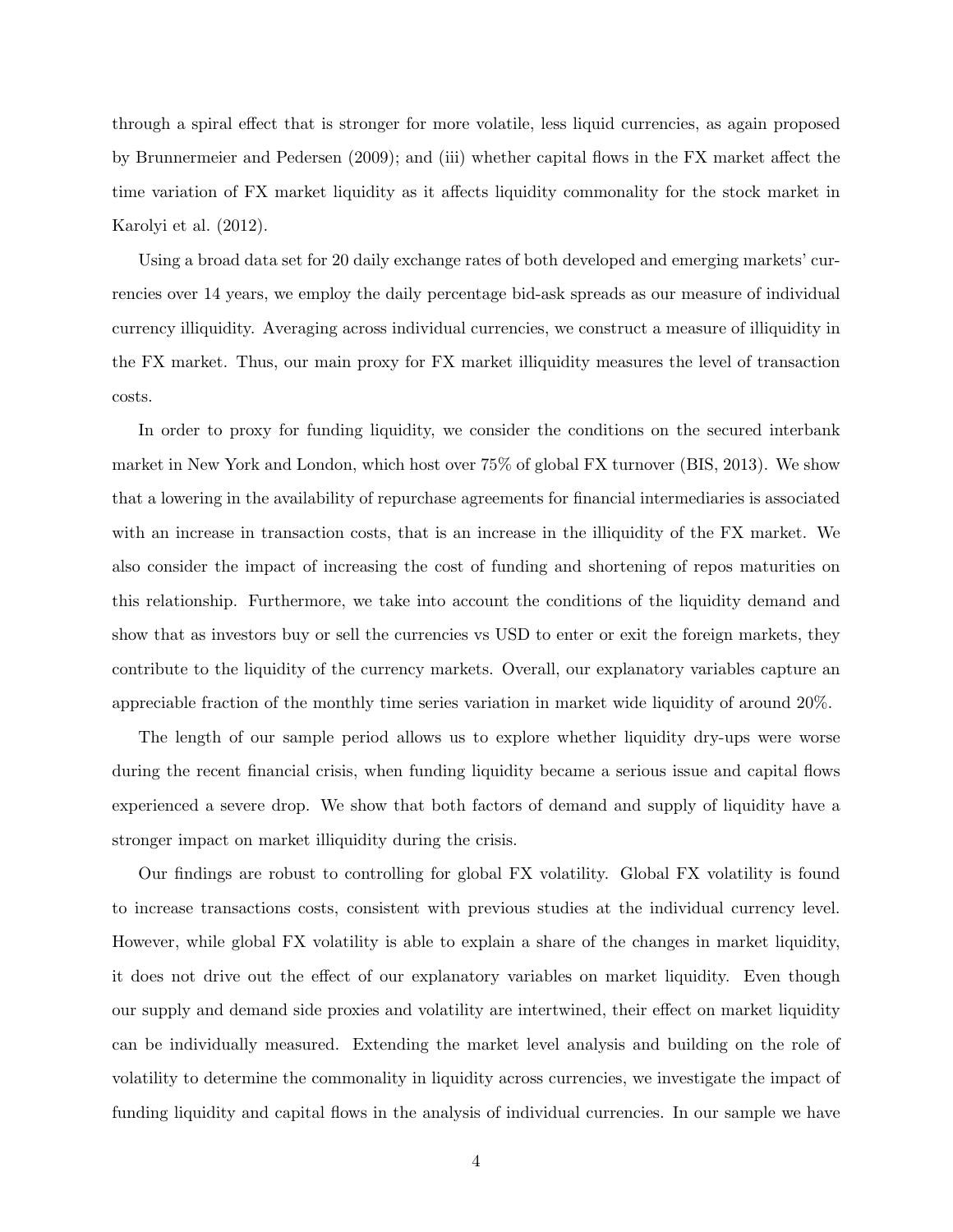through a spiral effect that is stronger for more volatile, less liquid currencies, as again proposed by Brunnermeier and Pedersen (2009); and (iii) whether capital flows in the FX market affect the time variation of FX market liquidity as it affects liquidity commonality for the stock market in Karolyi et al. (2012).

Using a broad data set for 20 daily exchange rates of both developed and emerging markets' currencies over 14 years, we employ the daily percentage bid-ask spreads as our measure of individual currency illiquidity. Averaging across individual currencies, we construct a measure of illiquidity in the FX market. Thus, our main proxy for FX market illiquidity measures the level of transaction costs.

In order to proxy for funding liquidity, we consider the conditions on the secured interbank market in New York and London, which host over 75% of global FX turnover (BIS, 2013). We show that a lowering in the availability of repurchase agreements for financial intermediaries is associated with an increase in transaction costs, that is an increase in the illiquidity of the FX market. We also consider the impact of increasing the cost of funding and shortening of repos maturities on this relationship. Furthermore, we take into account the conditions of the liquidity demand and show that as investors buy or sell the currencies vs USD to enter or exit the foreign markets, they contribute to the liquidity of the currency markets. Overall, our explanatory variables capture an appreciable fraction of the monthly time series variation in market wide liquidity of around 20%.

The length of our sample period allows us to explore whether liquidity dry-ups were worse during the recent financial crisis, when funding liquidity became a serious issue and capital flows experienced a severe drop. We show that both factors of demand and supply of liquidity have a stronger impact on market illiquidity during the crisis.

Our findings are robust to controlling for global FX volatility. Global FX volatility is found to increase transactions costs, consistent with previous studies at the individual currency level. However, while global FX volatility is able to explain a share of the changes in market liquidity, it does not drive out the effect of our explanatory variables on market liquidity. Even though our supply and demand side proxies and volatility are intertwined, their effect on market liquidity can be individually measured. Extending the market level analysis and building on the role of volatility to determine the commonality in liquidity across currencies, we investigate the impact of funding liquidity and capital flows in the analysis of individual currencies. In our sample we have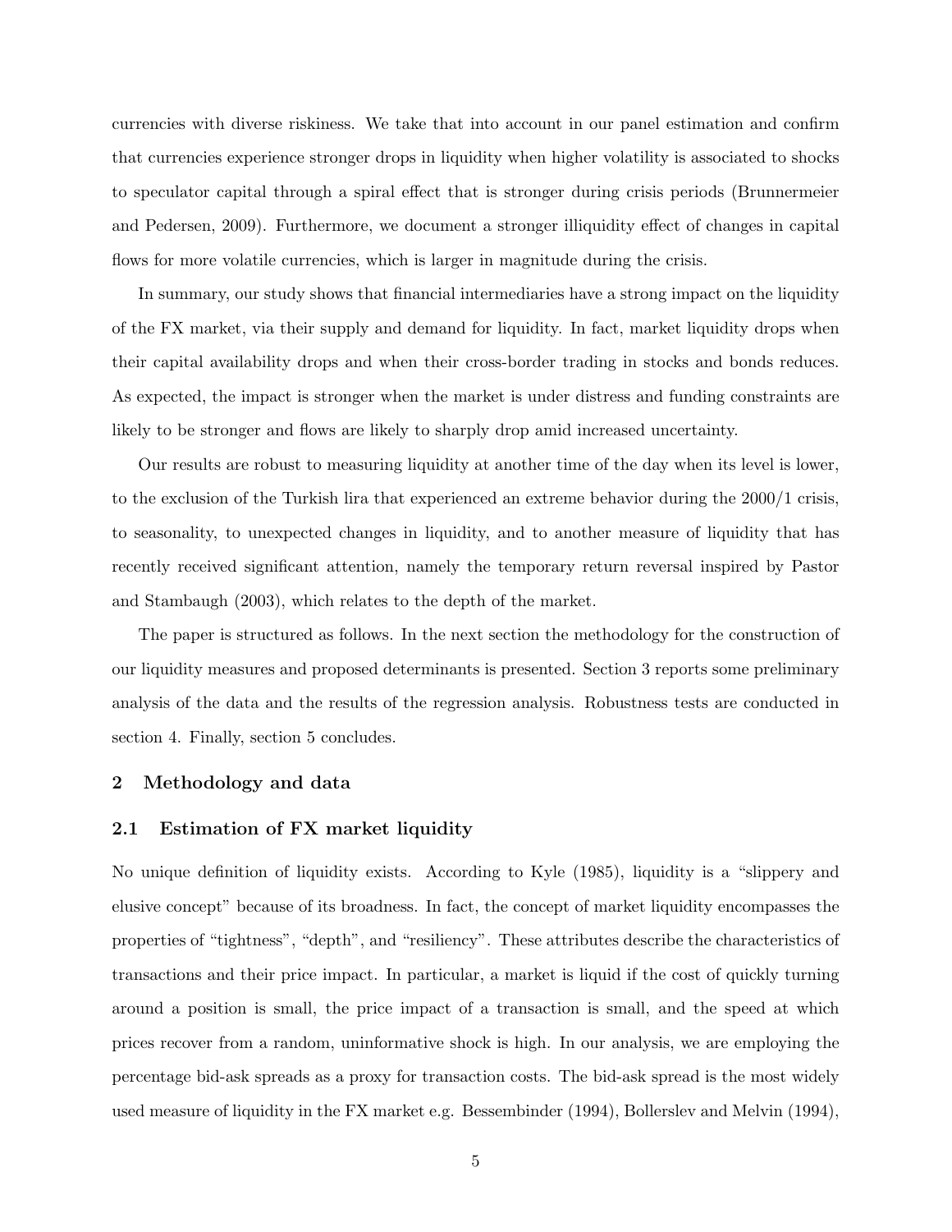currencies with diverse riskiness. We take that into account in our panel estimation and confirm that currencies experience stronger drops in liquidity when higher volatility is associated to shocks to speculator capital through a spiral effect that is stronger during crisis periods (Brunnermeier and Pedersen, 2009). Furthermore, we document a stronger illiquidity effect of changes in capital flows for more volatile currencies, which is larger in magnitude during the crisis.

In summary, our study shows that financial intermediaries have a strong impact on the liquidity of the FX market, via their supply and demand for liquidity. In fact, market liquidity drops when their capital availability drops and when their cross-border trading in stocks and bonds reduces. As expected, the impact is stronger when the market is under distress and funding constraints are likely to be stronger and flows are likely to sharply drop amid increased uncertainty.

Our results are robust to measuring liquidity at another time of the day when its level is lower, to the exclusion of the Turkish lira that experienced an extreme behavior during the 2000/1 crisis, to seasonality, to unexpected changes in liquidity, and to another measure of liquidity that has recently received significant attention, namely the temporary return reversal inspired by Pastor and Stambaugh (2003), which relates to the depth of the market.

The paper is structured as follows. In the next section the methodology for the construction of our liquidity measures and proposed determinants is presented. Section 3 reports some preliminary analysis of the data and the results of the regression analysis. Robustness tests are conducted in section 4. Finally, section 5 concludes.

## 2 Methodology and data

### 2.1 Estimation of FX market liquidity

No unique definition of liquidity exists. According to Kyle (1985), liquidity is a "slippery and elusive concept" because of its broadness. In fact, the concept of market liquidity encompasses the properties of "tightness", "depth", and "resiliency". These attributes describe the characteristics of transactions and their price impact. In particular, a market is liquid if the cost of quickly turning around a position is small, the price impact of a transaction is small, and the speed at which prices recover from a random, uninformative shock is high. In our analysis, we are employing the percentage bid-ask spreads as a proxy for transaction costs. The bid-ask spread is the most widely used measure of liquidity in the FX market e.g. Bessembinder (1994), Bollerslev and Melvin (1994),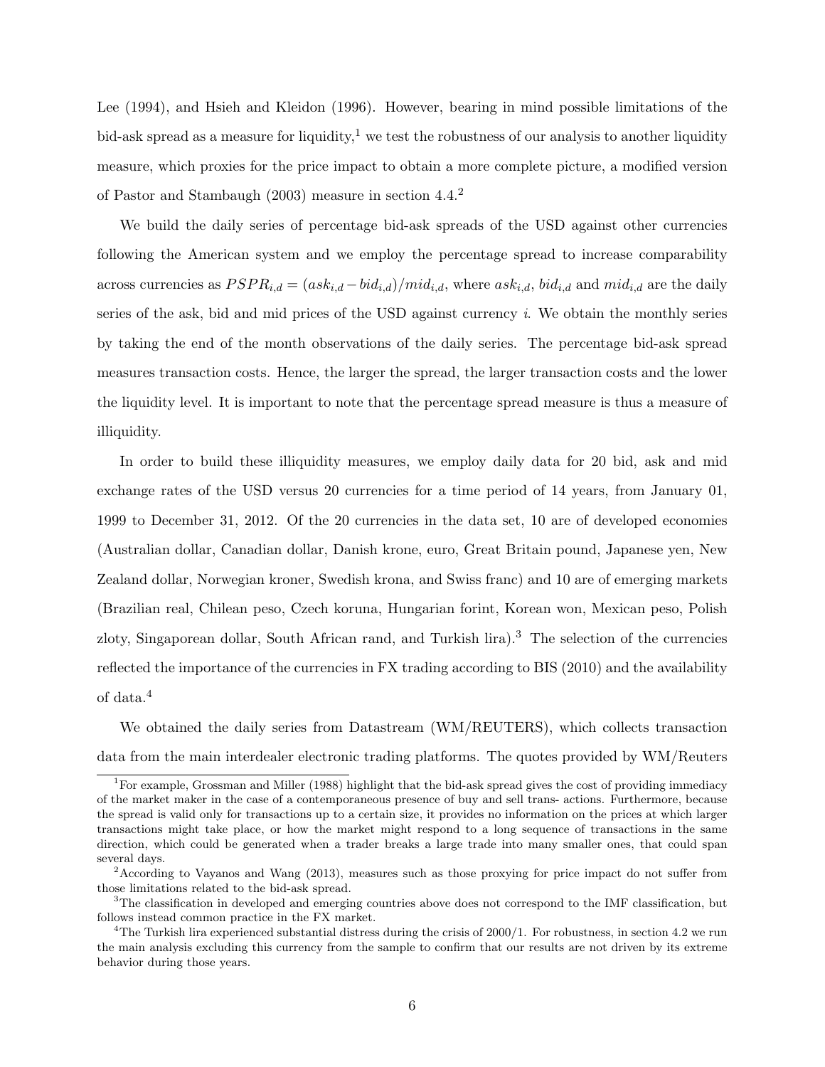Lee (1994), and Hsieh and Kleidon (1996). However, bearing in mind possible limitations of the bid-ask spread as a measure for liquidity,[1] we test the robustness of our analysis to another liquidity measure, which proxies for the price impact to obtain a more complete picture, a modified version of Pastor and Stambaugh (2003) measure in section 4.4.[2]

We build the daily series of percentage bid-ask spreads of the USD against other currencies following the American system and we employ the percentage spread to increase comparability across currencies as $PSPR_{i,d} = (ask_{i,d} - bid_{i,d})/mid_{i,d}$, where $ask_{i,d}$, $bid_{i,d}$ and $mid_{i,d}$ are the daily series of the ask, bid and mid prices of the USD against currency $i$. We obtain the monthly series by taking the end of the month observations of the daily series. The percentage bid-ask spread measures transaction costs. Hence, the larger the spread, the larger transaction costs and the lower the liquidity level. It is important to note that the percentage spread measure is thus a measure of illiquidity.

In order to build these illiquidity measures, we employ daily data for 20 bid, ask and mid exchange rates of the USD versus 20 currencies for a time period of 14 years, from January 01, 1999 to December 31, 2012. Of the 20 currencies in the data set, 10 are of developed economies (Australian dollar, Canadian dollar, Danish krone, euro, Great Britain pound, Japanese yen, New Zealand dollar, Norwegian kroner, Swedish krona, and Swiss franc) and 10 are of emerging markets (Brazilian real, Chilean peso, Czech koruna, Hungarian forint, Korean won, Mexican peso, Polish zloty, Singaporean dollar, South African rand, and Turkish lira).[3] The selection of the currencies reflected the importance of the currencies in FX trading according to BIS (2010) and the availability of data.[4]

We obtained the daily series from Datastream (WM/REUTERS), which collects transaction data from the main interdealer electronic trading platforms. The quotes provided by WM/Reuters

---

[1] For example, Grossman and Miller (1988) highlight that the bid-ask spread gives the cost of providing immediacy of the market maker in the case of a contemporaneous presence of buy and sell trans- actions. Furthermore, because the spread is valid only for transactions up to a certain size, it provides no information on the prices at which larger transactions might take place, or how the market might respond to a long sequence of transactions in the same direction, which could be generated when a trader breaks a large trade into many smaller ones, that could span several days.

[2] According to Vayanos and Wang (2013), measures such as those proxying for price impact do not suffer from those limitations related to the bid-ask spread.

[3] The classification in developed and emerging countries above does not correspond to the IMF classification, but follows instead common practice in the FX market.

[4] The Turkish lira experienced substantial distress during the crisis of 2000/1. For robustness, in section 4.2 we run the main analysis excluding this currency from the sample to confirm that our results are not driven by its extreme behavior during those years.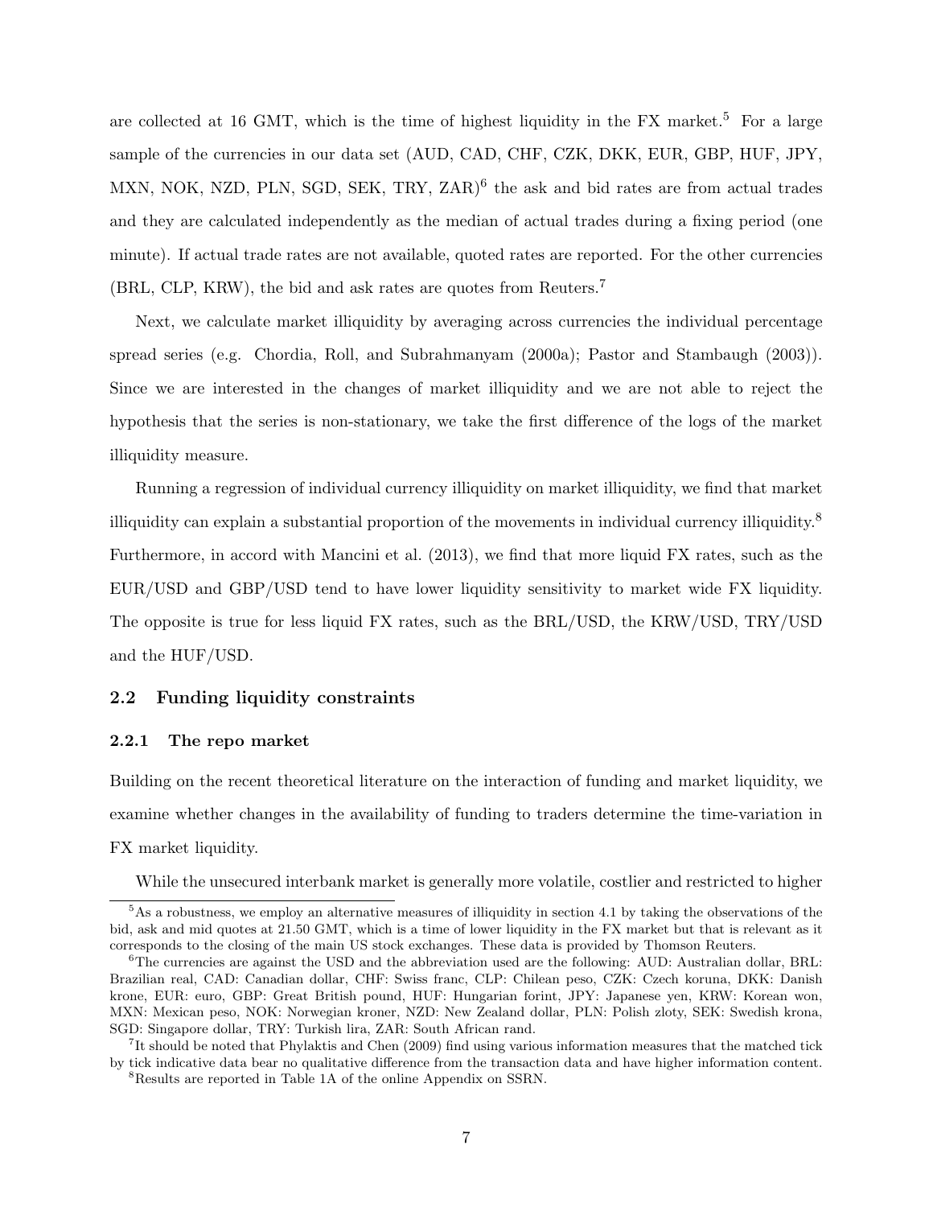are collected at 16 GMT, which is the time of highest liquidity in the FX market.[5] For a large sample of the currencies in our data set (AUD, CAD, CHF, CZK, DKK, EUR, GBP, HUF, JPY, MXN, NOK, NZD, PLN, SGD, SEK, TRY, ZAR)[6] the ask and bid rates are from actual trades and they are calculated independently as the median of actual trades during a fixing period (one minute). If actual trade rates are not available, quoted rates are reported. For the other currencies (BRL, CLP, KRW), the bid and ask rates are quotes from Reuters.[7]

Next, we calculate market illiquidity by averaging across currencies the individual percentage spread series (e.g. Chordia, Roll, and Subrahmanyam (2000a); Pastor and Stambaugh (2003)). Since we are interested in the changes of market illiquidity and we are not able to reject the hypothesis that the series is non-stationary, we take the first difference of the logs of the market illiquidity measure.

Running a regression of individual currency illiquidity on market illiquidity, we find that market illiquidity can explain a substantial proportion of the movements in individual currency illiquidity.[8] Furthermore, in accord with Mancini et al. (2013), we find that more liquid FX rates, such as the EUR/USD and GBP/USD tend to have lower liquidity sensitivity to market wide FX liquidity. The opposite is true for less liquid FX rates, such as the BRL/USD, the KRW/USD, TRY/USD and the HUF/USD.

### 2.2 Funding liquidity constraints

#### 2.2.1 The repo market

Building on the recent theoretical literature on the interaction of funding and market liquidity, we examine whether changes in the availability of funding to traders determine the time-variation in FX market liquidity.

While the unsecured interbank market is generally more volatile, costlier and restricted to higher

---

[5] As a robustness, we employ an alternative measures of illiquidity in section 4.1 by taking the observations of the bid, ask and mid quotes at 21.50 GMT, which is a time of lower liquidity in the FX market but that is relevant as it corresponds to the closing of the main US stock exchanges. These data is provided by Thomson Reuters.

[6] The currencies are against the USD and the abbreviation used are the following: AUD: Australian dollar, BRL: Brazilian real, CAD: Canadian dollar, CHF: Swiss franc, CLP: Chilean peso, CZK: Czech koruna, DKK: Danish krone, EUR: euro, GBP: Great British pound, HUF: Hungarian forint, JPY: Japanese yen, KRW: Korean won, MXN: Mexican peso, NOK: Norwegian kroner, NZD: New Zealand dollar, PLN: Polish zloty, SEK: Swedish krona, SGD: Singapore dollar, TRY: Turkish lira, ZAR: South African rand.

[7] It should be noted that Phylaktis and Chen (2009) find using various information measures that the matched tick by tick indicative data bear no qualitative difference from the transaction data and have higher information content.

[8] Results are reported in Table 1A of the online Appendix on SSRN.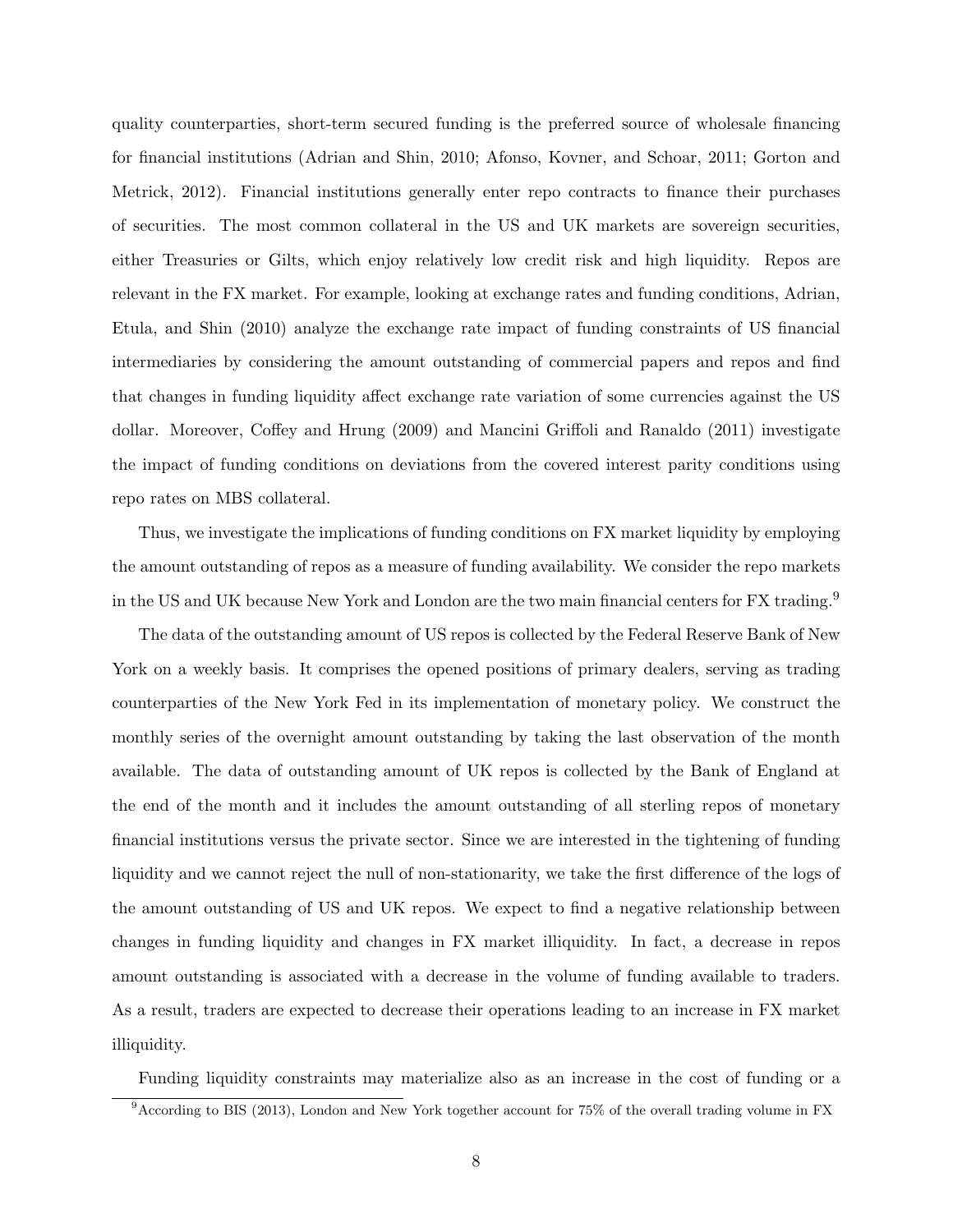quality counterparties, short-term secured funding is the preferred source of wholesale financing for financial institutions (Adrian and Shin, 2010; Afonso, Kovner, and Schoar, 2011; Gorton and Metrick, 2012). Financial institutions generally enter repo contracts to finance their purchases of securities. The most common collateral in the US and UK markets are sovereign securities, either Treasuries or Gilts, which enjoy relatively low credit risk and high liquidity. Repos are relevant in the FX market. For example, looking at exchange rates and funding conditions, Adrian, Etula, and Shin (2010) analyze the exchange rate impact of funding constraints of US financial intermediaries by considering the amount outstanding of commercial papers and repos and find that changes in funding liquidity affect exchange rate variation of some currencies against the US dollar. Moreover, Coffey and Hrung (2009) and Mancini Griffoli and Ranaldo (2011) investigate the impact of funding conditions on deviations from the covered interest parity conditions using repo rates on MBS collateral.

Thus, we investigate the implications of funding conditions on FX market liquidity by employing the amount outstanding of repos as a measure of funding availability. We consider the repo markets in the US and UK because New York and London are the two main financial centers for FX trading.[9]

The data of the outstanding amount of US repos is collected by the Federal Reserve Bank of New York on a weekly basis. It comprises the opened positions of primary dealers, serving as trading counterparties of the New York Fed in its implementation of monetary policy. We construct the monthly series of the overnight amount outstanding by taking the last observation of the month available. The data of outstanding amount of UK repos is collected by the Bank of England at the end of the month and it includes the amount outstanding of all sterling repos of monetary financial institutions versus the private sector. Since we are interested in the tightening of funding liquidity and we cannot reject the null of non-stationarity, we take the first difference of the logs of the amount outstanding of US and UK repos. We expect to find a negative relationship between changes in funding liquidity and changes in FX market illiquidity. In fact, a decrease in repos amount outstanding is associated with a decrease in the volume of funding available to traders. As a result, traders are expected to decrease their operations leading to an increase in FX market illiquidity.

Funding liquidity constraints may materialize also as an increase in the cost of funding or a

[9] According to BIS (2013), London and New York together account for 75% of the overall trading volume in FX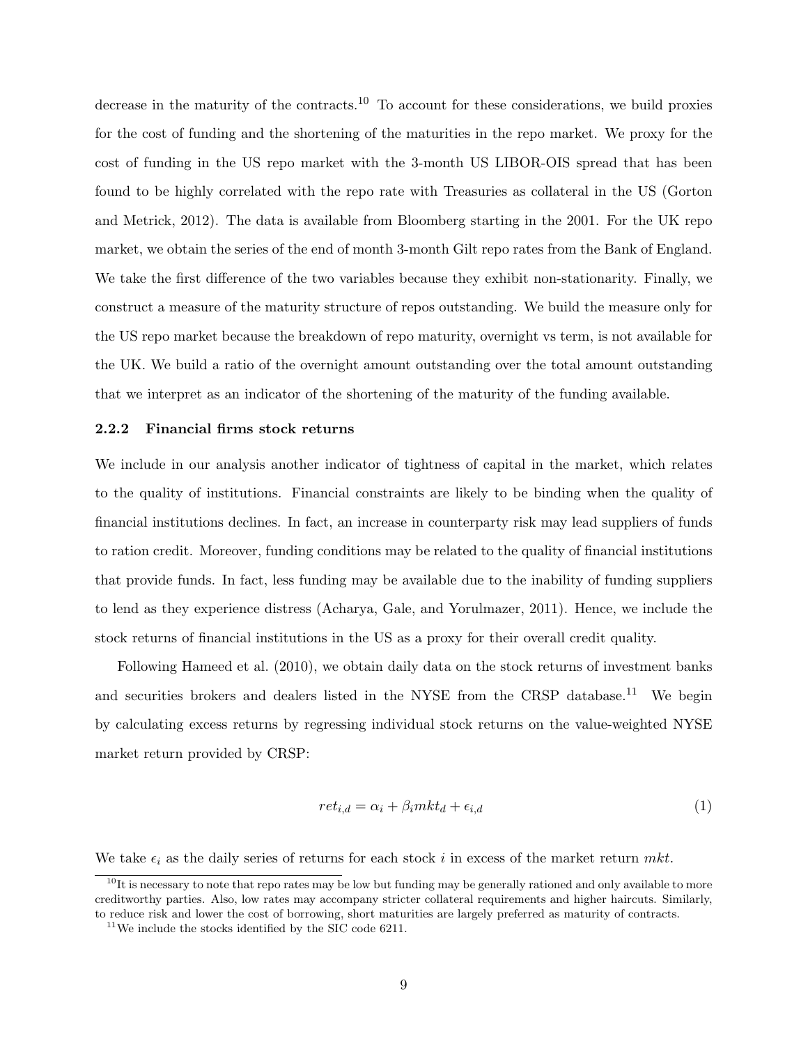decrease in the maturity of the contracts.[10] To account for these considerations, we build proxies for the cost of funding and the shortening of the maturities in the repo market. We proxy for the cost of funding in the US repo market with the 3-month US LIBOR-OIS spread that has been found to be highly correlated with the repo rate with Treasuries as collateral in the US (Gorton and Metrick, 2012). The data is available from Bloomberg starting in the 2001. For the UK repo market, we obtain the series of the end of month 3-month Gilt repo rates from the Bank of England. We take the first difference of the two variables because they exhibit non-stationarity. Finally, we construct a measure of the maturity structure of repos outstanding. We build the measure only for the US repo market because the breakdown of repo maturity, overnight vs term, is not available for the UK. We build a ratio of the overnight amount outstanding over the total amount outstanding that we interpret as an indicator of the shortening of the maturity of the funding available.

### 2.2.2 Financial firms stock returns

We include in our analysis another indicator of tightness of capital in the market, which relates to the quality of institutions. Financial constraints are likely to be binding when the quality of financial institutions declines. In fact, an increase in counterparty risk may lead suppliers of funds to ration credit. Moreover, funding conditions may be related to the quality of financial institutions that provide funds. In fact, less funding may be available due to the inability of funding suppliers to lend as they experience distress (Acharya, Gale, and Yorulmazer, 2011). Hence, we include the stock returns of financial institutions in the US as a proxy for their overall credit quality.

Following Hameed et al. (2010), we obtain daily data on the stock returns of investment banks and securities brokers and dealers listed in the NYSE from the CRSP database.[11] We begin by calculating excess returns by regressing individual stock returns on the value-weighted NYSE market return provided by CRSP:

$$ret_{i,d} = \alpha_i + \beta_i mkt_d + \epsilon_{i,d} \tag{1}$$

We take $\epsilon_i$ as the daily series of returns for each stock $i$ in excess of the market return $mkt$.

[10] It is necessary to note that repo rates may be low but funding may be generally rationed and only available to more creditworthy parties. Also, low rates may accompany stricter collateral requirements and higher haircuts. Similarly, to reduce risk and lower the cost of borrowing, short maturities are largely preferred as maturity of contracts.

[11] We include the stocks identified by the SIC code 6211.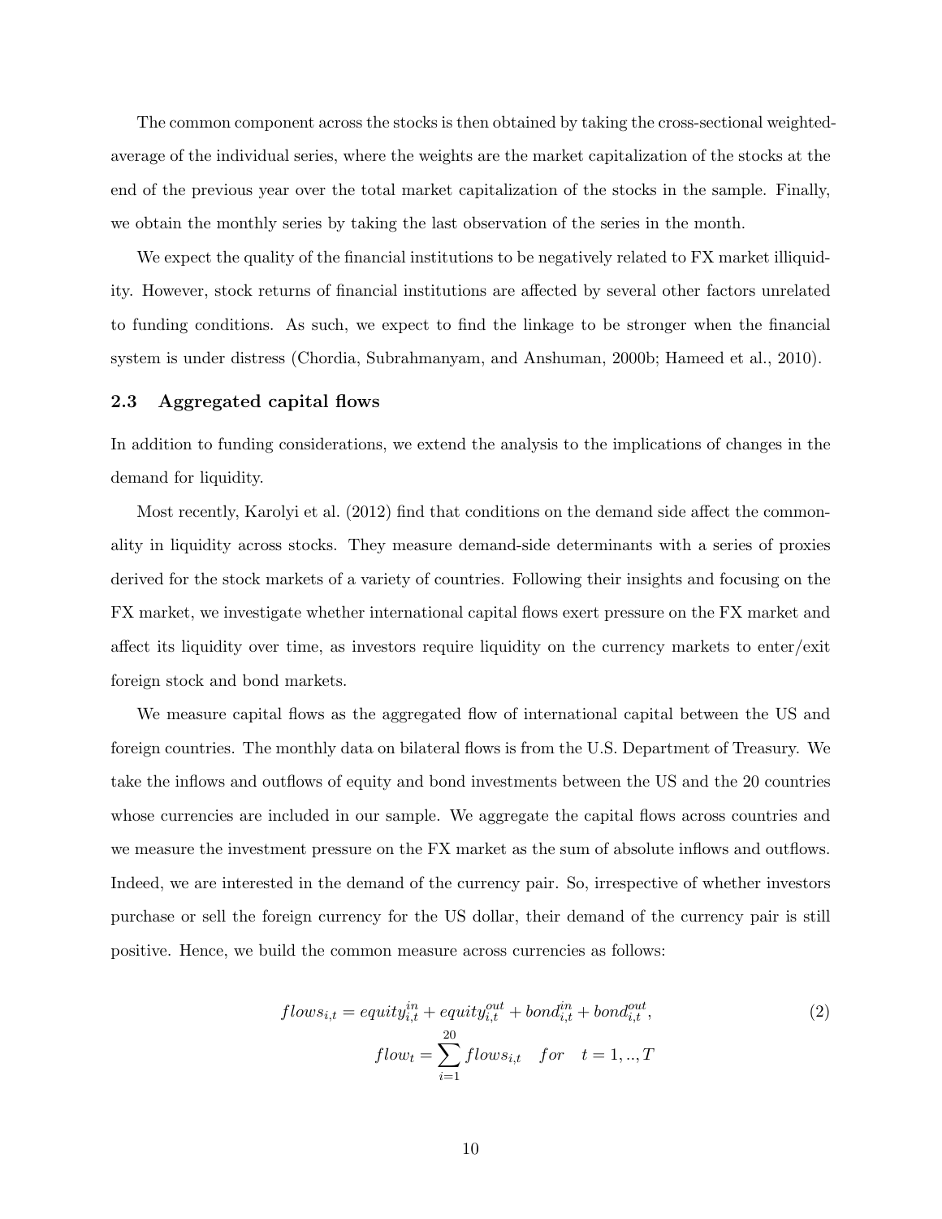The common component across the stocks is then obtained by taking the cross-sectional weighted-average of the individual series, where the weights are the market capitalization of the stocks at the end of the previous year over the total market capitalization of the stocks in the sample. Finally, we obtain the monthly series by taking the last observation of the series in the month.

We expect the quality of the financial institutions to be negatively related to FX market illiquidity. However, stock returns of financial institutions are affected by several other factors unrelated to funding conditions. As such, we expect to find the linkage to be stronger when the financial system is under distress (Chordia, Subrahmanyam, and Anshuman, 2000b; Hameed et al., 2010).

### 2.3 Aggregated capital flows

In addition to funding considerations, we extend the analysis to the implications of changes in the demand for liquidity.

Most recently, Karolyi et al. (2012) find that conditions on the demand side affect the commonality in liquidity across stocks. They measure demand-side determinants with a series of proxies derived for the stock markets of a variety of countries. Following their insights and focusing on the FX market, we investigate whether international capital flows exert pressure on the FX market and affect its liquidity over time, as investors require liquidity on the currency markets to enter/exit foreign stock and bond markets.

We measure capital flows as the aggregated flow of international capital between the US and foreign countries. The monthly data on bilateral flows is from the U.S. Department of Treasury. We take the inflows and outflows of equity and bond investments between the US and the 20 countries whose currencies are included in our sample. We aggregate the capital flows across countries and we measure the investment pressure on the FX market as the sum of absolute inflows and outflows. Indeed, we are interested in the demand of the currency pair. So, irrespective of whether investors purchase or sell the foreign currency for the US dollar, their demand of the currency pair is still positive. Hence, we build the common measure across currencies as follows:

$$
\begin{aligned}
flows_{i,t} &= equity_{i,t}^{in} + equity_{i,t}^{out} + bond_{i,t}^{in} + bond_{i,t}^{out}, \\
flow_t &= \sum_{i=1}^{20} flows_{i,t} \quad for \quad t = 1,..,T
\end{aligned}
\tag{2}
$$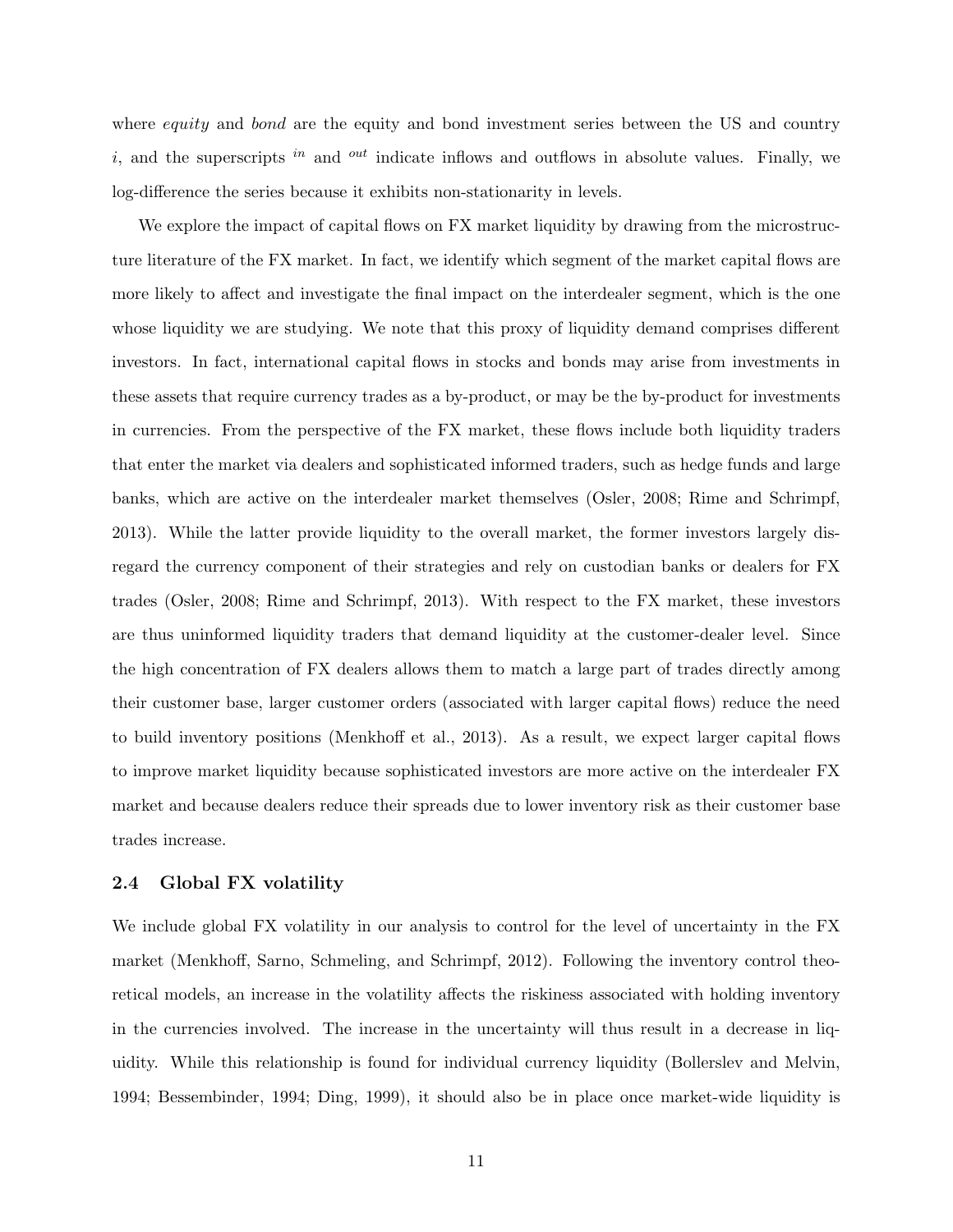where *equity* and *bond* are the equity and bond investment series between the US and country $i$, and the superscripts $^{in}$ and $^{out}$ indicate inflows and outflows in absolute values. Finally, we log-difference the series because it exhibits non-stationarity in levels.

We explore the impact of capital flows on FX market liquidity by drawing from the microstructure literature of the FX market. In fact, we identify which segment of the market capital flows are more likely to affect and investigate the final impact on the interdealer segment, which is the one whose liquidity we are studying. We note that this proxy of liquidity demand comprises different investors. In fact, international capital flows in stocks and bonds may arise from investments in these assets that require currency trades as a by-product, or may be the by-product for investments in currencies. From the perspective of the FX market, these flows include both liquidity traders that enter the market via dealers and sophisticated informed traders, such as hedge funds and large banks, which are active on the interdealer market themselves (Osler, 2008; Rime and Schrimpf, 2013). While the latter provide liquidity to the overall market, the former investors largely disregard the currency component of their strategies and rely on custodian banks or dealers for FX trades (Osler, 2008; Rime and Schrimpf, 2013). With respect to the FX market, these investors are thus uninformed liquidity traders that demand liquidity at the customer-dealer level. Since the high concentration of FX dealers allows them to match a large part of trades directly among their customer base, larger customer orders (associated with larger capital flows) reduce the need to build inventory positions (Menkhoff et al., 2013). As a result, we expect larger capital flows to improve market liquidity because sophisticated investors are more active on the interdealer FX market and because dealers reduce their spreads due to lower inventory risk as their customer base trades increase.

### 2.4 Global FX volatility

We include global FX volatility in our analysis to control for the level of uncertainty in the FX market (Menkhoff, Sarno, Schmeling, and Schrimpf, 2012). Following the inventory control theoretical models, an increase in the volatility affects the riskiness associated with holding inventory in the currencies involved. The increase in the uncertainty will thus result in a decrease in liquidity. While this relationship is found for individual currency liquidity (Bollerslev and Melvin, 1994; Bessembinder, 1994; Ding, 1999), it should also be in place once market-wide liquidity is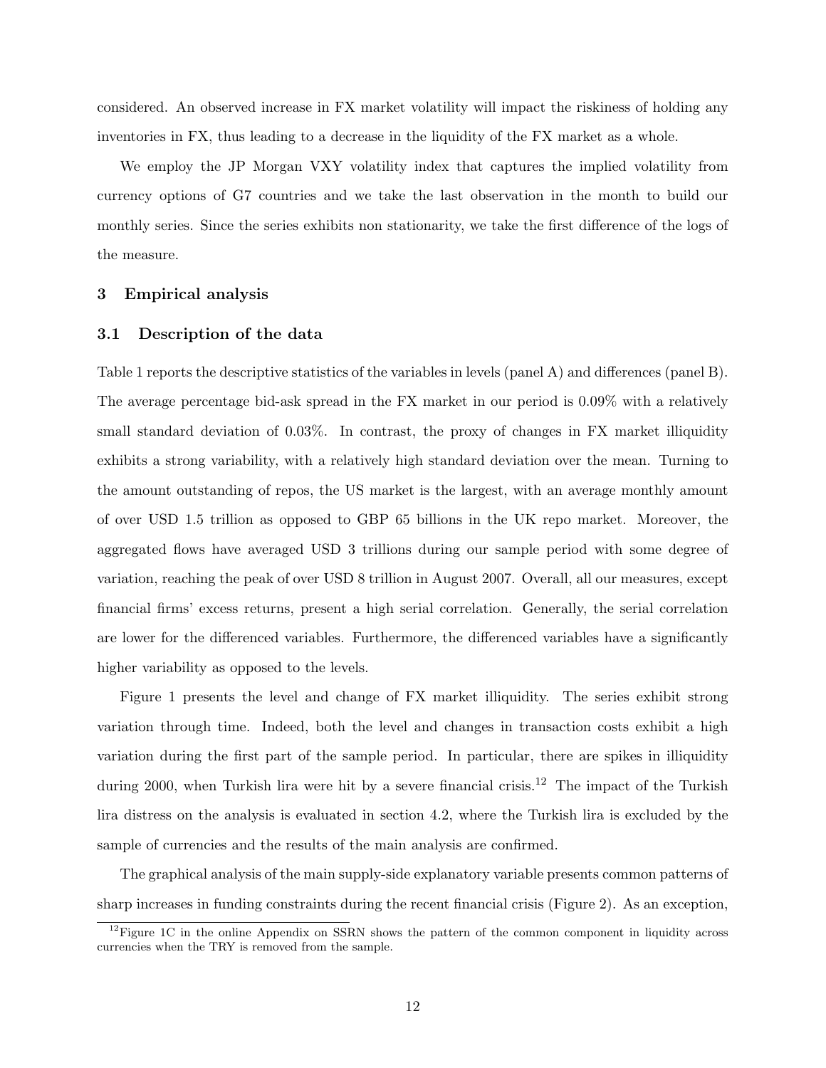considered. An observed increase in FX market volatility will impact the riskiness of holding any inventories in FX, thus leading to a decrease in the liquidity of the FX market as a whole.

We employ the JP Morgan VXY volatility index that captures the implied volatility from currency options of G7 countries and we take the last observation in the month to build our monthly series. Since the series exhibits non stationarity, we take the first difference of the logs of the measure.

## 3 Empirical analysis

### 3.1 Description of the data

Table 1 reports the descriptive statistics of the variables in levels (panel A) and differences (panel B). The average percentage bid-ask spread in the FX market in our period is 0.09% with a relatively small standard deviation of 0.03%. In contrast, the proxy of changes in FX market illiquidity exhibits a strong variability, with a relatively high standard deviation over the mean. Turning to the amount outstanding of repos, the US market is the largest, with an average monthly amount of over USD 1.5 trillion as opposed to GBP 65 billions in the UK repo market. Moreover, the aggregated flows have averaged USD 3 trillions during our sample period with some degree of variation, reaching the peak of over USD 8 trillion in August 2007. Overall, all our measures, except financial firms' excess returns, present a high serial correlation. Generally, the serial correlation are lower for the differenced variables. Furthermore, the differenced variables have a significantly higher variability as opposed to the levels.

Figure 1 presents the level and change of FX market illiquidity. The series exhibit strong variation through time. Indeed, both the level and changes in transaction costs exhibit a high variation during the first part of the sample period. In particular, there are spikes in illiquidity during 2000, when Turkish lira were hit by a severe financial crisis.[12] The impact of the Turkish lira distress on the analysis is evaluated in section 4.2, where the Turkish lira is excluded by the sample of currencies and the results of the main analysis are confirmed.

The graphical analysis of the main supply-side explanatory variable presents common patterns of sharp increases in funding constraints during the recent financial crisis (Figure 2). As an exception,

[12] Figure 1C in the online Appendix on SSRN shows the pattern of the common component in liquidity across currencies when the TRY is removed from the sample.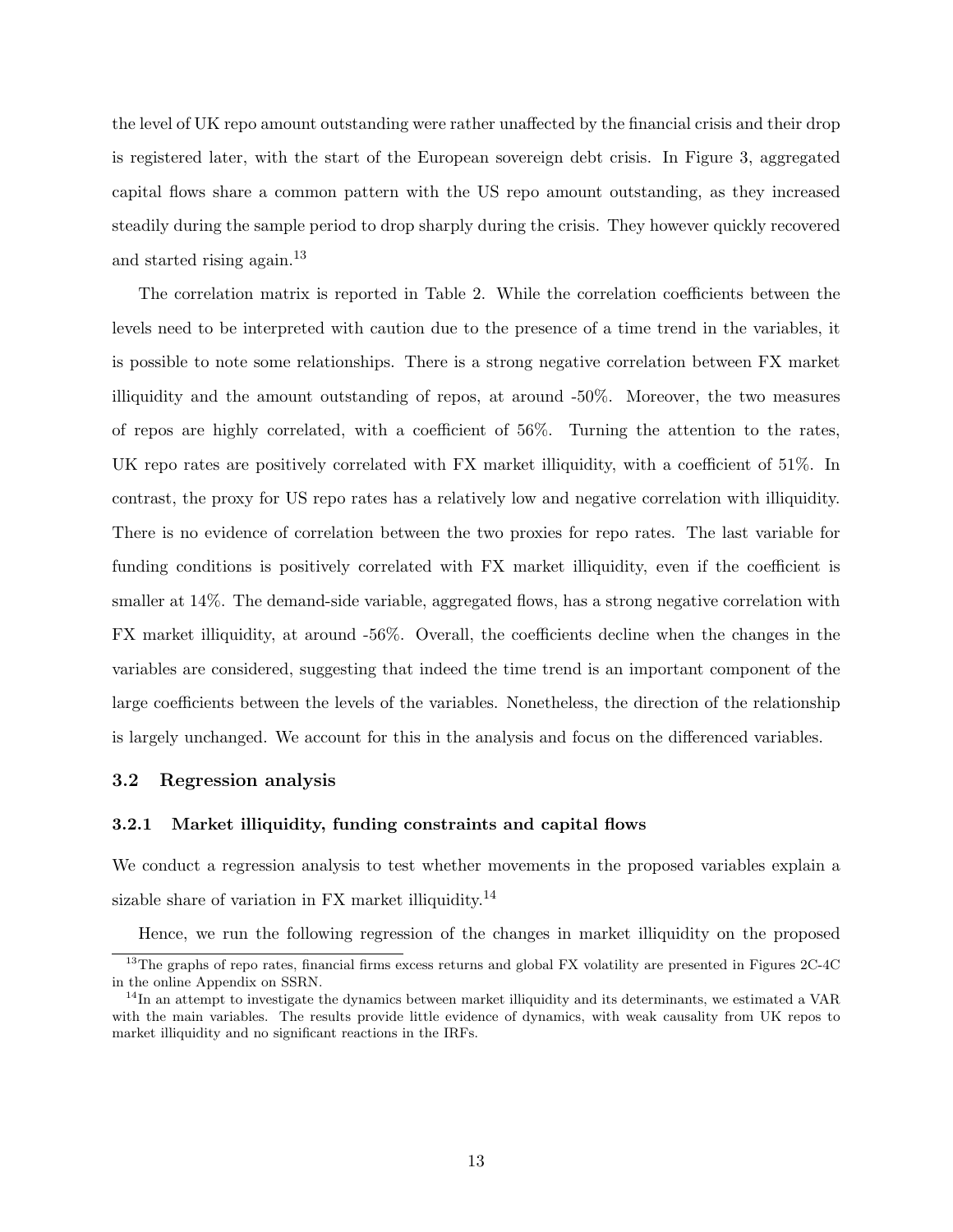the level of UK repo amount outstanding were rather unaffected by the financial crisis and their drop is registered later, with the start of the European sovereign debt crisis. In Figure 3, aggregated capital flows share a common pattern with the US repo amount outstanding, as they increased steadily during the sample period to drop sharply during the crisis. They however quickly recovered and started rising again.[13]

The correlation matrix is reported in Table 2. While the correlation coefficients between the levels need to be interpreted with caution due to the presence of a time trend in the variables, it is possible to note some relationships. There is a strong negative correlation between FX market illiquidity and the amount outstanding of repos, at around -50%. Moreover, the two measures of repos are highly correlated, with a coefficient of 56%. Turning the attention to the rates, UK repo rates are positively correlated with FX market illiquidity, with a coefficient of 51%. In contrast, the proxy for US repo rates has a relatively low and negative correlation with illiquidity. There is no evidence of correlation between the two proxies for repo rates. The last variable for funding conditions is positively correlated with FX market illiquidity, even if the coefficient is smaller at 14%. The demand-side variable, aggregated flows, has a strong negative correlation with FX market illiquidity, at around -56%. Overall, the coefficients decline when the changes in the variables are considered, suggesting that indeed the time trend is an important component of the large coefficients between the levels of the variables. Nonetheless, the direction of the relationship is largely unchanged. We account for this in the analysis and focus on the differenced variables.

### 3.2 Regression analysis

#### 3.2.1 Market illiquidity, funding constraints and capital flows

We conduct a regression analysis to test whether movements in the proposed variables explain a sizable share of variation in FX market illiquidity.[14]

Hence, we run the following regression of the changes in market illiquidity on the proposed

[13] The graphs of repo rates, financial firms excess returns and global FX volatility are presented in Figures 2C-4C in the online Appendix on SSRN.

[14] In an attempt to investigate the dynamics between market illiquidity and its determinants, we estimated a VAR with the main variables. The results provide little evidence of dynamics, with weak causality from UK repos to market illiquidity and no significant reactions in the IRFs.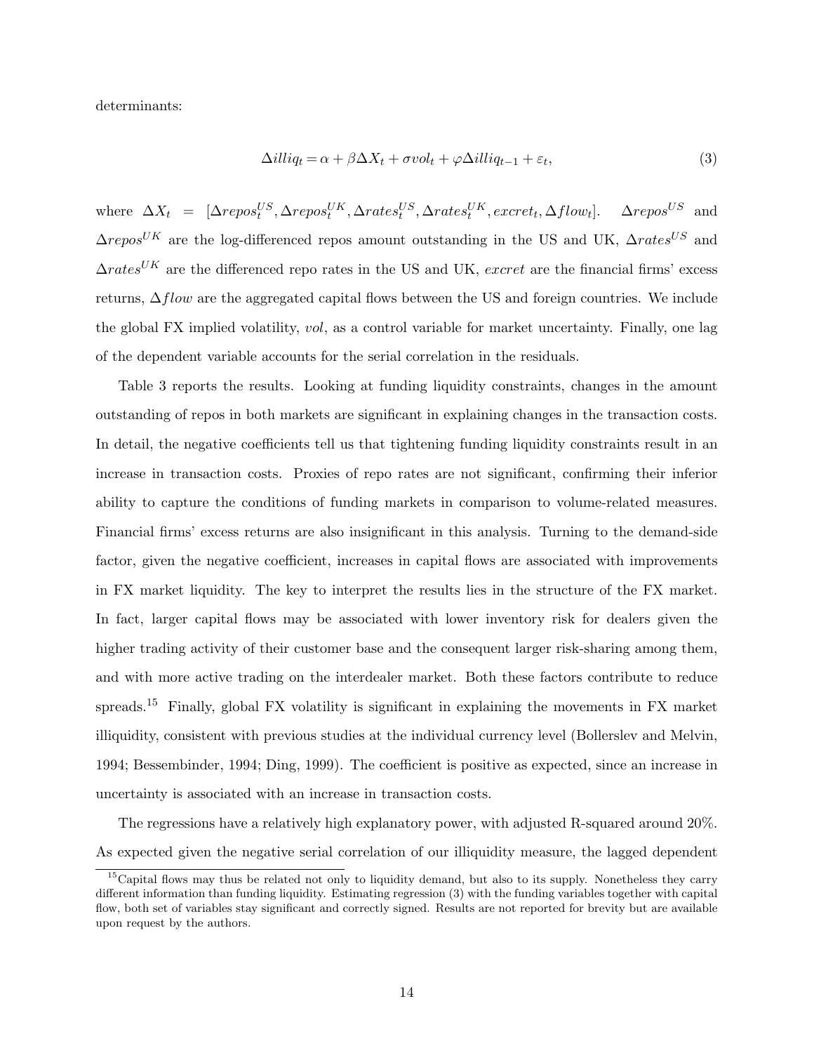determinants:

$$\Delta illiq_t = \alpha + \beta \Delta X_t + \sigma vol_t + \varphi \Delta illiq_{t-1} + \varepsilon_t, \tag{3}$$

where $\Delta X_t = [\Delta repos_t^{US}, \Delta repos_t^{UK}, \Delta rates_t^{US}, \Delta rates_t^{UK}, excret_t, \Delta flow_t]$. $\Delta repos^{US}$ and $\Delta repos^{UK}$ are the log-differenced repos amount outstanding in the US and UK, $\Delta rates^{US}$ and $\Delta rates^{UK}$ are the differenced repo rates in the US and UK, $excret$ are the financial firms' excess returns, $\Delta flow$ are the aggregated capital flows between the US and foreign countries. We include the global FX implied volatility, $vol$, as a control variable for market uncertainty. Finally, one lag of the dependent variable accounts for the serial correlation in the residuals.

Table 3 reports the results. Looking at funding liquidity constraints, changes in the amount outstanding of repos in both markets are significant in explaining changes in the transaction costs. In detail, the negative coefficients tell us that tightening funding liquidity constraints result in an increase in transaction costs. Proxies of repo rates are not significant, confirming their inferior ability to capture the conditions of funding markets in comparison to volume-related measures. Financial firms' excess returns are also insignificant in this analysis. Turning to the demand-side factor, given the negative coefficient, increases in capital flows are associated with improvements in FX market liquidity. The key to interpret the results lies in the structure of the FX market. In fact, larger capital flows may be associated with lower inventory risk for dealers given the higher trading activity of their customer base and the consequent larger risk-sharing among them, and with more active trading on the interdealer market. Both these factors contribute to reduce spreads.[15] Finally, global FX volatility is significant in explaining the movements in FX market illiquidity, consistent with previous studies at the individual currency level (Bollerslev and Melvin, 1994; Bessembinder, 1994; Ding, 1999). The coefficient is positive as expected, since an increase in uncertainty is associated with an increase in transaction costs.

The regressions have a relatively high explanatory power, with adjusted R-squared around 20%. As expected given the negative serial correlation of our illiquidity measure, the lagged dependent

[15] Capital flows may thus be related not only to liquidity demand, but also to its supply. Nonetheless they carry different information than funding liquidity. Estimating regression (3) with the funding variables together with capital flow, both set of variables stay significant and correctly signed. Results are not reported for brevity but are available upon request by the authors.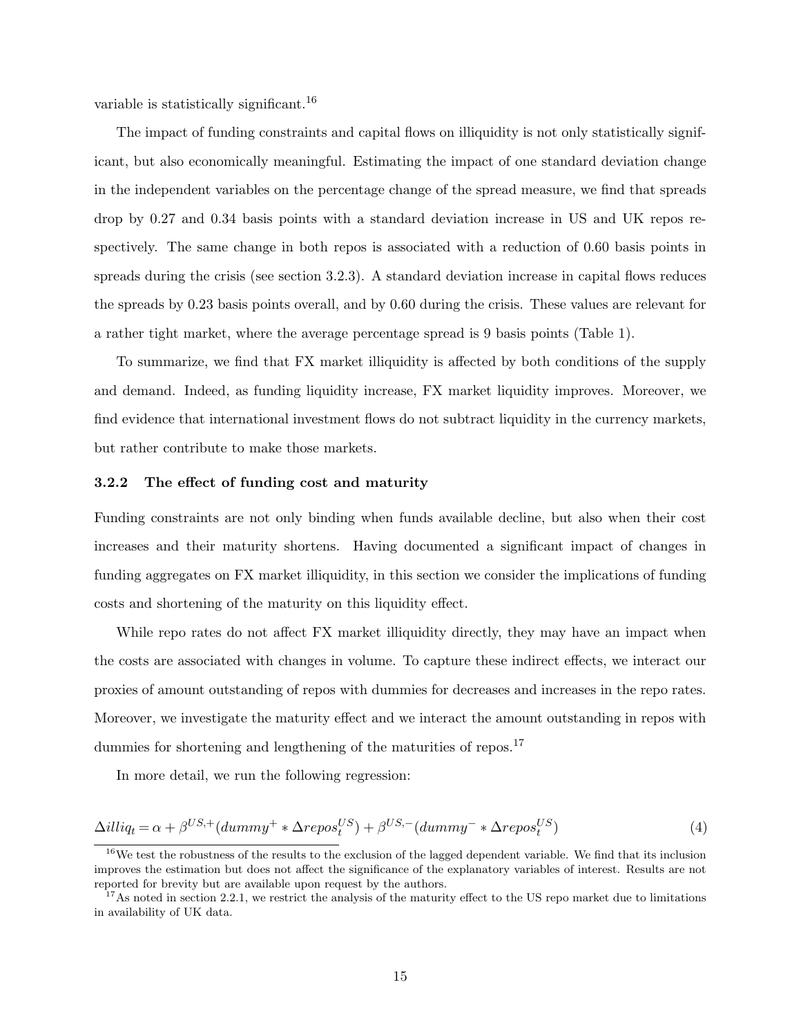variable is statistically significant.[16]

The impact of funding constraints and capital flows on illiquidity is not only statistically significant, but also economically meaningful. Estimating the impact of one standard deviation change in the independent variables on the percentage change of the spread measure, we find that spreads drop by 0.27 and 0.34 basis points with a standard deviation increase in US and UK repos respectively. The same change in both repos is associated with a reduction of 0.60 basis points in spreads during the crisis (see section 3.2.3). A standard deviation increase in capital flows reduces the spreads by 0.23 basis points overall, and by 0.60 during the crisis. These values are relevant for a rather tight market, where the average percentage spread is 9 basis points (Table 1).

To summarize, we find that FX market illiquidity is affected by both conditions of the supply and demand. Indeed, as funding liquidity increase, FX market liquidity improves. Moreover, we find evidence that international investment flows do not subtract liquidity in the currency markets, but rather contribute to make those markets.

### 3.2.2 The effect of funding cost and maturity

Funding constraints are not only binding when funds available decline, but also when their cost increases and their maturity shortens. Having documented a significant impact of changes in funding aggregates on FX market illiquidity, in this section we consider the implications of funding costs and shortening of the maturity on this liquidity effect.

While repo rates do not affect FX market illiquidity directly, they may have an impact when the costs are associated with changes in volume. To capture these indirect effects, we interact our proxies of amount outstanding of repos with dummies for decreases and increases in the repo rates. Moreover, we investigate the maturity effect and we interact the amount outstanding in repos with dummies for shortening and lengthening of the maturities of repos.[17]

In more detail, we run the following regression:

$$\Delta illiq_t = \alpha + \beta^{US,+}(dummy^{+} * \Delta repos_t^{US}) + \beta^{US,-}(dummy^{-} * \Delta repos_t^{US}) \quad (4)$$

[16] We test the robustness of the results to the exclusion of the lagged dependent variable. We find that its inclusion improves the estimation but does not affect the significance of the explanatory variables of interest. Results are not reported for brevity but are available upon request by the authors.

[17] As noted in section 2.2.1, we restrict the analysis of the maturity effect to the US repo market due to limitations in availability of UK data.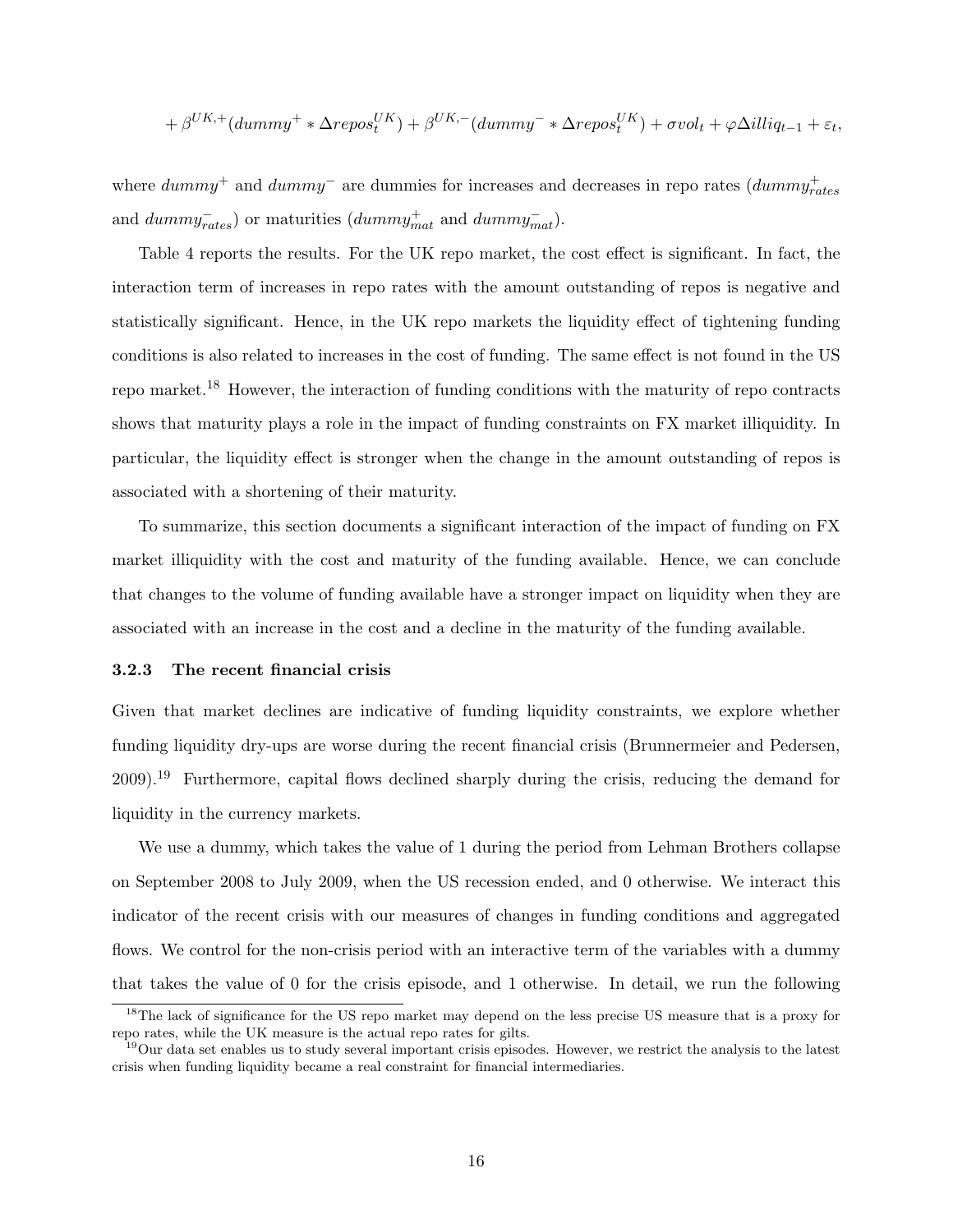$$+ \beta^{UK,+}(dummy^{+} * \Delta repos_t^{UK}) + \beta^{UK,-}(dummy^{-} * \Delta repos_t^{UK}) + \sigma vol_t + \varphi \Delta illiq_{t-1} + \varepsilon_t,$$

where $dummy^{+}$ and $dummy^{-}$ are dummies for increases and decreases in repo rates ($dummy^{+}_{rates}$ and $dummy^{-}_{rates}$) or maturities ($dummy^{+}_{mat}$ and $dummy^{-}_{mat}$).

Table 4 reports the results. For the UK repo market, the cost effect is significant. In fact, the interaction term of increases in repo rates with the amount outstanding of repos is negative and statistically significant. Hence, in the UK repo markets the liquidity effect of tightening funding conditions is also related to increases in the cost of funding. The same effect is not found in the US repo market.[18] However, the interaction of funding conditions with the maturity of repo contracts shows that maturity plays a role in the impact of funding constraints on FX market illiquidity. In particular, the liquidity effect is stronger when the change in the amount outstanding of repos is associated with a shortening of their maturity.

To summarize, this section documents a significant interaction of the impact of funding on FX market illiquidity with the cost and maturity of the funding available. Hence, we can conclude that changes to the volume of funding available have a stronger impact on liquidity when they are associated with an increase in the cost and a decline in the maturity of the funding available.

### 3.2.3 The recent financial crisis

Given that market declines are indicative of funding liquidity constraints, we explore whether funding liquidity dry-ups are worse during the recent financial crisis (Brunnermeier and Pedersen, 2009).[19] Furthermore, capital flows declined sharply during the crisis, reducing the demand for liquidity in the currency markets.

We use a dummy, which takes the value of 1 during the period from Lehman Brothers collapse on September 2008 to July 2009, when the US recession ended, and 0 otherwise. We interact this indicator of the recent crisis with our measures of changes in funding conditions and aggregated flows. We control for the non-crisis period with an interactive term of the variables with a dummy that takes the value of 0 for the crisis episode, and 1 otherwise. In detail, we run the following

[18] The lack of significance for the US repo market may depend on the less precise US measure that is a proxy for repo rates, while the UK measure is the actual repo rates for gilts.

[19] Our data set enables us to study several important crisis episodes. However, we restrict the analysis to the latest crisis when funding liquidity became a real constraint for financial intermediaries.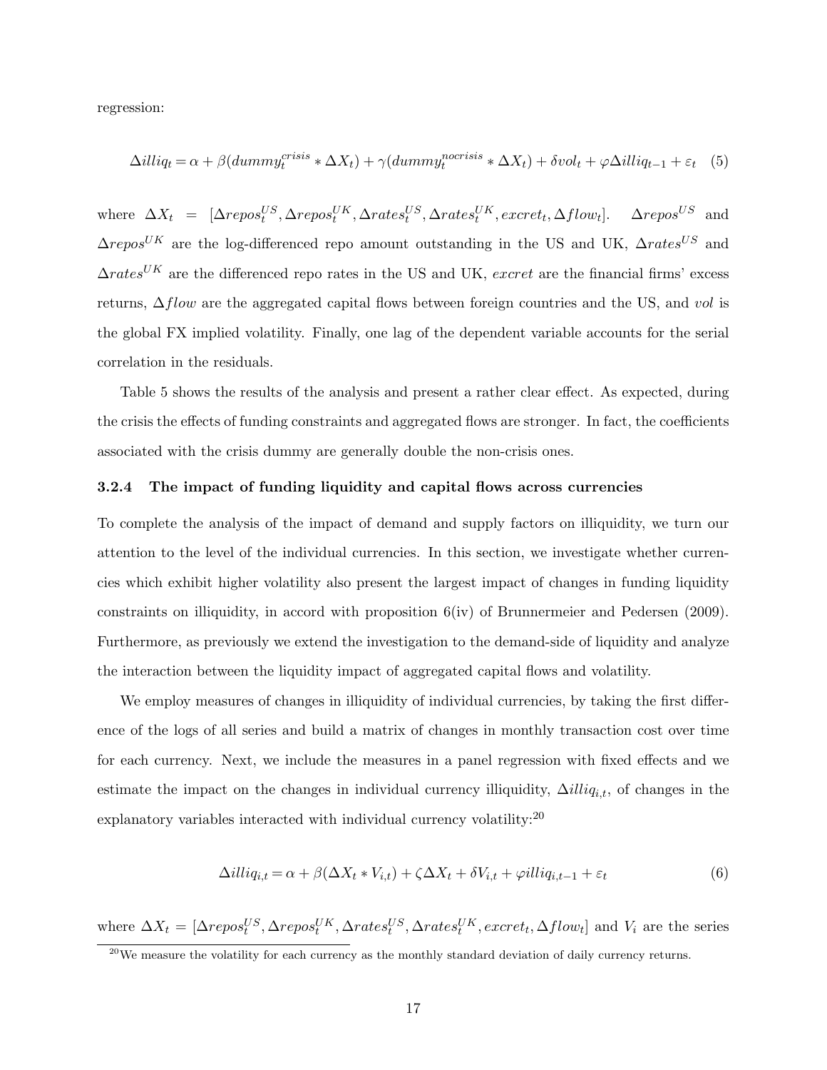regression:

$$\Delta illiq_t = \alpha + \beta(dummy_t^{crisis} * \Delta X_t) + \gamma(dummy_t^{nocrisis} * \Delta X_t) + \delta vol_t + \varphi \Delta illiq_{t-1} + \varepsilon_t \quad (5)$$

where $\Delta X_t = [\Delta repos_t^{US}, \Delta repos_t^{UK}, \Delta rates_t^{US}, \Delta rates_t^{UK}, excret_t, \Delta flow_t]$. $\Delta repos^{US}$ and $\Delta repos^{UK}$ are the log-differenced repo amount outstanding in the US and UK, $\Delta rates^{US}$ and $\Delta rates^{UK}$ are the differenced repo rates in the US and UK, $excret$ are the financial firms' excess returns, $\Delta flow$ are the aggregated capital flows between foreign countries and the US, and $vol$ is the global FX implied volatility. Finally, one lag of the dependent variable accounts for the serial correlation in the residuals.

Table 5 shows the results of the analysis and present a rather clear effect. As expected, during the crisis the effects of funding constraints and aggregated flows are stronger. In fact, the coefficients associated with the crisis dummy are generally double the non-crisis ones.

### 3.2.4 The impact of funding liquidity and capital flows across currencies

To complete the analysis of the impact of demand and supply factors on illiquidity, we turn our attention to the level of the individual currencies. In this section, we investigate whether currencies which exhibit higher volatility also present the largest impact of changes in funding liquidity constraints on illiquidity, in accord with proposition 6(iv) of Brunnermeier and Pedersen (2009). Furthermore, as previously we extend the investigation to the demand-side of liquidity and analyze the interaction between the liquidity impact of aggregated capital flows and volatility.

We employ measures of changes in illiquidity of individual currencies, by taking the first difference of the logs of all series and build a matrix of changes in monthly transaction cost over time for each currency. Next, we include the measures in a panel regression with fixed effects and we estimate the impact on the changes in individual currency illiquidity, $\Delta illiq_{i,t}$, of changes in the explanatory variables interacted with individual currency volatility:[20]

$$\Delta illiq_{i,t} = \alpha + \beta(\Delta X_t * V_{i,t}) + \zeta \Delta X_t + \delta V_{i,t} + \varphi illiq_{i,t-1} + \varepsilon_t \quad (6)$$

where $\Delta X_t = [\Delta repos_t^{US}, \Delta repos_t^{UK}, \Delta rates_t^{US}, \Delta rates_t^{UK}, excret_t, \Delta flow_t]$ and $V_i$ are the series

[20] We measure the volatility for each currency as the monthly standard deviation of daily currency returns.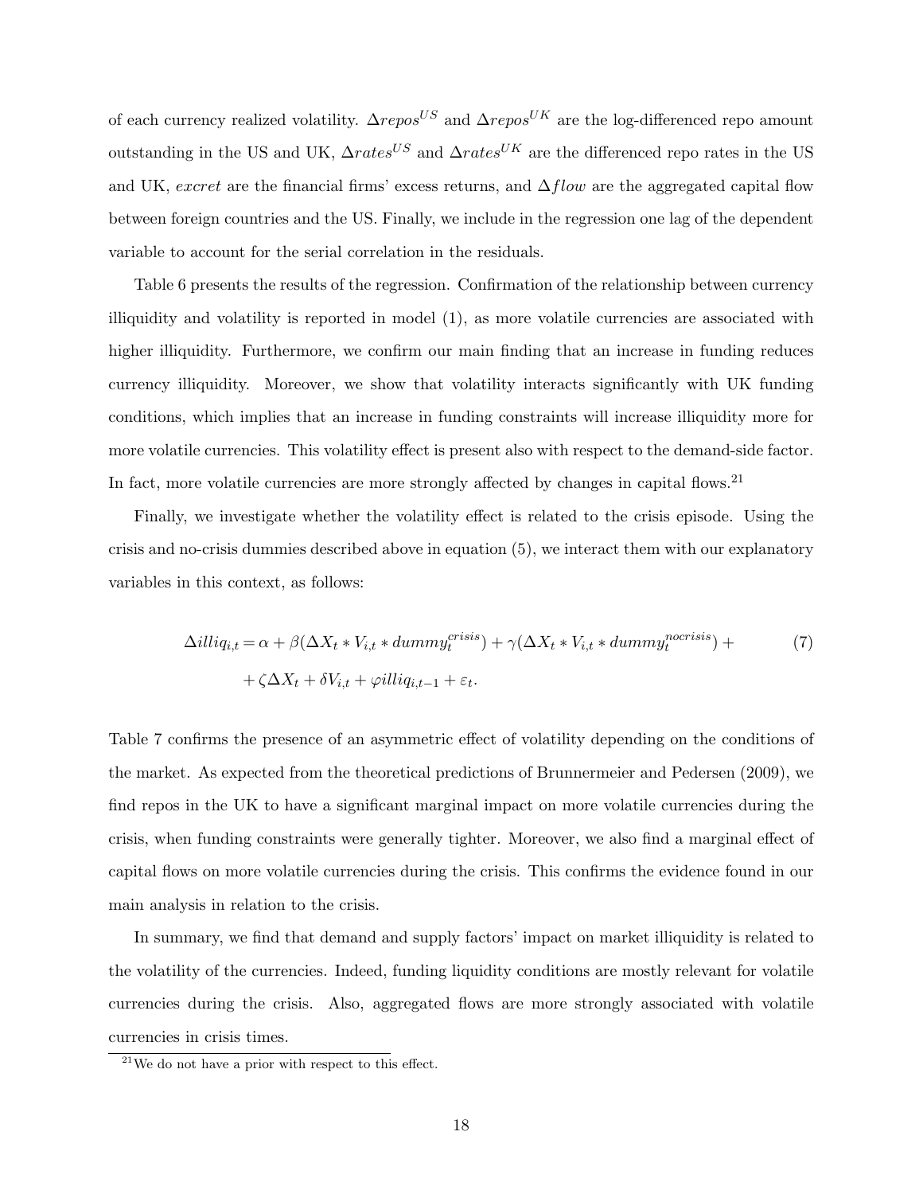of each currency realized volatility. $\Delta repos^{US}$ and $\Delta repos^{UK}$ are the log-differenced repo amount outstanding in the US and UK, $\Delta rates^{US}$ and $\Delta rates^{UK}$ are the differenced repo rates in the US and UK, $excret$ are the financial firms' excess returns, and $\Delta flow$ are the aggregated capital flow between foreign countries and the US. Finally, we include in the regression one lag of the dependent variable to account for the serial correlation in the residuals.

Table 6 presents the results of the regression. Confirmation of the relationship between currency illiquidity and volatility is reported in model (1), as more volatile currencies are associated with higher illiquidity. Furthermore, we confirm our main finding that an increase in funding reduces currency illiquidity. Moreover, we show that volatility interacts significantly with UK funding conditions, which implies that an increase in funding constraints will increase illiquidity more for more volatile currencies. This volatility effect is present also with respect to the demand-side factor. In fact, more volatile currencies are more strongly affected by changes in capital flows.[21]

Finally, we investigate whether the volatility effect is related to the crisis episode. Using the crisis and no-crisis dummies described above in equation (5), we interact them with our explanatory variables in this context, as follows:

$$\begin{aligned}\Delta illiq_{i,t} = \alpha + \beta(\Delta X_t * V_{i,t} * dummy_t^{crisis}) + \gamma(\Delta X_t * V_{i,t} * dummy_t^{nocrisis}) + \\ + \zeta \Delta X_t + \delta V_{i,t} + \varphi illiq_{i,t-1} + \varepsilon_t.\end{aligned} \quad (7)$$

Table 7 confirms the presence of an asymmetric effect of volatility depending on the conditions of the market. As expected from the theoretical predictions of Brunnermeier and Pedersen (2009), we find repos in the UK to have a significant marginal impact on more volatile currencies during the crisis, when funding constraints were generally tighter. Moreover, we also find a marginal effect of capital flows on more volatile currencies during the crisis. This confirms the evidence found in our main analysis in relation to the crisis.

In summary, we find that demand and supply factors' impact on market illiquidity is related to the volatility of the currencies. Indeed, funding liquidity conditions are mostly relevant for volatile currencies during the crisis. Also, aggregated flows are more strongly associated with volatile currencies in crisis times.

[21] We do not have a prior with respect to this effect.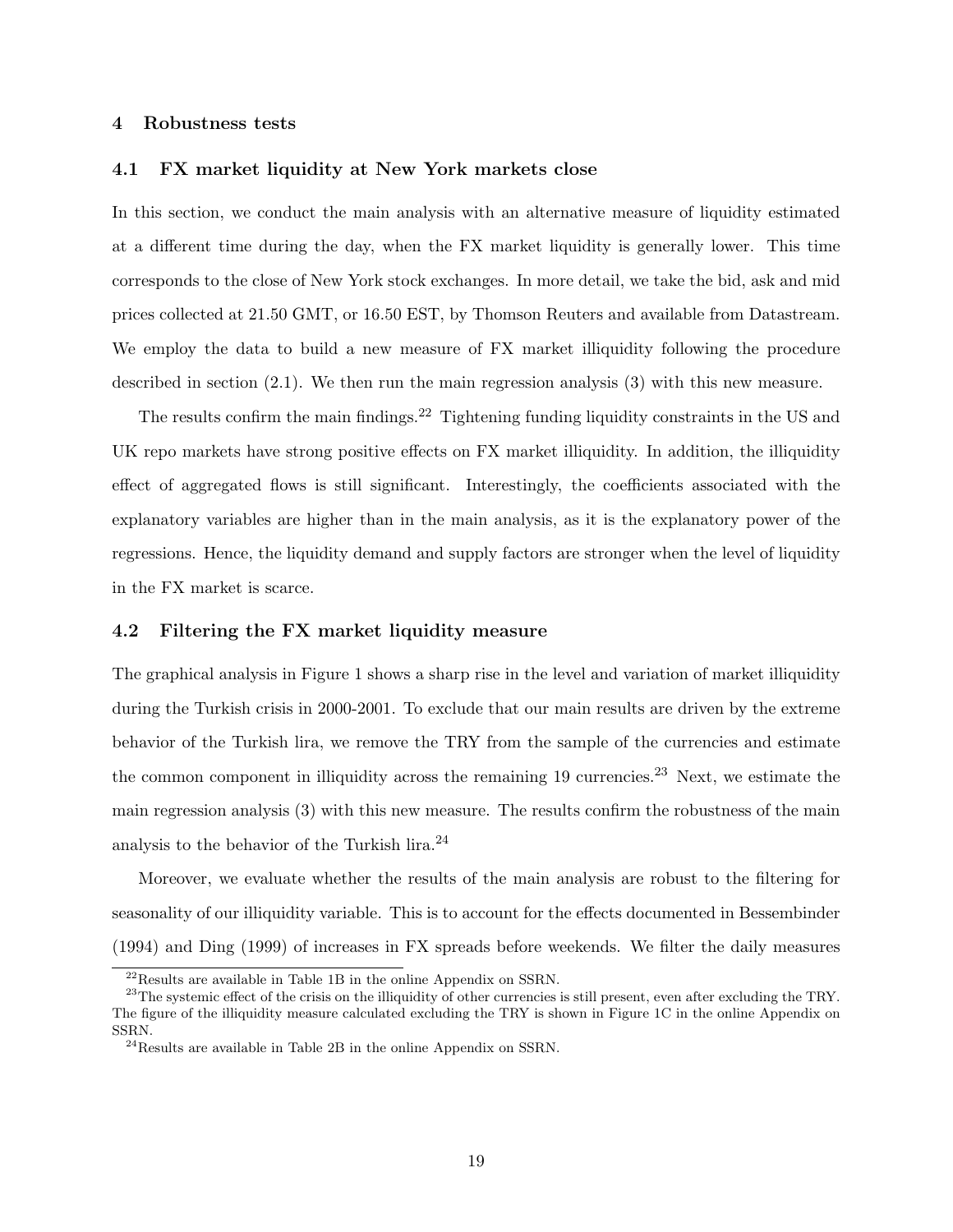## 4 Robustness tests

### 4.1 FX market liquidity at New York markets close

In this section, we conduct the main analysis with an alternative measure of liquidity estimated at a different time during the day, when the FX market liquidity is generally lower. This time corresponds to the close of New York stock exchanges. In more detail, we take the bid, ask and mid prices collected at 21.50 GMT, or 16.50 EST, by Thomson Reuters and available from Datastream. We employ the data to build a new measure of FX market illiquidity following the procedure described in section (2.1). We then run the main regression analysis (3) with this new measure.

The results confirm the main findings.[22] Tightening funding liquidity constraints in the US and UK repo markets have strong positive effects on FX market illiquidity. In addition, the illiquidity effect of aggregated flows is still significant. Interestingly, the coefficients associated with the explanatory variables are higher than in the main analysis, as it is the explanatory power of the regressions. Hence, the liquidity demand and supply factors are stronger when the level of liquidity in the FX market is scarce.

### 4.2 Filtering the FX market liquidity measure

The graphical analysis in Figure 1 shows a sharp rise in the level and variation of market illiquidity during the Turkish crisis in 2000-2001. To exclude that our main results are driven by the extreme behavior of the Turkish lira, we remove the TRY from the sample of the currencies and estimate the common component in illiquidity across the remaining 19 currencies.[23] Next, we estimate the main regression analysis (3) with this new measure. The results confirm the robustness of the main analysis to the behavior of the Turkish lira.[24]

Moreover, we evaluate whether the results of the main analysis are robust to the filtering for seasonality of our illiquidity variable. This is to account for the effects documented in Bessembinder (1994) and Ding (1999) of increases in FX spreads before weekends. We filter the daily measures

[22] Results are available in Table 1B in the online Appendix on SSRN.

[23] The systemic effect of the crisis on the illiquidity of other currencies is still present, even after excluding the TRY. The figure of the illiquidity measure calculated excluding the TRY is shown in Figure 1C in the online Appendix on SSRN.

[24] Results are available in Table 2B in the online Appendix on SSRN.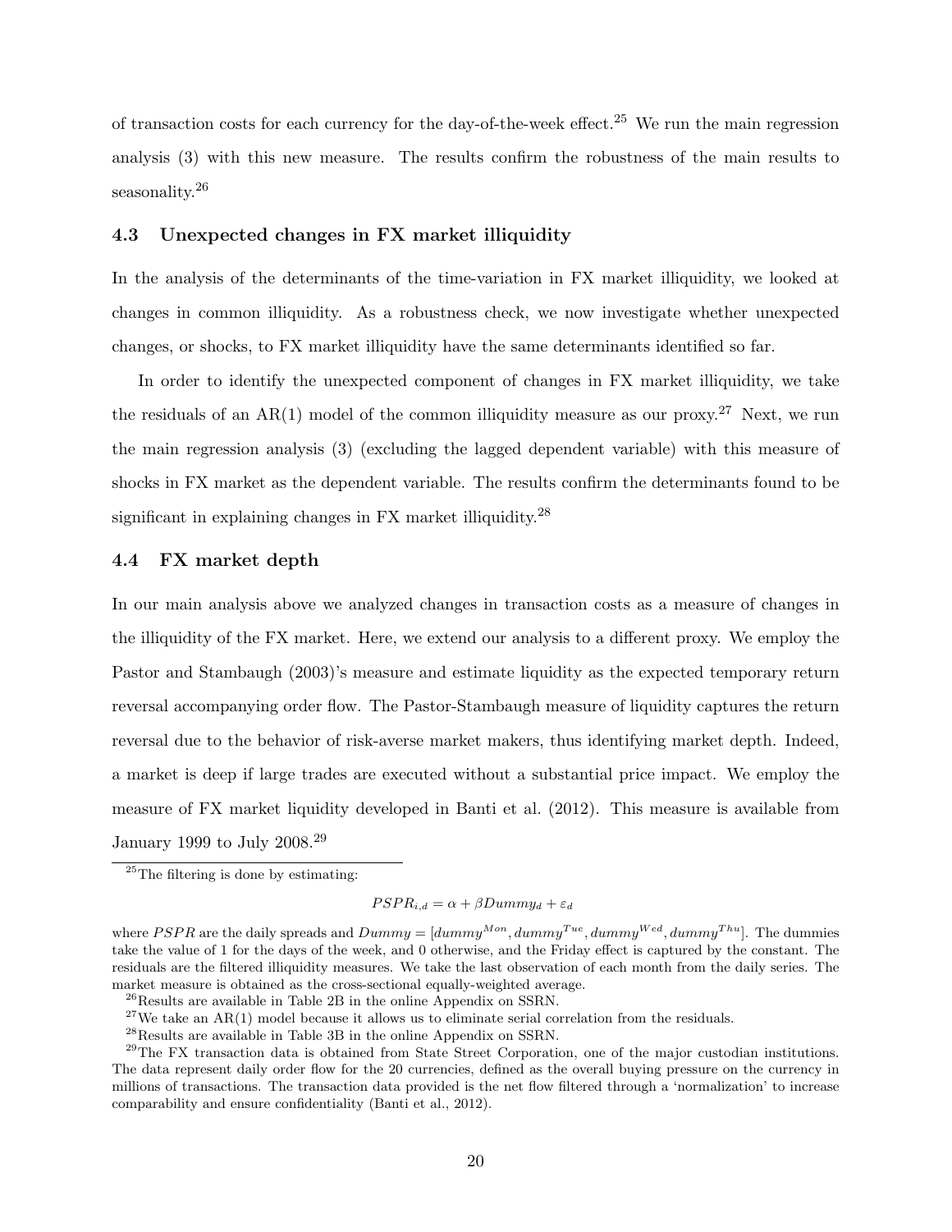of transaction costs for each currency for the day-of-the-week effect.[25] We run the main regression analysis (3) with this new measure. The results confirm the robustness of the main results to seasonality.[26]

### 4.3 Unexpected changes in FX market illiquidity

In the analysis of the determinants of the time-variation in FX market illiquidity, we looked at changes in common illiquidity. As a robustness check, we now investigate whether unexpected changes, or shocks, to FX market illiquidity have the same determinants identified so far.

In order to identify the unexpected component of changes in FX market illiquidity, we take the residuals of an AR(1) model of the common illiquidity measure as our proxy.[27] Next, we run the main regression analysis (3) (excluding the lagged dependent variable) with this measure of shocks in FX market as the dependent variable. The results confirm the determinants found to be significant in explaining changes in FX market illiquidity.[28]

### 4.4 FX market depth

In our main analysis above we analyzed changes in transaction costs as a measure of changes in the illiquidity of the FX market. Here, we extend our analysis to a different proxy. We employ the Pastor and Stambaugh (2003)'s measure and estimate liquidity as the expected temporary return reversal accompanying order flow. The Pastor-Stambaugh measure of liquidity captures the return reversal due to the behavior of risk-averse market makers, thus identifying market depth. Indeed, a market is deep if large trades are executed without a substantial price impact. We employ the measure of FX market liquidity developed in Banti et al. (2012). This measure is available from January 1999 to July 2008.[29]

---

[25] The filtering is done by estimating:

$$PSPR_{i,d} = \alpha + \beta Dummy_d + \varepsilon_d$$

where $PSPR$ are the daily spreads and $Dummy = [dummy^{Mon}, dummy^{Tue}, dummy^{Wed}, dummy^{Thu}]$. The dummies take the value of 1 for the days of the week, and 0 otherwise, and the Friday effect is captured by the constant. The residuals are the filtered illiquidity measures. We take the last observation of each month from the daily series. The market measure is obtained as the cross-sectional equally-weighted average.

[26] Results are available in Table 2B in the online Appendix on SSRN.

[27] We take an AR(1) model because it allows us to eliminate serial correlation from the residuals.

[28] Results are available in Table 3B in the online Appendix on SSRN.

[29] The FX transaction data is obtained from State Street Corporation, one of the major custodian institutions. The data represent daily order flow for the 20 currencies, defined as the overall buying pressure on the currency in millions of transactions. The transaction data provided is the net flow filtered through a 'normalization' to increase comparability and ensure confidentiality (Banti et al., 2012).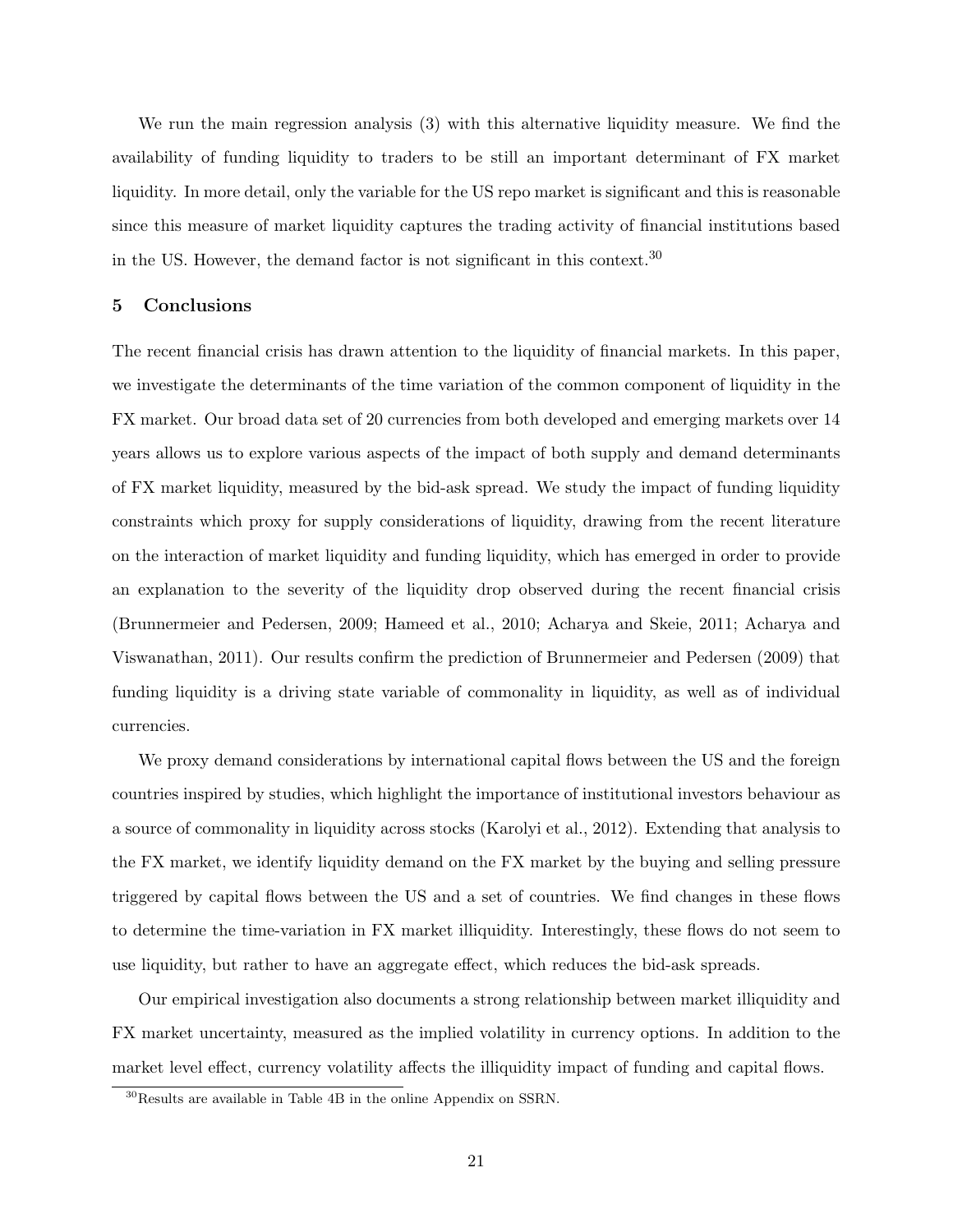We run the main regression analysis (3) with this alternative liquidity measure. We find the availability of funding liquidity to traders to be still an important determinant of FX market liquidity. In more detail, only the variable for the US repo market is significant and this is reasonable since this measure of market liquidity captures the trading activity of financial institutions based in the US. However, the demand factor is not significant in this context.[30]

## 5 Conclusions

The recent financial crisis has drawn attention to the liquidity of financial markets. In this paper, we investigate the determinants of the time variation of the common component of liquidity in the FX market. Our broad data set of 20 currencies from both developed and emerging markets over 14 years allows us to explore various aspects of the impact of both supply and demand determinants of FX market liquidity, measured by the bid-ask spread. We study the impact of funding liquidity constraints which proxy for supply considerations of liquidity, drawing from the recent literature on the interaction of market liquidity and funding liquidity, which has emerged in order to provide an explanation to the severity of the liquidity drop observed during the recent financial crisis (Brunnermeier and Pedersen, 2009; Hameed et al., 2010; Acharya and Skeie, 2011; Acharya and Viswanathan, 2011). Our results confirm the prediction of Brunnermeier and Pedersen (2009) that funding liquidity is a driving state variable of commonality in liquidity, as well as of individual currencies.

We proxy demand considerations by international capital flows between the US and the foreign countries inspired by studies, which highlight the importance of institutional investors behaviour as a source of commonality in liquidity across stocks (Karolyi et al., 2012). Extending that analysis to the FX market, we identify liquidity demand on the FX market by the buying and selling pressure triggered by capital flows between the US and a set of countries. We find changes in these flows to determine the time-variation in FX market illiquidity. Interestingly, these flows do not seem to use liquidity, but rather to have an aggregate effect, which reduces the bid-ask spreads.

Our empirical investigation also documents a strong relationship between market illiquidity and FX market uncertainty, measured as the implied volatility in currency options. In addition to the market level effect, currency volatility affects the illiquidity impact of funding and capital flows.

[30] Results are available in Table 4B in the online Appendix on SSRN.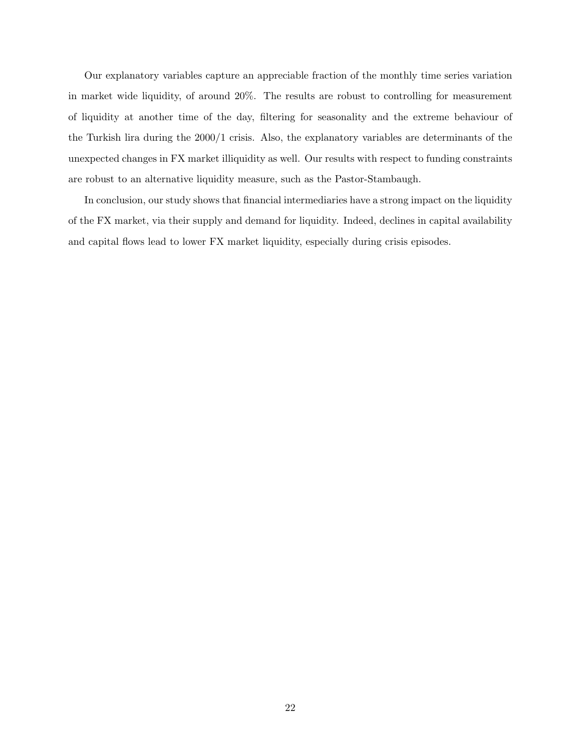Our explanatory variables capture an appreciable fraction of the monthly time series variation in market wide liquidity, of around 20%. The results are robust to controlling for measurement of liquidity at another time of the day, filtering for seasonality and the extreme behaviour of the Turkish lira during the 2000/1 crisis. Also, the explanatory variables are determinants of the unexpected changes in FX market illiquidity as well. Our results with respect to funding constraints are robust to an alternative liquidity measure, such as the Pastor-Stambaugh.

In conclusion, our study shows that financial intermediaries have a strong impact on the liquidity of the FX market, via their supply and demand for liquidity. Indeed, declines in capital availability and capital flows lead to lower FX market liquidity, especially during crisis episodes.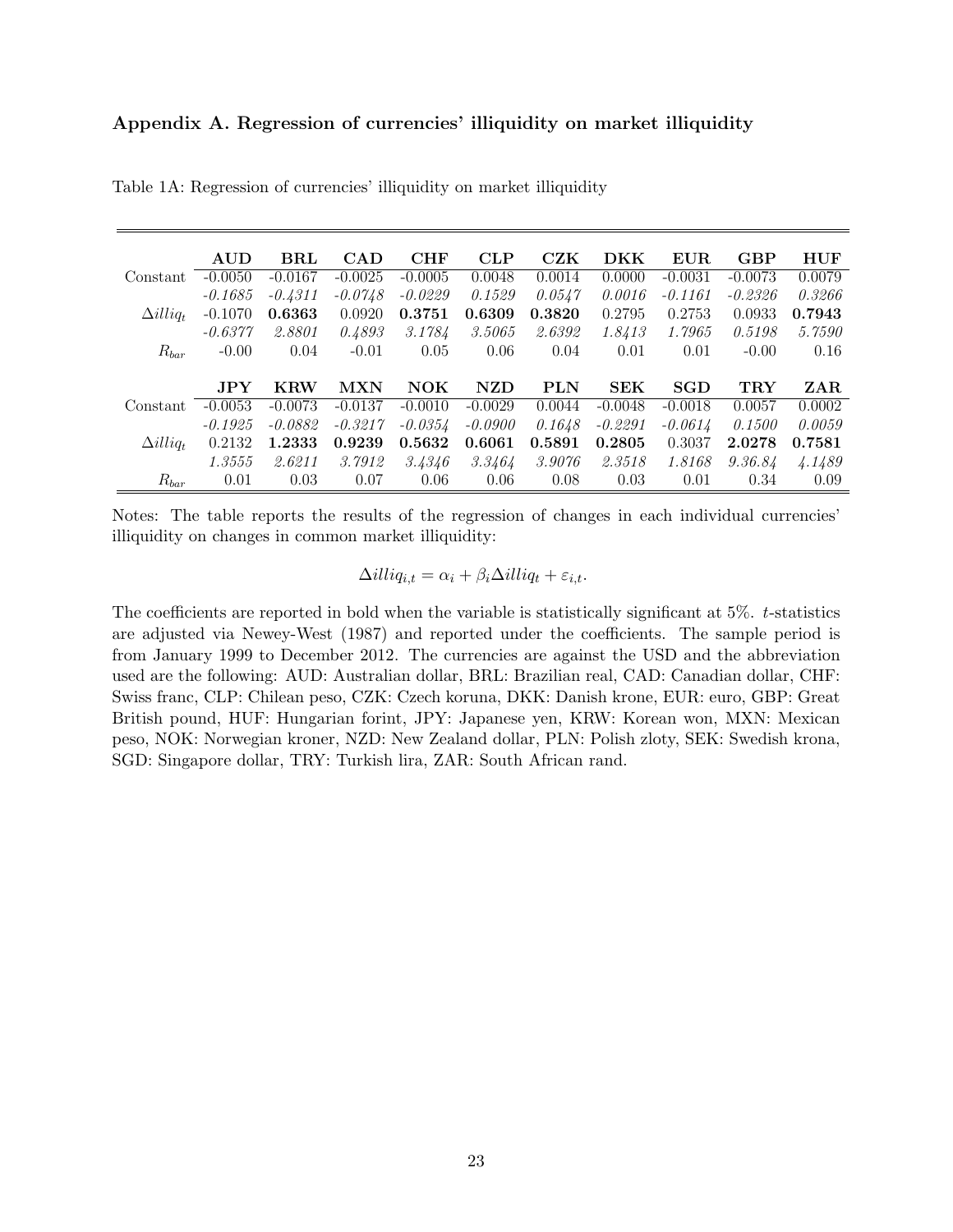### Appendix A. Regression of currencies' illiquidity on market illiquidity

Table 1A: Regression of currencies' illiquidity on market illiquidity

| | **AUD** | **BRL** | **CAD** | **CHF** | **CLP** | **CZK** | **DKK** | **EUR** | **GBP** | **HUF** |
|---|---|---|---|---|---|---|---|---|---|---|
| Constant | -0.0050 | -0.0167 | -0.0025 | -0.0005 | 0.0048 | 0.0014 | 0.0000 | -0.0031 | -0.0073 | 0.0079 |
| | *-0.1685* | *-0.4311* | *-0.0748* | *-0.0229* | *0.1529* | *0.0547* | *0.0016* | *-0.1161* | *-0.2326* | *0.3266* |
| $\Delta illiq_t$ | -0.1070 | **0.6363** | 0.0920 | **0.3751** | **0.6309** | **0.3820** | 0.2795 | 0.2753 | 0.0933 | **0.7943** |
| | *-0.6377* | *2.8801* | *0.4893* | *3.1784* | *3.5065* | *2.6392* | *1.8413* | *1.7965* | *0.5198* | *5.7590* |
| $R_{bar}$ | -0.00 | 0.04 | -0.01 | 0.05 | 0.06 | 0.04 | 0.01 | 0.01 | -0.00 | 0.16 |
| | **JPY** | **KRW** | **MXN** | **NOK** | **NZD** | **PLN** | **SEK** | **SGD** | **TRY** | **ZAR** |
| Constant | -0.0053 | -0.0073 | -0.0137 | -0.0010 | -0.0029 | 0.0044 | -0.0048 | -0.0018 | 0.0057 | 0.0002 |
| | *-0.1925* | *-0.0882* | *-0.3217* | *-0.0354* | *-0.0900* | *0.1648* | *-0.2291* | *-0.0614* | *0.1500* | *0.0059* |
| $\Delta illiq_t$ | 0.2132 | **1.2333** | **0.9239** | **0.5632** | **0.6061** | **0.5891** | **0.2805** | 0.3037 | **2.0278** | **0.7581** |
| | *1.3555* | *2.6211* | *3.7912* | *3.4346* | *3.3464* | *3.9076* | *2.3518* | *1.8168* | *9.36.84* | *4.1489* |
| $R_{bar}$ | 0.01 | 0.03 | 0.07 | 0.06 | 0.06 | 0.08 | 0.03 | 0.01 | 0.34 | 0.09 |

Notes: The table reports the results of the regression of changes in each individual currencies' illiquidity on changes in common market illiquidity:

$$\Delta illiq_{i,t} = \alpha_i + \beta_i \Delta illiq_t + \varepsilon_{i,t}.$$

The coefficients are reported in bold when the variable is statistically significant at 5%. $t$-statistics are adjusted via Newey-West (1987) and reported under the coefficients. The sample period is from January 1999 to December 2012. The currencies are against the USD and the abbreviation used are the following: AUD: Australian dollar, BRL: Brazilian real, CAD: Canadian dollar, CHF: Swiss franc, CLP: Chilean peso, CZK: Czech koruna, DKK: Danish krone, EUR: euro, GBP: Great British pound, HUF: Hungarian forint, JPY: Japanese yen, KRW: Korean won, MXN: Mexican peso, NOK: Norwegian kroner, NZD: New Zealand dollar, PLN: Polish zloty, SEK: Swedish krona, SGD: Singapore dollar, TRY: Turkish lira, ZAR: South African rand.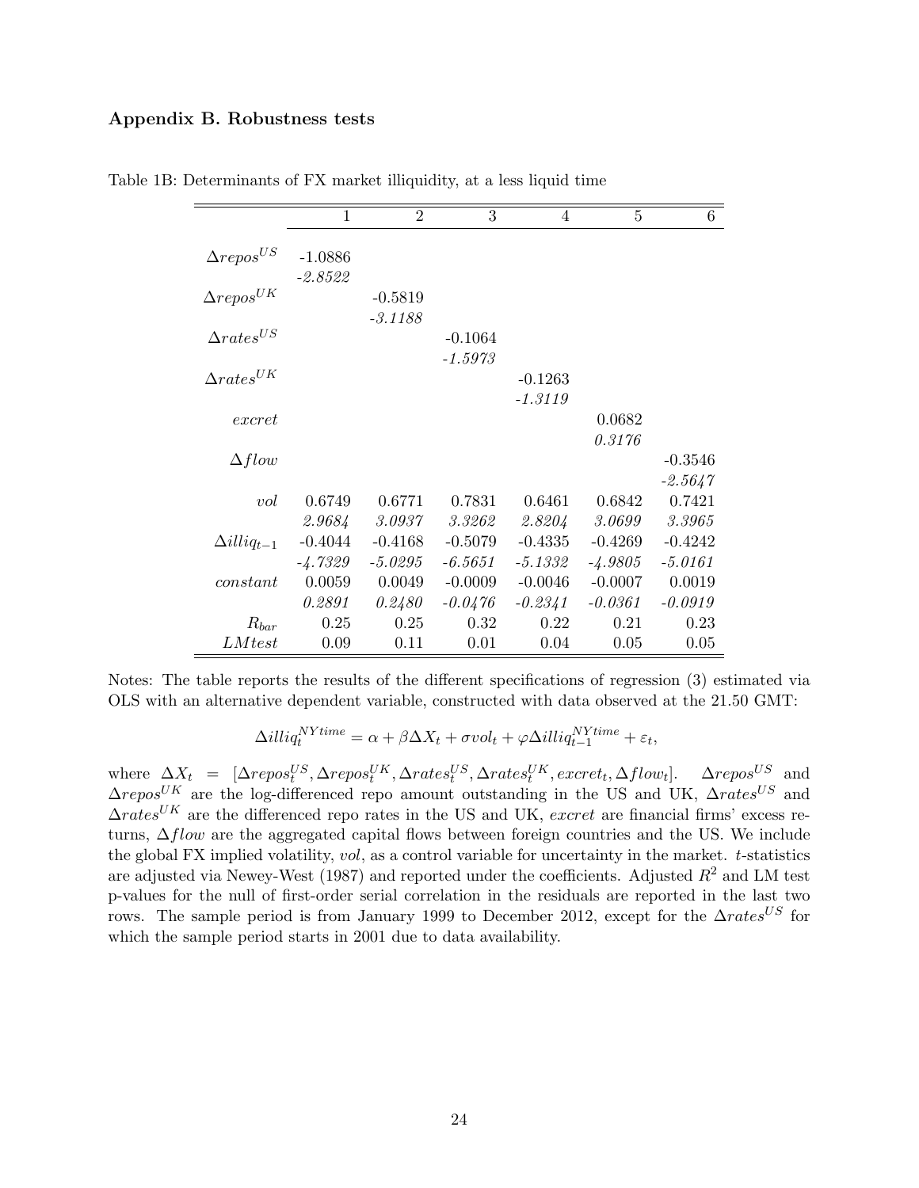### Appendix B. Robustness tests

Table 1B: Determinants of FX market illiquidity, at a less liquid time

| | 1 | 2 | 3 | 4 | 5 | 6 |
|---|---|---|---|---|---|---|
| $\Delta repos^{US}$ | -1.0886 | | | | | |
| | *-2.8522* | | | | | |
| $\Delta repos^{UK}$ | | -0.5819 | | | | |
| | | *-3.1188* | | | | |
| $\Delta rates^{US}$ | | | -0.1064 | | | |
| | | | *-1.5973* | | | |
| $\Delta rates^{UK}$ | | | | -0.1263 | | |
| | | | | *-1.3119* | | |
| $excret$ | | | | | 0.0682 | |
| | | | | | *0.3176* | |
| $\Delta flow$ | | | | | | -0.3546 |
| | | | | | | *-2.5647* |
| $vol$ | 0.6749 | 0.6771 | 0.7831 | 0.6461 | 0.6842 | 0.7421 |
| | *2.9684* | *3.0937* | *3.3262* | *2.8204* | *3.0699* | *3.3965* |
| $\Delta illiq_{t-1}$ | -0.4044 | -0.4168 | -0.5079 | -0.4335 | -0.4269 | -0.4242 |
| | *-4.7329* | *-5.0295* | *-6.5651* | *-5.1332* | *-4.9805* | *-5.0161* |
| $constant$ | 0.0059 | 0.0049 | -0.0009 | -0.0046 | -0.0007 | 0.0019 |
| | *0.2891* | *0.2480* | *-0.0476* | *-0.2341* | *-0.0361* | *-0.0919* |
| $R_{bar}$ | 0.25 | 0.25 | 0.32 | 0.22 | 0.21 | 0.23 |
| $LMtest$ | 0.09 | 0.11 | 0.01 | 0.04 | 0.05 | 0.05 |

Notes: The table reports the results of the different specifications of regression (3) estimated via OLS with an alternative dependent variable, constructed with data observed at the 21.50 GMT:

$$\Delta illiq_t^{NYtime} = \alpha + \beta \Delta X_t + \sigma vol_t + \varphi \Delta illiq_{t-1}^{NYtime} + \varepsilon_t,$$

where $\Delta X_t = [\Delta repos_t^{US}, \Delta repos_t^{UK}, \Delta rates_t^{US}, \Delta rates_t^{UK}, excret_t, \Delta flow_t]$. $\Delta repos^{US}$ and $\Delta repos^{UK}$ are the log-differenced repo amount outstanding in the US and UK, $\Delta rates^{US}$ and $\Delta rates^{UK}$ are the differenced repo rates in the US and UK, $excret$ are financial firms' excess returns, $\Delta flow$ are the aggregated capital flows between foreign countries and the US. We include the global FX implied volatility, $vol$, as a control variable for uncertainty in the market. $t$-statistics are adjusted via Newey-West (1987) and reported under the coefficients. Adjusted $R^2$ and LM test p-values for the null of first-order serial correlation in the residuals are reported in the last two rows. The sample period is from January 1999 to December 2012, except for the $\Delta rates^{US}$ for which the sample period starts in 2001 due to data availability.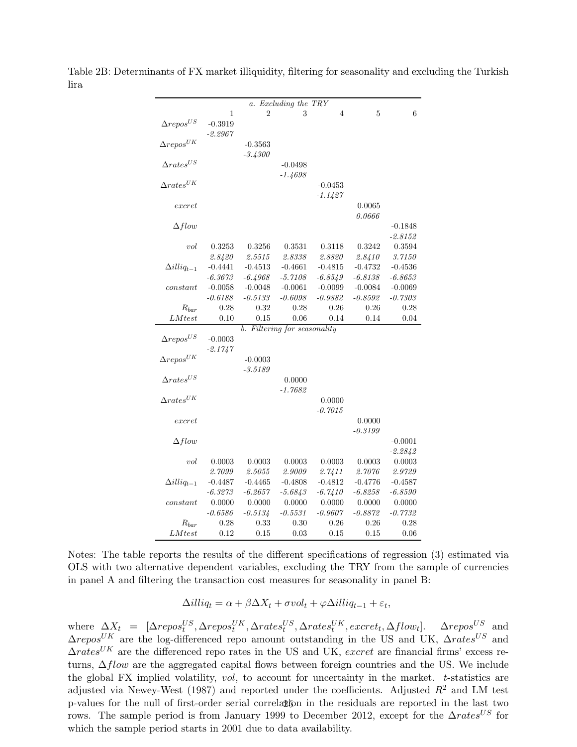Table 2B: Determinants of FX market illiquidity, filtering for seasonality and excluding the Turkish lira

| | 1 | 2 | 3 | 4 | 5 | 6 |
|---|---|---|---|---|---|---|
| *a. Excluding the TRY* | | | | | | |
| $\Delta repos^{US}$ | -0.3919 | | | | | |
| | *-2.2967* | | | | | |
| $\Delta repos^{UK}$ | | -0.3563 | | | | |
| | | *-3.4300* | | | | |
| $\Delta rates^{US}$ | | | -0.0498 | | | |
| | | | *-1.4698* | | | |
| $\Delta rates^{UK}$ | | | | -0.0453 | | |
| | | | | *-1.1427* | | |
| $excret$ | | | | | 0.0065 | |
| | | | | | *0.0666* | |
| $\Delta flow$ | | | | | | -0.1848 |
| | | | | | | *-2.8152* |
| $vol$ | 0.3253 | 0.3256 | 0.3531 | 0.3118 | 0.3242 | 0.3594 |
| | *2.8420* | *2.5515* | *2.8338* | *2.8820* | *2.8410* | *3.7150* |
| $\Delta illiq_{t-1}$ | -0.4441 | -0.4513 | -0.4661 | -0.4815 | -0.4732 | -0.4536 |
| | *-6.3673* | *-6.4968* | *-5.7108* | *-6.8549* | *-6.8138* | *-6.8653* |
| $constant$ | -0.0058 | -0.0048 | -0.0061 | -0.0099 | -0.0084 | -0.0069 |
| | *-0.6188* | *-0.5133* | *-0.6098* | *-0.9882* | *-0.8592* | *-0.7303* |
| $R_{bar}$ | 0.28 | 0.32 | 0.28 | 0.26 | 0.26 | 0.28 |
| $LMtest$ | 0.10 | 0.15 | 0.06 | 0.14 | 0.14 | 0.04 |
| *b. Filtering for seasonality* | | | | | | |
| $\Delta repos^{US}$ | -0.0003 | | | | | |
| | *-2.1747* | | | | | |
| $\Delta repos^{UK}$ | | -0.0003 | | | | |
| | | *-3.5189* | | | | |
| $\Delta rates^{US}$ | | | 0.0000 | | | |
| | | | *-1.7682* | | | |
| $\Delta rates^{UK}$ | | | | 0.0000 | | |
| | | | | *-0.7015* | | |
| $excret$ | | | | | 0.0000 | |
| | | | | | *-0.3199* | |
| $\Delta flow$ | | | | | | -0.0001 |
| | | | | | | *-2.2842* |
| $vol$ | 0.0003 | 0.0003 | 0.0003 | 0.0003 | 0.0003 | 0.0003 |
| | *2.7099* | *2.5055* | *2.9009* | *2.7411* | *2.7076* | *2.9729* |
| $\Delta illiq_{t-1}$ | -0.4487 | -0.4465 | -0.4808 | -0.4812 | -0.4776 | -0.4587 |
| | *-6.3273* | *-6.2657* | *-5.6843* | *-6.7410* | *-6.8258* | *-6.8590* |
| $constant$ | 0.0000 | 0.0000 | 0.0000 | 0.0000 | 0.0000 | 0.0000 |
| | *-0.6586* | *-0.5134* | *-0.5531* | *-0.9607* | *-0.8872* | *-0.7732* |
| $R_{bar}$ | 0.28 | 0.33 | 0.30 | 0.26 | 0.26 | 0.28 |
| $LMtest$ | 0.12 | 0.15 | 0.03 | 0.15 | 0.15 | 0.06 |

Notes: The table reports the results of the different specifications of regression (3) estimated via OLS with two alternative dependent variables, excluding the TRY from the sample of currencies in panel A and filtering the transaction cost measures for seasonality in panel B:

$$\Delta illiq_t = \alpha + \beta \Delta X_t + \sigma vol_t + \varphi \Delta illiq_{t-1} + \varepsilon_t,$$

where $\Delta X_t = [\Delta repos_t^{US}, \Delta repos_t^{UK}, \Delta rates_t^{US}, \Delta rates_t^{UK}, excret_t, \Delta flow_t]$. $\Delta repos^{US}$ and $\Delta repos^{UK}$ are the log-differenced repo amount outstanding in the US and UK, $\Delta rates^{US}$ and $\Delta rates^{UK}$ are the differenced repo rates in the US and UK, $excret$ are financial firms' excess returns, $\Delta flow$ are the aggregated capital flows between foreign countries and the US. We include the global FX implied volatility, $vol$, to account for uncertainty in the market. $t$-statistics are adjusted via Newey-West (1987) and reported under the coefficients. Adjusted $R^2$ and LM test p-values for the null of first-order serial correlation in the residuals are reported in the last two rows. The sample period is from January 1999 to December 2012, except for the $\Delta rates^{US}$ for which the sample period starts in 2001 due to data availability.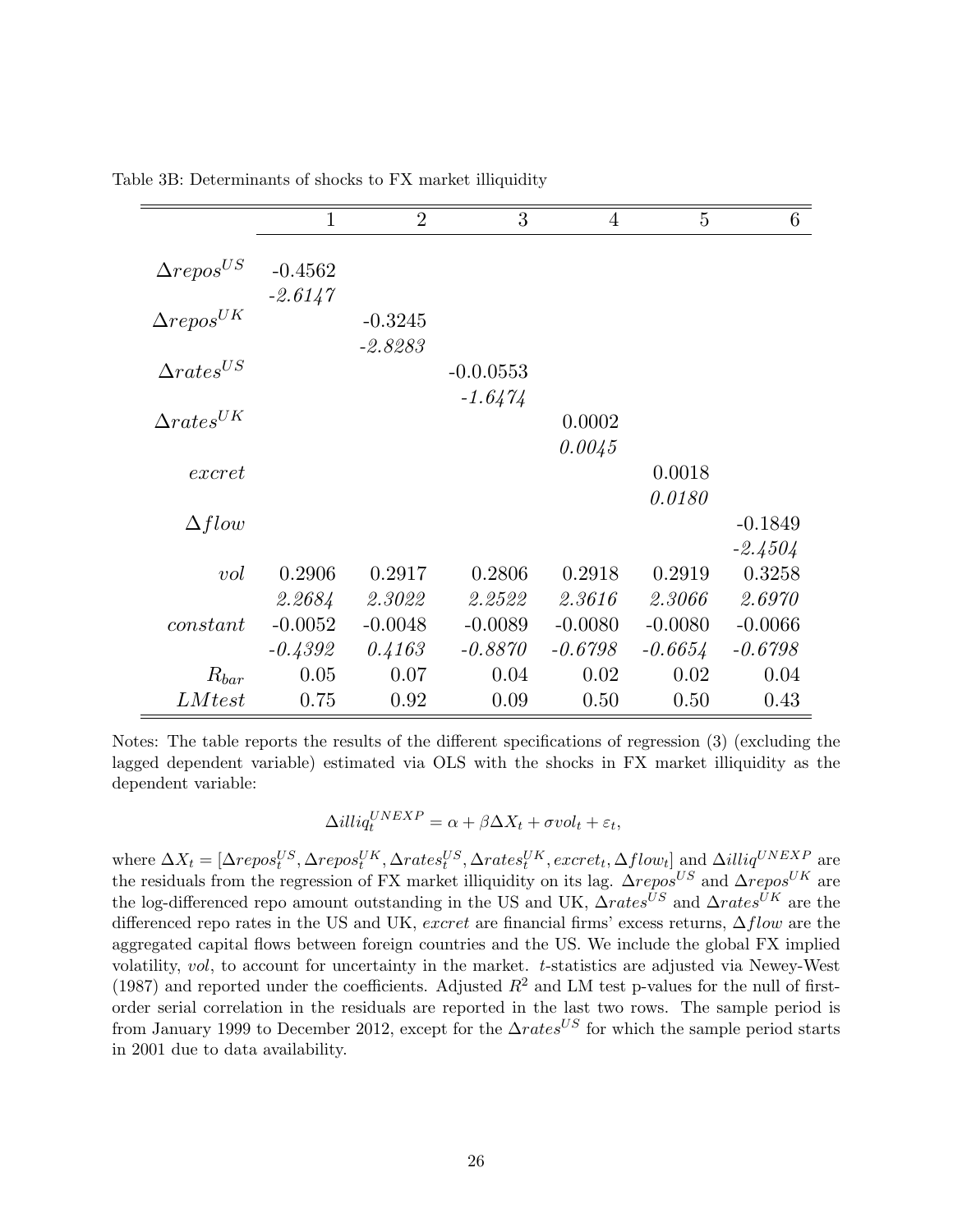Table 3B: Determinants of shocks to FX market illiquidity

| | 1 | 2 | 3 | 4 | 5 | 6 |
|---|---|---|---|---|---|---|
| $\Delta repos^{US}$ | -0.4562 | | | | | |
| | *-2.6147* | | | | | |
| $\Delta repos^{UK}$ | | -0.3245 | | | | |
| | | *-2.8283* | | | | |
| $\Delta rates^{US}$ | | | -0.0.0553 | | | |
| | | | *-1.6474* | | | |
| $\Delta rates^{UK}$ | | | | 0.0002 | | |
| | | | | *0.0045* | | |
| $excret$ | | | | | 0.0018 | |
| | | | | | *0.0180* | |
| $\Delta flow$ | | | | | | -0.1849 |
| | | | | | | *-2.4504* |
| $vol$ | 0.2906 | 0.2917 | 0.2806 | 0.2918 | 0.2919 | 0.3258 |
| | *2.2684* | *2.3022* | *2.2522* | *2.3616* | *2.3066* | *2.6970* |
| $constant$ | -0.0052 | -0.0048 | -0.0089 | -0.0080 | -0.0080 | -0.0066 |
| | *-0.4392* | *0.4163* | *-0.8870* | *-0.6798* | *-0.6654* | *-0.6798* |
| $R_{bar}$ | 0.05 | 0.07 | 0.04 | 0.02 | 0.02 | 0.04 |
| $LMtest$ | 0.75 | 0.92 | 0.09 | 0.50 | 0.50 | 0.43 |

Notes: The table reports the results of the different specifications of regression (3) (excluding the lagged dependent variable) estimated via OLS with the shocks in FX market illiquidity as the dependent variable:

$$\Delta illiq_t^{UNEXP} = \alpha + \beta \Delta X_t + \sigma vol_t + \varepsilon_t,$$

where $\Delta X_t = [\Delta repos_t^{US}, \Delta repos_t^{UK}, \Delta rates_t^{US}, \Delta rates_t^{UK}, excret_t, \Delta flow_t]$ and $\Delta illiq^{UNEXP}$ are the residuals from the regression of FX market illiquidity on its lag. $\Delta repos^{US}$ and $\Delta repos^{UK}$ are the log-differenced repo amount outstanding in the US and UK, $\Delta rates^{US}$ and $\Delta rates^{UK}$ are the differenced repo rates in the US and UK, $excret$ are financial firms' excess returns, $\Delta flow$ are the aggregated capital flows between foreign countries and the US. We include the global FX implied volatility, $vol$, to account for uncertainty in the market. $t$-statistics are adjusted via Newey-West (1987) and reported under the coefficients. Adjusted $R^2$ and LM test p-values for the null of first-order serial correlation in the residuals are reported in the last two rows. The sample period is from January 1999 to December 2012, except for the $\Delta rates^{US}$ for which the sample period starts in 2001 due to data availability.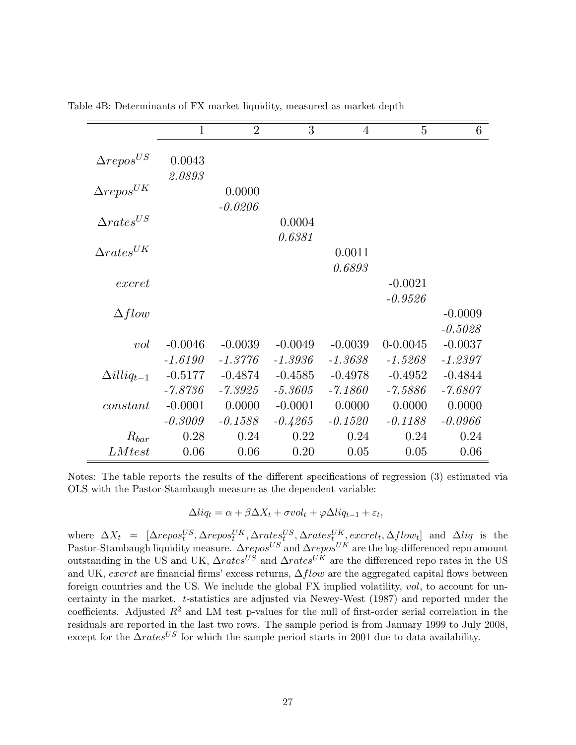Table 4B: Determinants of FX market liquidity, measured as market depth

| | 1 | 2 | 3 | 4 | 5 | 6 |
|---|---|---|---|---|---|---|
| $\Delta repos^{US}$ | 0.0043 | | | | | |
| | *2.0893* | | | | | |
| $\Delta repos^{UK}$ | | 0.0000 | | | | |
| | | *-0.0206* | | | | |
| $\Delta rates^{US}$ | | | 0.0004 | | | |
| | | | *0.6381* | | | |
| $\Delta rates^{UK}$ | | | | 0.0011 | | |
| | | | | *0.6893* | | |
| $excret$ | | | | | -0.0021 | |
| | | | | | *-0.9526* | |
| $\Delta flow$ | | | | | | -0.0009 |
| | | | | | | *-0.5028* |
| $vol$ | -0.0046 | -0.0039 | -0.0049 | -0.0039 | 0-0.0045 | -0.0037 |
| | *-1.6190* | *-1.3776* | *-1.3936* | *-1.3638* | *-1.5268* | *-1.2397* |
| $\Delta illiq_{t-1}$ | -0.5177 | -0.4874 | -0.4585 | -0.4978 | -0.4952 | -0.4844 |
| | *-7.8736* | *-7.3925* | *-5.3605* | *-7.1860* | *-7.5886* | *-7.6807* |
| $constant$ | -0.0001 | 0.0000 | -0.0001 | 0.0000 | 0.0000 | 0.0000 |
| | *-0.3009* | *-0.1588* | *-0.4265* | *-0.1520* | *-0.1188* | *-0.0966* |
| $R_{bar}$ | 0.28 | 0.24 | 0.22 | 0.24 | 0.24 | 0.24 |
| $LMtest$ | 0.06 | 0.06 | 0.20 | 0.05 | 0.05 | 0.06 |

Notes: The table reports the results of the different specifications of regression (3) estimated via OLS with the Pastor-Stambaugh measure as the dependent variable:

$$\Delta liq_t = \alpha + \beta \Delta X_t + \sigma vol_t + \varphi \Delta liq_{t-1} + \varepsilon_t,$$

where $\Delta X_t = [\Delta repos_t^{US}, \Delta repos_t^{UK}, \Delta rates_t^{US}, \Delta rates_t^{UK}, excret_t, \Delta flow_t]$ and $\Delta liq$ is the Pastor-Stambaugh liquidity measure. $\Delta repos^{US}$ and $\Delta repos^{UK}$ are the log-differenced repo amount outstanding in the US and UK, $\Delta rates^{US}$ and $\Delta rates^{UK}$ are the differenced repo rates in the US and UK, $excret$ are financial firms' excess returns, $\Delta flow$ are the aggregated capital flows between foreign countries and the US. We include the global FX implied volatility, $vol$, to account for uncertainty in the market. $t$-statistics are adjusted via Newey-West (1987) and reported under the coefficients. Adjusted $R^2$ and LM test p-values for the null of first-order serial correlation in the residuals are reported in the last two rows. The sample period is from January 1999 to July 2008, except for the $\Delta rates^{US}$ for which the sample period starts in 2001 due to data availability.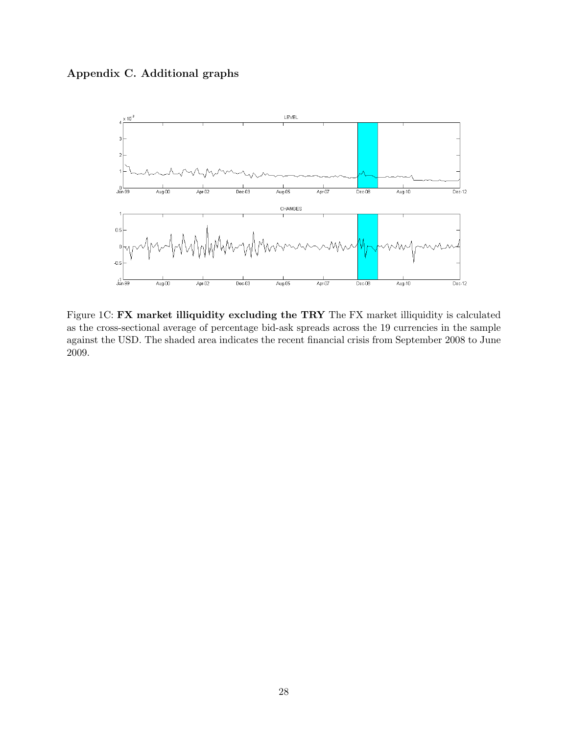## Appendix C. Additional graphs

Figure 1C: **FX market illiquidity excluding the TRY** The FX market illiquidity is calculated as the cross-sectional average of percentage bid-ask spreads across the 19 currencies in the sample against the USD. The shaded area indicates the recent financial crisis from September 2008 to June 2009.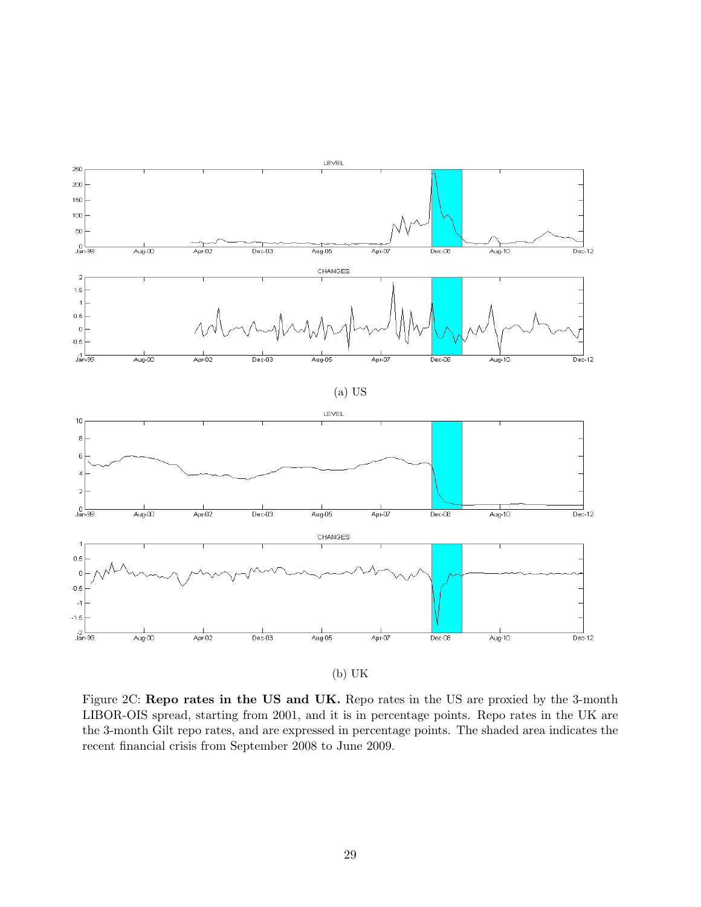(a) US

(b) UK

Figure 2C: **Repo rates in the US and UK.** Repo rates in the US are proxied by the 3-month LIBOR-OIS spread, starting from 2001, and it is in percentage points. Repo rates in the UK are the 3-month Gilt repo rates, and are expressed in percentage points. The shaded area indicates the recent financial crisis from September 2008 to June 2009.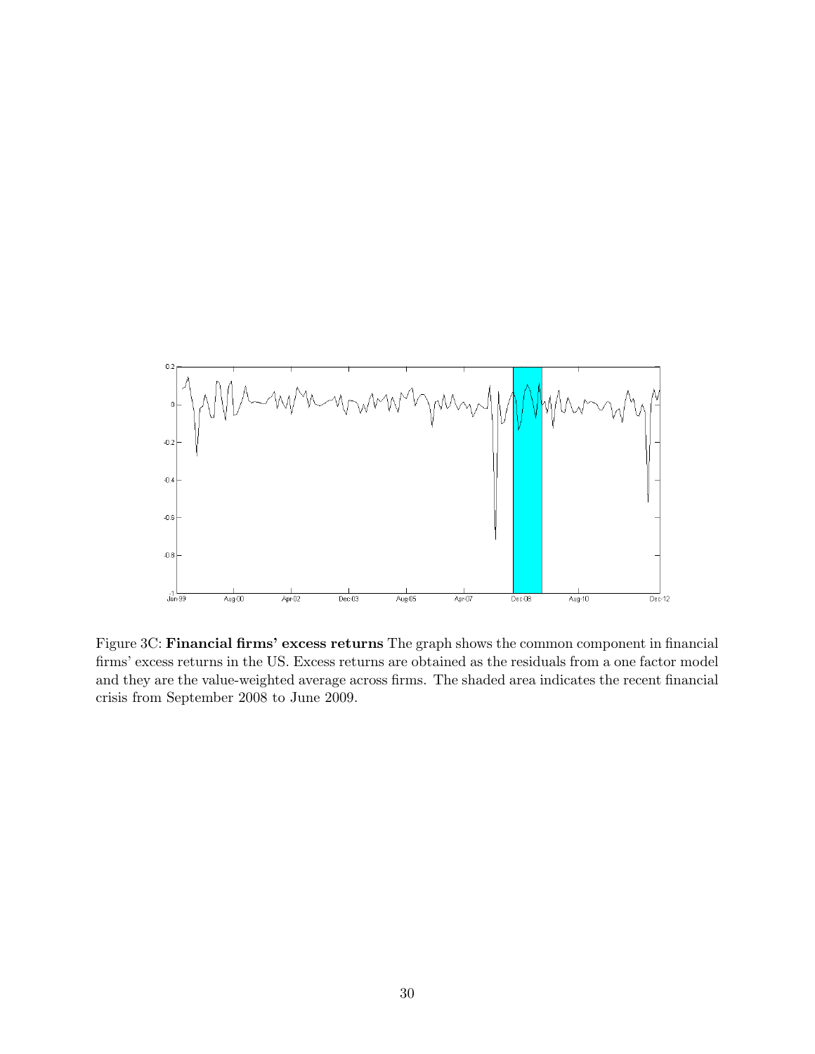Figure 3C: **Financial firms' excess returns** The graph shows the common component in financial firms' excess returns in the US. Excess returns are obtained as the residuals from a one factor model and they are the value-weighted average across firms. The shaded area indicates the recent financial crisis from September 2008 to June 2009.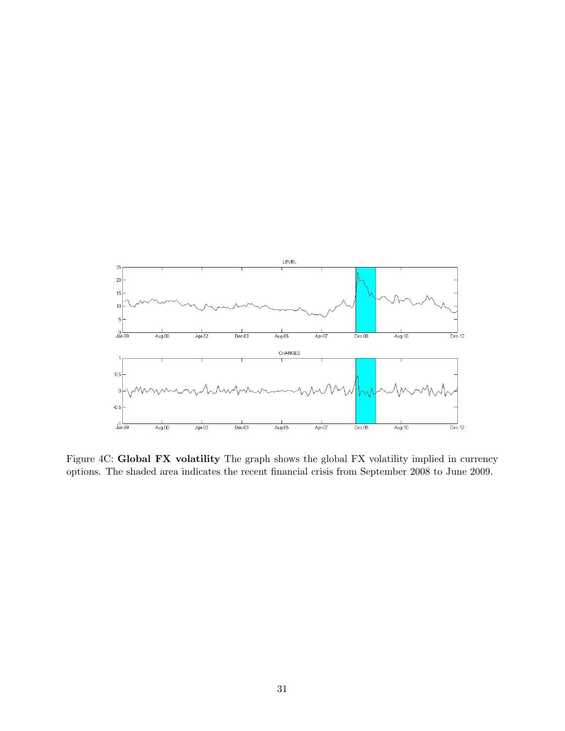Figure 4C: **Global FX volatility** The graph shows the global FX volatility implied in currency options. The shaded area indicates the recent financial crisis from September 2008 to June 2009.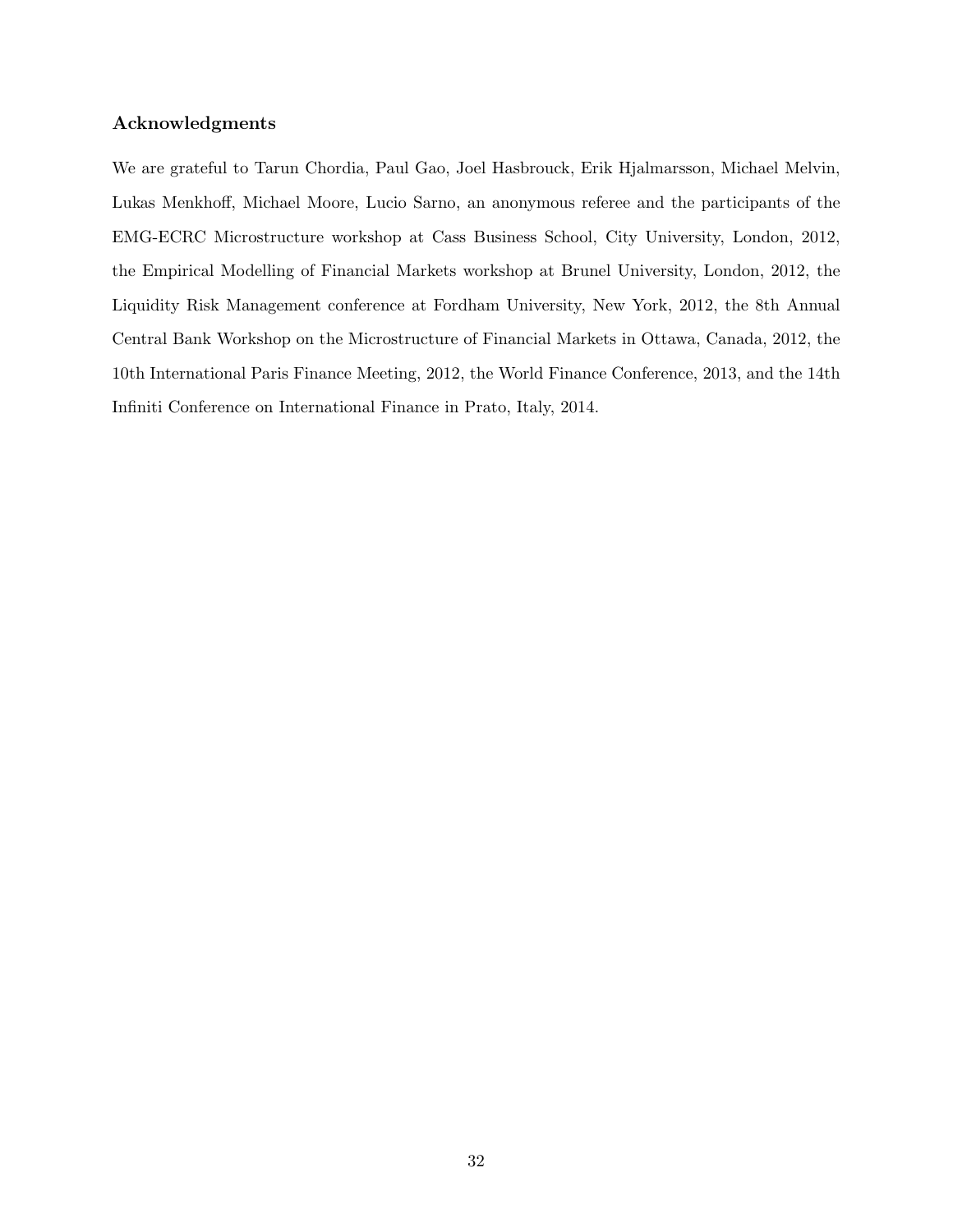### Acknowledgments

We are grateful to Tarun Chordia, Paul Gao, Joel Hasbrouck, Erik Hjalmarsson, Michael Melvin, Lukas Menkhoff, Michael Moore, Lucio Sarno, an anonymous referee and the participants of the EMG-ECRC Microstructure workshop at Cass Business School, City University, London, 2012, the Empirical Modelling of Financial Markets workshop at Brunel University, London, 2012, the Liquidity Risk Management conference at Fordham University, New York, 2012, the 8th Annual Central Bank Workshop on the Microstructure of Financial Markets in Ottawa, Canada, 2012, the 10th International Paris Finance Meeting, 2012, the World Finance Conference, 2013, and the 14th Infiniti Conference on International Finance in Prato, Italy, 2014.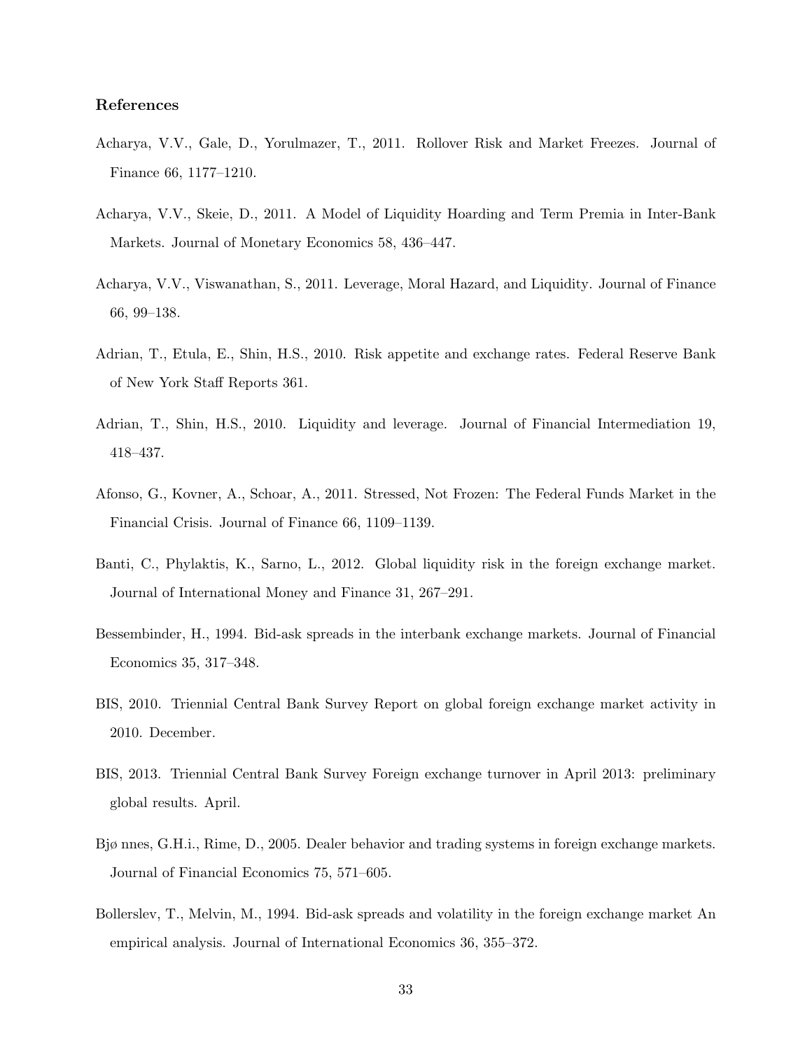### References

Acharya, V.V., Gale, D., Yorulmazer, T., 2011. Rollover Risk and Market Freezes. Journal of Finance 66, 1177–1210.

Acharya, V.V., Skeie, D., 2011. A Model of Liquidity Hoarding and Term Premia in Inter-Bank Markets. Journal of Monetary Economics 58, 436–447.

Acharya, V.V., Viswanathan, S., 2011. Leverage, Moral Hazard, and Liquidity. Journal of Finance 66, 99–138.

Adrian, T., Etula, E., Shin, H.S., 2010. Risk appetite and exchange rates. Federal Reserve Bank of New York Staff Reports 361.

Adrian, T., Shin, H.S., 2010. Liquidity and leverage. Journal of Financial Intermediation 19, 418–437.

Afonso, G., Kovner, A., Schoar, A., 2011. Stressed, Not Frozen: The Federal Funds Market in the Financial Crisis. Journal of Finance 66, 1109–1139.

Banti, C., Phylaktis, K., Sarno, L., 2012. Global liquidity risk in the foreign exchange market. Journal of International Money and Finance 31, 267–291.

Bessembinder, H., 1994. Bid-ask spreads in the interbank exchange markets. Journal of Financial Economics 35, 317–348.

BIS, 2010. Triennial Central Bank Survey Report on global foreign exchange market activity in 2010. December.

BIS, 2013. Triennial Central Bank Survey Foreign exchange turnover in April 2013: preliminary global results. April.

Bjø nnes, G.H.i., Rime, D., 2005. Dealer behavior and trading systems in foreign exchange markets. Journal of Financial Economics 75, 571–605.

Bollerslev, T., Melvin, M., 1994. Bid-ask spreads and volatility in the foreign exchange market An empirical analysis. Journal of International Economics 36, 355–372.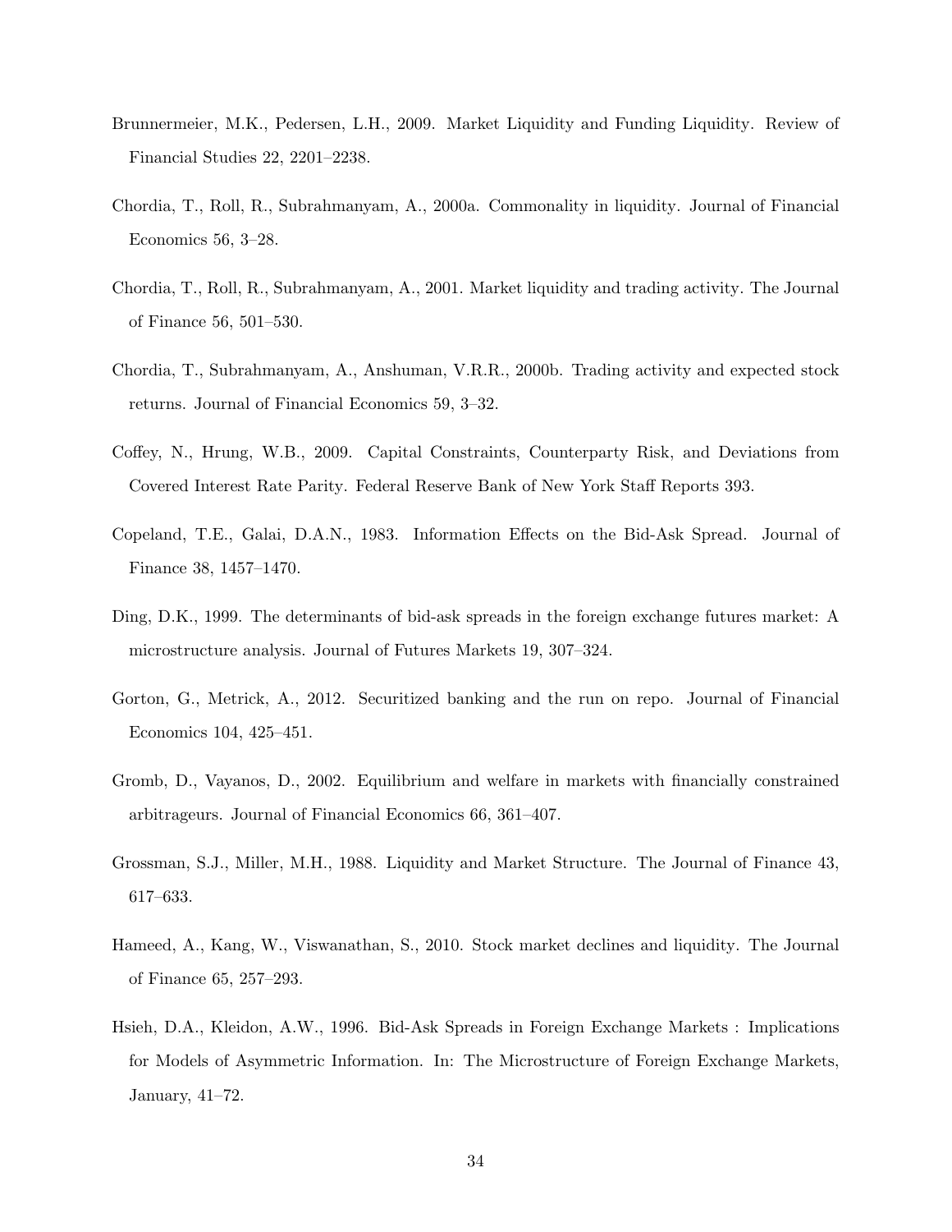Brunnermeier, M.K., Pedersen, L.H., 2009. Market Liquidity and Funding Liquidity. Review of Financial Studies 22, 2201–2238.

Chordia, T., Roll, R., Subrahmanyam, A., 2000a. Commonality in liquidity. Journal of Financial Economics 56, 3–28.

Chordia, T., Roll, R., Subrahmanyam, A., 2001. Market liquidity and trading activity. The Journal of Finance 56, 501–530.

Chordia, T., Subrahmanyam, A., Anshuman, V.R.R., 2000b. Trading activity and expected stock returns. Journal of Financial Economics 59, 3–32.

Coffey, N., Hrung, W.B., 2009. Capital Constraints, Counterparty Risk, and Deviations from Covered Interest Rate Parity. Federal Reserve Bank of New York Staff Reports 393.

Copeland, T.E., Galai, D.A.N., 1983. Information Effects on the Bid-Ask Spread. Journal of Finance 38, 1457–1470.

Ding, D.K., 1999. The determinants of bid-ask spreads in the foreign exchange futures market: A microstructure analysis. Journal of Futures Markets 19, 307–324.

Gorton, G., Metrick, A., 2012. Securitized banking and the run on repo. Journal of Financial Economics 104, 425–451.

Gromb, D., Vayanos, D., 2002. Equilibrium and welfare in markets with financially constrained arbitrageurs. Journal of Financial Economics 66, 361–407.

Grossman, S.J., Miller, M.H., 1988. Liquidity and Market Structure. The Journal of Finance 43, 617–633.

Hameed, A., Kang, W., Viswanathan, S., 2010. Stock market declines and liquidity. The Journal of Finance 65, 257–293.

Hsieh, D.A., Kleidon, A.W., 1996. Bid-Ask Spreads in Foreign Exchange Markets : Implications for Models of Asymmetric Information. In: The Microstructure of Foreign Exchange Markets, January, 41–72.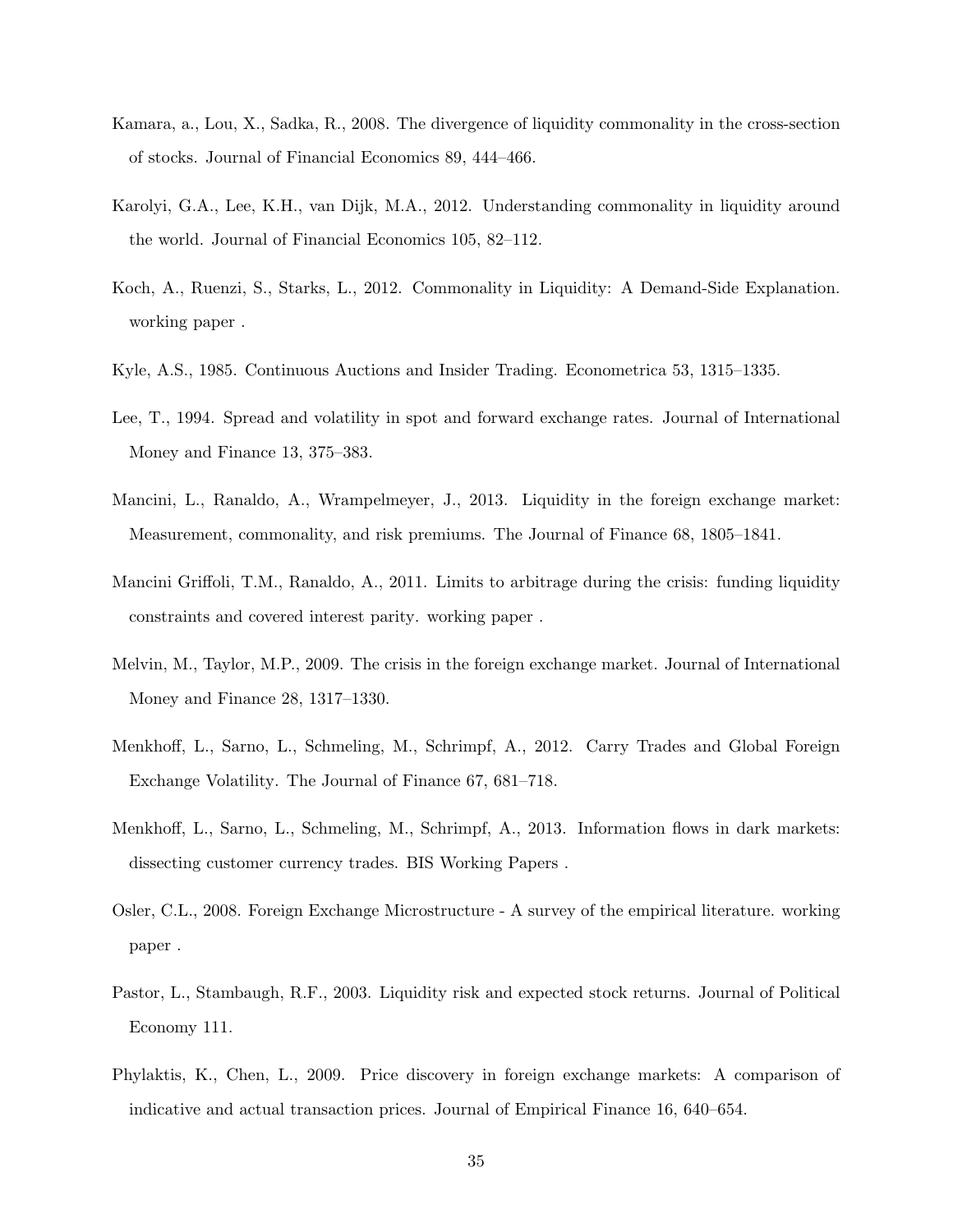Kamara, a., Lou, X., Sadka, R., 2008. The divergence of liquidity commonality in the cross-section of stocks. Journal of Financial Economics 89, 444–466.

Karolyi, G.A., Lee, K.H., van Dijk, M.A., 2012. Understanding commonality in liquidity around the world. Journal of Financial Economics 105, 82–112.

Koch, A., Ruenzi, S., Starks, L., 2012. Commonality in Liquidity: A Demand-Side Explanation. working paper .

Kyle, A.S., 1985. Continuous Auctions and Insider Trading. Econometrica 53, 1315–1335.

Lee, T., 1994. Spread and volatility in spot and forward exchange rates. Journal of International Money and Finance 13, 375–383.

Mancini, L., Ranaldo, A., Wrampelmeyer, J., 2013. Liquidity in the foreign exchange market: Measurement, commonality, and risk premiums. The Journal of Finance 68, 1805–1841.

Mancini Griffoli, T.M., Ranaldo, A., 2011. Limits to arbitrage during the crisis: funding liquidity constraints and covered interest parity. working paper .

Melvin, M., Taylor, M.P., 2009. The crisis in the foreign exchange market. Journal of International Money and Finance 28, 1317–1330.

Menkhoff, L., Sarno, L., Schmeling, M., Schrimpf, A., 2012. Carry Trades and Global Foreign Exchange Volatility. The Journal of Finance 67, 681–718.

Menkhoff, L., Sarno, L., Schmeling, M., Schrimpf, A., 2013. Information flows in dark markets: dissecting customer currency trades. BIS Working Papers .

Osler, C.L., 2008. Foreign Exchange Microstructure - A survey of the empirical literature. working paper .

Pastor, L., Stambaugh, R.F., 2003. Liquidity risk and expected stock returns. Journal of Political Economy 111.

Phylaktis, K., Chen, L., 2009. Price discovery in foreign exchange markets: A comparison of indicative and actual transaction prices. Journal of Empirical Finance 16, 640–654.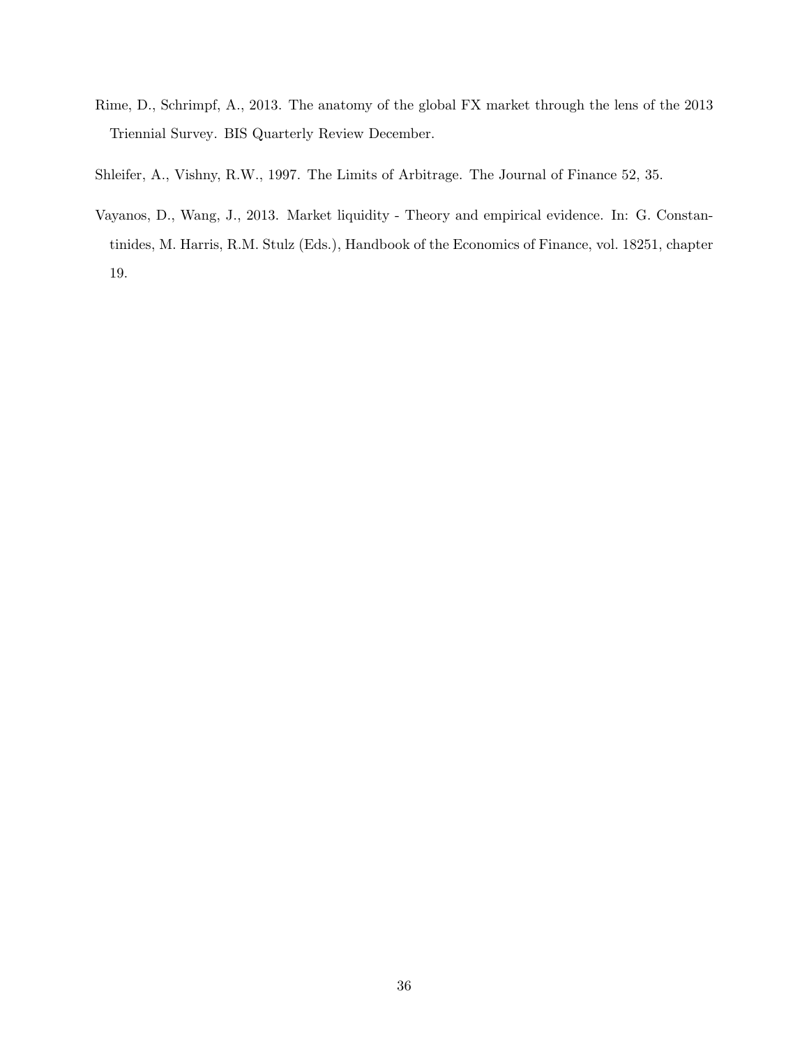Rime, D., Schrimpf, A., 2013. The anatomy of the global FX market through the lens of the 2013 Triennial Survey. BIS Quarterly Review December.

Shleifer, A., Vishny, R.W., 1997. The Limits of Arbitrage. The Journal of Finance 52, 35.

Vayanos, D., Wang, J., 2013. Market liquidity - Theory and empirical evidence. In: G. Constantinides, M. Harris, R.M. Stulz (Eds.), Handbook of the Economics of Finance, vol. 18251, chapter 19.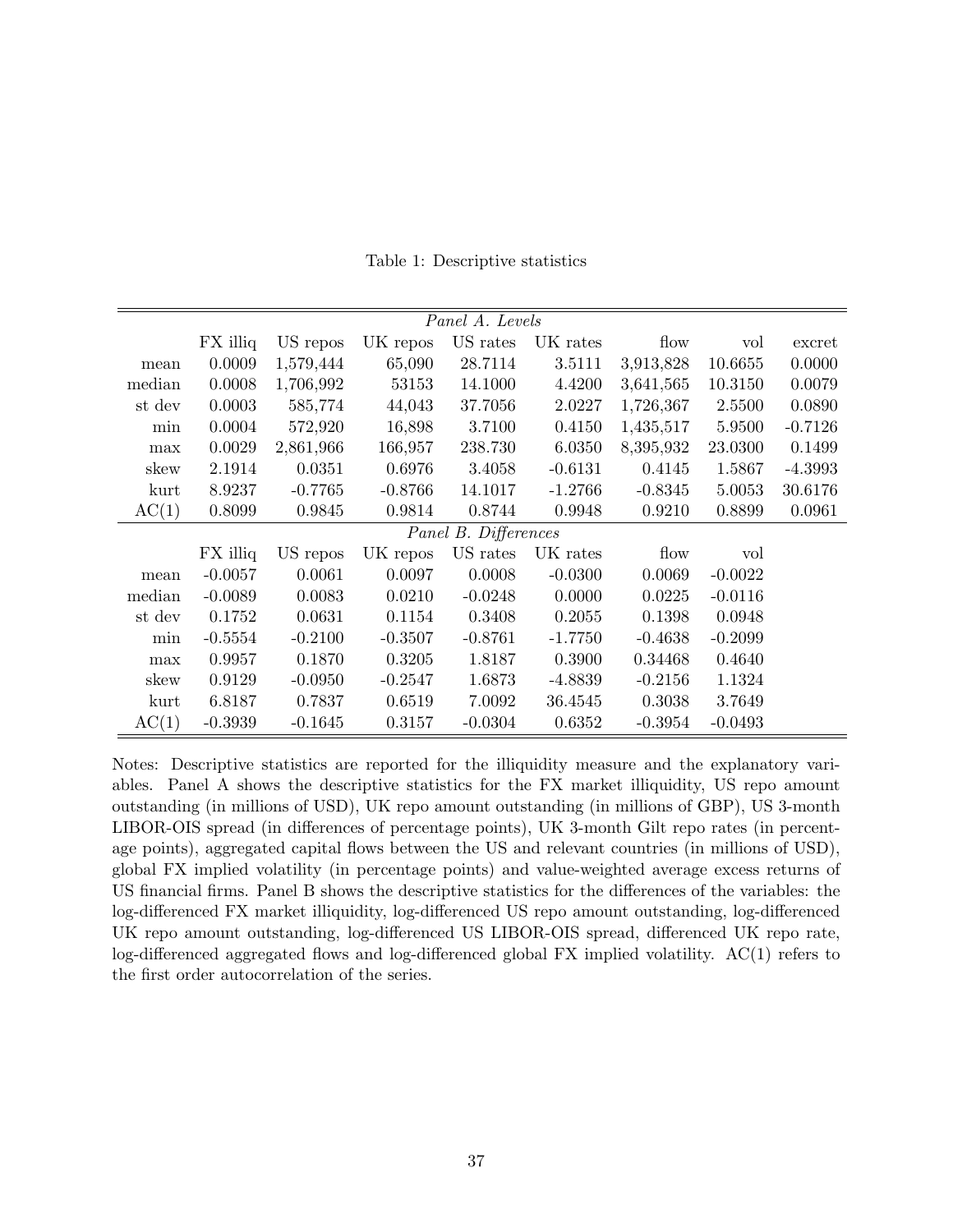Table 1: Descriptive statistics

| | FX illiq | US repos | UK repos | US rates | UK rates | flow | vol | excret |
|---|---|---|---|---|---|---|---|---|
| *Panel A. Levels* | | | | | | | | |
| mean | 0.0009 | 1,579,444 | 65,090 | 28.7114 | 3.5111 | 3,913,828 | 10.6655 | 0.0000 |
| median | 0.0008 | 1,706,992 | 53153 | 14.1000 | 4.4200 | 3,641,565 | 10.3150 | 0.0079 |
| st dev | 0.0003 | 585,774 | 44,043 | 37.7056 | 2.0227 | 1,726,367 | 2.5500 | 0.0890 |
| min | 0.0004 | 572,920 | 16,898 | 3.7100 | 0.4150 | 1,435,517 | 5.9500 | -0.7126 |
| max | 0.0029 | 2,861,966 | 166,957 | 238.730 | 6.0350 | 8,395,932 | 23.0300 | 0.1499 |
| skew | 2.1914 | 0.0351 | 0.6976 | 3.4058 | -0.6131 | 0.4145 | 1.5867 | -4.3993 |
| kurt | 8.9237 | -0.7765 | -0.8766 | 14.1017 | -1.2766 | -0.8345 | 5.0053 | 30.6176 |
| AC(1) | 0.8099 | 0.9845 | 0.9814 | 0.8744 | 0.9948 | 0.9210 | 0.8899 | 0.0961 |
| *Panel B. Differences* | | | | | | | | |
| | FX illiq | US repos | UK repos | US rates | UK rates | flow | vol | |
| mean | -0.0057 | 0.0061 | 0.0097 | 0.0008 | -0.0300 | 0.0069 | -0.0022 | |
| median | -0.0089 | 0.0083 | 0.0210 | -0.0248 | 0.0000 | 0.0225 | -0.0116 | |
| st dev | 0.1752 | 0.0631 | 0.1154 | 0.3408 | 0.2055 | 0.1398 | 0.0948 | |
| min | -0.5554 | -0.2100 | -0.3507 | -0.8761 | -1.7750 | -0.4638 | -0.2099 | |
| max | 0.9957 | 0.1870 | 0.3205 | 1.8187 | 0.3900 | 0.34468 | 0.4640 | |
| skew | 0.9129 | -0.0950 | -0.2547 | 1.6873 | -4.8839 | -0.2156 | 1.1324 | |
| kurt | 6.8187 | 0.7837 | 0.6519 | 7.0092 | 36.4545 | 0.3038 | 3.7649 | |
| AC(1) | -0.3939 | -0.1645 | 0.3157 | -0.0304 | 0.6352 | -0.3954 | -0.0493 | |

Notes: Descriptive statistics are reported for the illiquidity measure and the explanatory variables. Panel A shows the descriptive statistics for the FX market illiquidity, US repo amount outstanding (in millions of USD), UK repo amount outstanding (in millions of GBP), US 3-month LIBOR-OIS spread (in differences of percentage points), UK 3-month Gilt repo rates (in percentage points), aggregated capital flows between the US and relevant countries (in millions of USD), global FX implied volatility (in percentage points) and value-weighted average excess returns of US financial firms. Panel B shows the descriptive statistics for the differences of the variables: the log-differenced FX market illiquidity, log-differenced US repo amount outstanding, log-differenced UK repo amount outstanding, log-differenced US LIBOR-OIS spread, differenced UK repo rate, log-differenced aggregated flows and log-differenced global FX implied volatility. AC(1) refers to the first order autocorrelation of the series.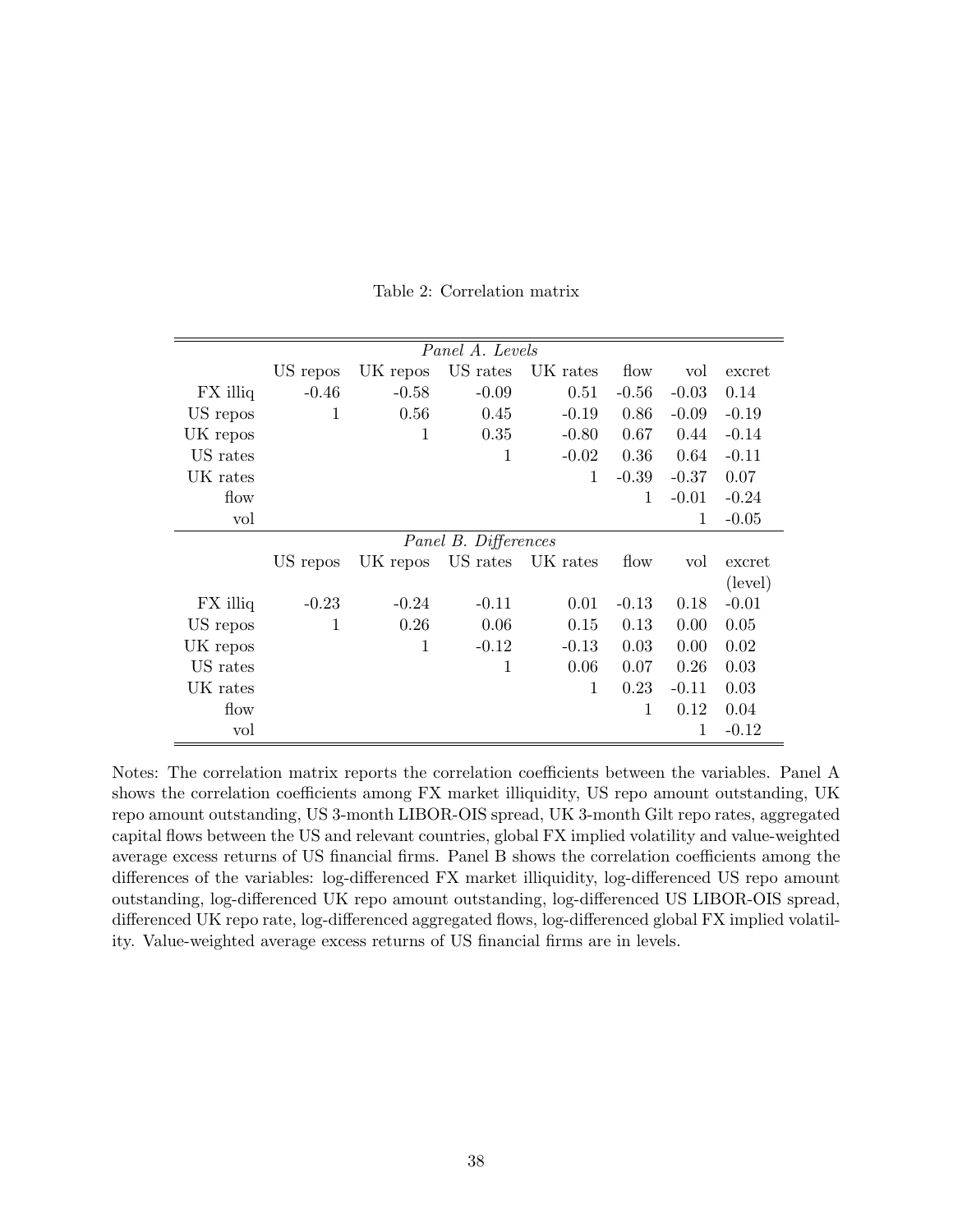Table 2: Correlation matrix

| *Panel A. Levels* | | | | | | | |
|---|---|---|---|---|---|---|---|
| | US repos | UK repos | US rates | UK rates | flow | vol | excret |
| FX illiq | -0.46 | -0.58 | -0.09 | 0.51 | -0.56 | -0.03 | 0.14 |
| US repos | 1 | 0.56 | 0.45 | -0.19 | 0.86 | -0.09 | -0.19 |
| UK repos | | 1 | 0.35 | -0.80 | 0.67 | 0.44 | -0.14 |
| US rates | | | 1 | -0.02 | 0.36 | 0.64 | -0.11 |
| UK rates | | | | 1 | -0.39 | -0.37 | 0.07 |
| flow | | | | | 1 | -0.01 | -0.24 |
| vol | | | | | | 1 | -0.05 |
| *Panel B. Differences* | | | | | | | |
| | US repos | UK repos | US rates | UK rates | flow | vol | excret (level) |
| FX illiq | -0.23 | -0.24 | -0.11 | 0.01 | -0.13 | 0.18 | -0.01 |
| US repos | 1 | 0.26 | 0.06 | 0.15 | 0.13 | 0.00 | 0.05 |
| UK repos | | 1 | -0.12 | -0.13 | 0.03 | 0.00 | 0.02 |
| US rates | | | 1 | 0.06 | 0.07 | 0.26 | 0.03 |
| UK rates | | | | 1 | 0.23 | -0.11 | 0.03 |
| flow | | | | | 1 | 0.12 | 0.04 |
| vol | | | | | | 1 | -0.12 |

Notes: The correlation matrix reports the correlation coefficients between the variables. Panel A shows the correlation coefficients among FX market illiquidity, US repo amount outstanding, UK repo amount outstanding, US 3-month LIBOR-OIS spread, UK 3-month Gilt repo rates, aggregated capital flows between the US and relevant countries, global FX implied volatility and value-weighted average excess returns of US financial firms. Panel B shows the correlation coefficients among the differences of the variables: log-differenced FX market illiquidity, log-differenced US repo amount outstanding, log-differenced UK repo amount outstanding, log-differenced US LIBOR-OIS spread, differenced UK repo rate, log-differenced aggregated flows, log-differenced global FX implied volatility. Value-weighted average excess returns of US financial firms are in levels.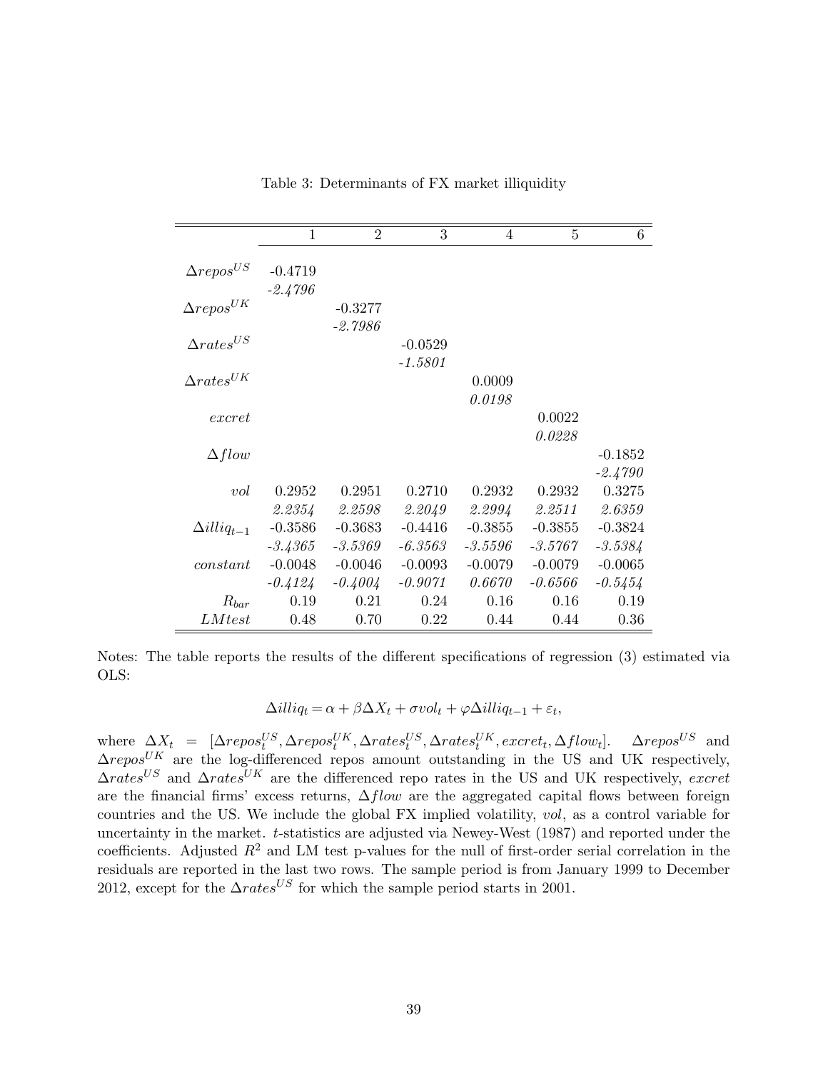Table 3: Determinants of FX market illiquidity

| | 1 | 2 | 3 | 4 | 5 | 6 |
|---|---|---|---|---|---|---|
| $\Delta repos^{US}$ | -0.4719 | | | | | |
| | *-2.4796* | | | | | |
| $\Delta repos^{UK}$ | | -0.3277 | | | | |
| | | *-2.7986* | | | | |
| $\Delta rates^{US}$ | | | -0.0529 | | | |
| | | | *-1.5801* | | | |
| $\Delta rates^{UK}$ | | | | 0.0009 | | |
| | | | | *0.0198* | | |
| $excret$ | | | | | 0.0022 | |
| | | | | | *0.0228* | |
| $\Delta flow$ | | | | | | -0.1852 |
| | | | | | | *-2.4790* |
| $vol$ | 0.2952 | 0.2951 | 0.2710 | 0.2932 | 0.2932 | 0.3275 |
| | *2.2354* | *2.2598* | *2.2049* | *2.2994* | *2.2511* | *2.6359* |
| $\Delta illiq_{t-1}$ | -0.3586 | -0.3683 | -0.4416 | -0.3855 | -0.3855 | -0.3824 |
| | *-3.4365* | *-3.5369* | *-6.3563* | *-3.5596* | *-3.5767* | *-3.5384* |
| $constant$ | -0.0048 | -0.0046 | -0.0093 | -0.0079 | -0.0079 | -0.0065 |
| | *-0.4124* | *-0.4004* | *-0.9071* | *0.6670* | *-0.6566* | *-0.5454* |
| $R_{bar}$ | 0.19 | 0.21 | 0.24 | 0.16 | 0.16 | 0.19 |
| $LMtest$ | 0.48 | 0.70 | 0.22 | 0.44 | 0.44 | 0.36 |

Notes: The table reports the results of the different specifications of regression (3) estimated via OLS:

$$\Delta illiq_t = \alpha + \beta \Delta X_t + \sigma vol_t + \varphi \Delta illiq_{t-1} + \varepsilon_t,$$

where $\Delta X_t = [\Delta repos_t^{US}, \Delta repos_t^{UK}, \Delta rates_t^{US}, \Delta rates_t^{UK}, excret_t, \Delta flow_t]$. $\Delta repos^{US}$ and $\Delta repos^{UK}$ are the log-differenced repos amount outstanding in the US and UK respectively, $\Delta rates^{US}$ and $\Delta rates^{UK}$ are the differenced repo rates in the US and UK respectively, $excret$ are the financial firms' excess returns, $\Delta flow$ are the aggregated capital flows between foreign countries and the US. We include the global FX implied volatility, $vol$, as a control variable for uncertainty in the market. $t$-statistics are adjusted via Newey-West (1987) and reported under the coefficients. Adjusted $R^2$ and LM test p-values for the null of first-order serial correlation in the residuals are reported in the last two rows. The sample period is from January 1999 to December 2012, except for the $\Delta rates^{US}$ for which the sample period starts in 2001.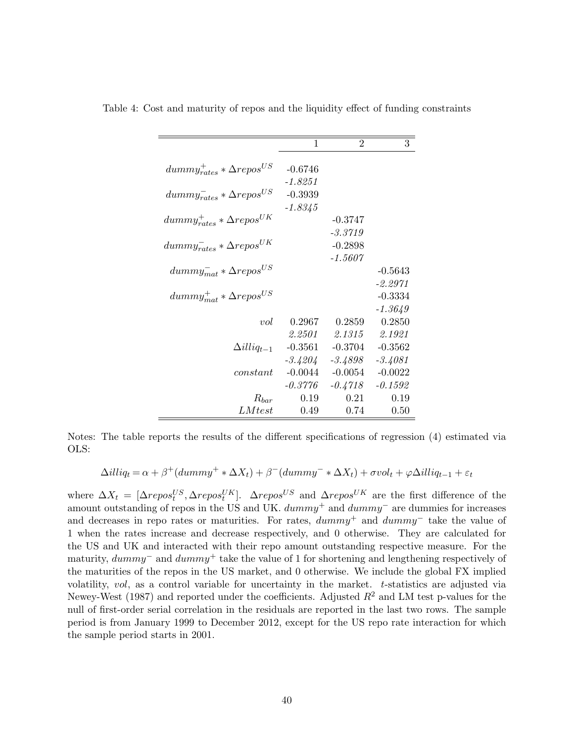Table 4: Cost and maturity of repos and the liquidity effect of funding constraints

| | 1 | 2 | 3 |
|---|---|---|---|
| $dummy^{+}_{rates} * \Delta repos^{US}$ | -0.6746 | | |
| | *-1.8251* | | |
| $dummy^{-}_{rates} * \Delta repos^{US}$ | -0.3939 | | |
| | *-1.8345* | | |
| $dummy^{+}_{rates} * \Delta repos^{UK}$ | | -0.3747 | |
| | | *-3.3719* | |
| $dummy^{-}_{rates} * \Delta repos^{UK}$ | | -0.2898 | |
| | | *-1.5607* | |
| $dummy^{-}_{mat} * \Delta repos^{US}$ | | | -0.5643 |
| | | | *-2.2971* |
| $dummy^{+}_{mat} * \Delta repos^{US}$ | | | -0.3334 |
| | | | *-1.3649* |
| $vol$ | 0.2967 | 0.2859 | 0.2850 |
| | *2.2501* | *2.1315* | *2.1921* |
| $\Delta illiq_{t-1}$ | -0.3561 | -0.3704 | -0.3562 |
| | *-3.4204* | *-3.4898* | *-3.4081* |
| $constant$ | -0.0044 | -0.0054 | -0.0022 |
| | *-0.3776* | *-0.4718* | *-0.1592* |
| $R_{bar}$ | 0.19 | 0.21 | 0.19 |
| $LMtest$ | 0.49 | 0.74 | 0.50 |

Notes: The table reports the results of the different specifications of regression (4) estimated via OLS:

$$\Delta illiq_t = \alpha + \beta^{+}(dummy^{+} * \Delta X_t) + \beta^{-}(dummy^{-} * \Delta X_t) + \sigma vol_t + \varphi \Delta illiq_{t-1} + \varepsilon_t$$

where $\Delta X_t = [\Delta repos_t^{US}, \Delta repos_t^{UK}]$. $\Delta repos^{US}$ and $\Delta repos^{UK}$ are the first difference of the amount outstanding of repos in the US and UK. $dummy^{+}$ and $dummy^{-}$ are dummies for increases and decreases in repo rates or maturities. For rates, $dummy^{+}$ and $dummy^{-}$ take the value of 1 when the rates increase and decrease respectively, and 0 otherwise. They are calculated for the US and UK and interacted with their repo amount outstanding respective measure. For the maturity, $dummy^{-}$ and $dummy^{+}$ take the value of 1 for shortening and lengthening respectively of the maturities of the repos in the US market, and 0 otherwise. We include the global FX implied volatility, $vol$, as a control variable for uncertainty in the market. $t$-statistics are adjusted via Newey-West (1987) and reported under the coefficients. Adjusted $R^2$ and LM test p-values for the null of first-order serial correlation in the residuals are reported in the last two rows. The sample period is from January 1999 to December 2012, except for the US repo rate interaction for which the sample period starts in 2001.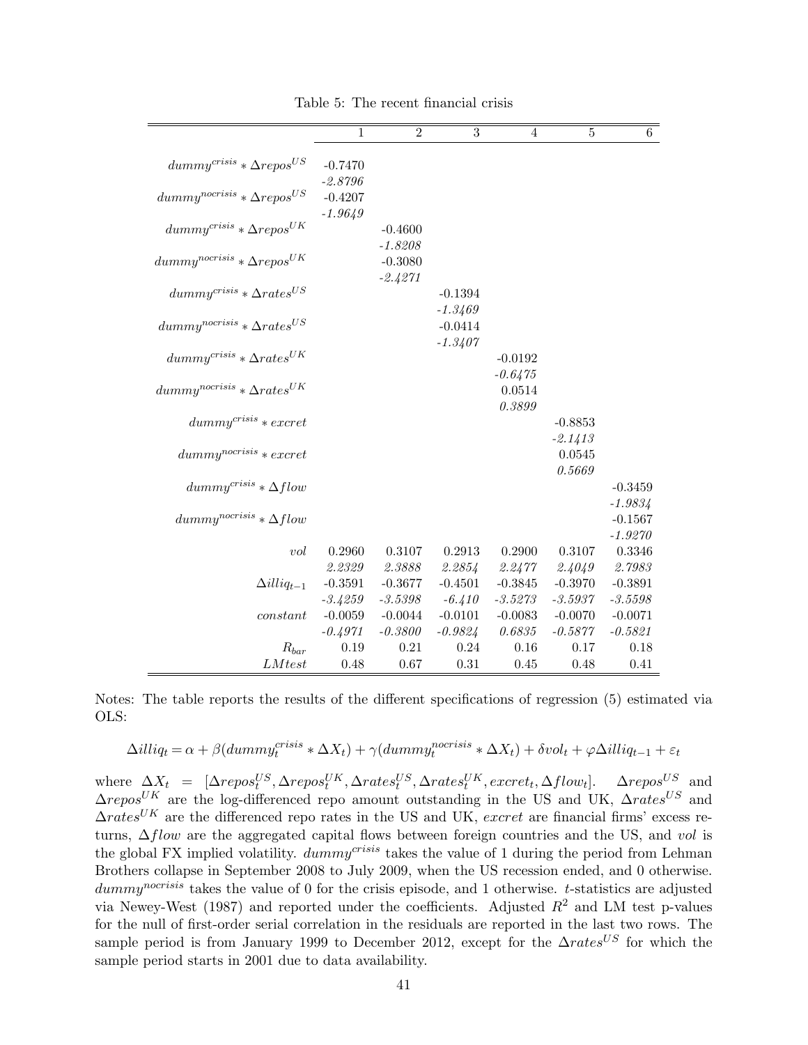Table 5: The recent financial crisis

| | 1 | 2 | 3 | 4 | 5 | 6 |
|---|---|---|---|---|---|---|
| $dummy^{crisis} * \Delta repos^{US}$ | -0.7470 | | | | | |
| | *-2.8796* | | | | | |
| $dummy^{nocrisis} * \Delta repos^{US}$ | -0.4207 | | | | | |
| | *-1.9649* | | | | | |
| $dummy^{crisis} * \Delta repos^{UK}$ | | -0.4600 | | | | |
| | | *-1.8208* | | | | |
| $dummy^{nocrisis} * \Delta repos^{UK}$ | | -0.3080 | | | | |
| | | *-2.4271* | | | | |
| $dummy^{crisis} * \Delta rates^{US}$ | | | -0.1394 | | | |
| | | | *-1.3469* | | | |
| $dummy^{nocrisis} * \Delta rates^{US}$ | | | -0.0414 | | | |
| | | | *-1.3407* | | | |
| $dummy^{crisis} * \Delta rates^{UK}$ | | | | -0.0192 | | |
| | | | | *-0.6475* | | |
| $dummy^{nocrisis} * \Delta rates^{UK}$ | | | | 0.0514 | | |
| | | | | *0.3899* | | |
| $dummy^{crisis} * excret$ | | | | | -0.8853 | |
| | | | | | *-2.1413* | |
| $dummy^{nocrisis} * excret$ | | | | | 0.0545 | |
| | | | | | *0.5669* | |
| $dummy^{crisis} * \Delta flow$ | | | | | | -0.3459 |
| | | | | | | *-1.9834* |
| $dummy^{nocrisis} * \Delta flow$ | | | | | | -0.1567 |
| | | | | | | *-1.9270* |
| $vol$ | 0.2960 | 0.3107 | 0.2913 | 0.2900 | 0.3107 | 0.3346 |
| | *2.2329* | *2.3888* | *2.2854* | *2.2477* | *2.4049* | *2.7983* |
| $\Delta illiq_{t-1}$ | -0.3591 | -0.3677 | -0.4501 | -0.3845 | -0.3970 | -0.3891 |
| | *-3.4259* | *-3.5398* | *-6.410* | *-3.5273* | *-3.5937* | *-3.5598* |
| $constant$ | -0.0059 | -0.0044 | -0.0101 | -0.0083 | -0.0070 | -0.0071 |
| | *-0.4971* | *-0.3800* | *-0.9824* | *0.6835* | *-0.5877* | *-0.5821* |
| $R_{bar}$ | 0.19 | 0.21 | 0.24 | 0.16 | 0.17 | 0.18 |
| $LMtest$ | 0.48 | 0.67 | 0.31 | 0.45 | 0.48 | 0.41 |

Notes: The table reports the results of the different specifications of regression (5) estimated via OLS:

$$\Delta illiq_t = \alpha + \beta(dummy_t^{crisis} * \Delta X_t) + \gamma(dummy_t^{nocrisis} * \Delta X_t) + \delta vol_t + \varphi \Delta illiq_{t-1} + \varepsilon_t$$

where $\Delta X_t = [\Delta repos_t^{US}, \Delta repos_t^{UK}, \Delta rates_t^{US}, \Delta rates_t^{UK}, excret_t, \Delta flow_t]$. $\Delta repos^{US}$ and $\Delta repos^{UK}$ are the log-differenced repo amount outstanding in the US and UK, $\Delta rates^{US}$ and $\Delta rates^{UK}$ are the differenced repo rates in the US and UK, $excret$ are financial firms' excess returns, $\Delta flow$ are the aggregated capital flows between foreign countries and the US, and $vol$ is the global FX implied volatility. $dummy^{crisis}$ takes the value of 1 during the period from Lehman Brothers collapse in September 2008 to July 2009, when the US recession ended, and 0 otherwise. $dummy^{nocrisis}$ takes the value of 0 for the crisis episode, and 1 otherwise. $t$-statistics are adjusted via Newey-West (1987) and reported under the coefficients. Adjusted $R^2$ and LM test p-values for the null of first-order serial correlation in the residuals are reported in the last two rows. The sample period is from January 1999 to December 2012, except for the $\Delta rates^{US}$ for which the sample period starts in 2001 due to data availability.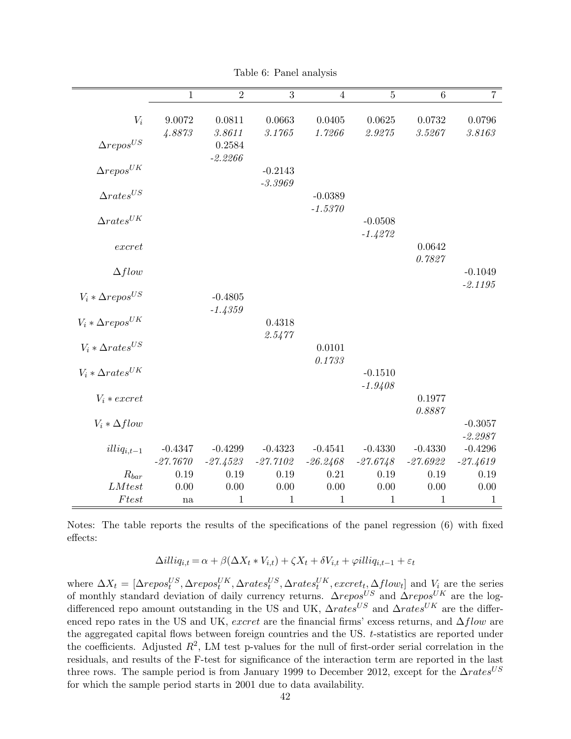Table 6: Panel analysis

| | 1 | 2 | 3 | 4 | 5 | 6 | 7 |
|---|---|---|---|---|---|---|---|
| $V_i$ | 9.0072 | 0.0811 | 0.0663 | 0.0405 | 0.0625 | 0.0732 | 0.0796 |
| | *4.8873* | *3.8611* | *3.1765* | *1.7266* | *2.9275* | *3.5267* | *3.8163* |
| $\Delta repos^{US}$ | | 0.2584 | | | | | |
| | | *-2.2266* | | | | | |
| $\Delta repos^{UK}$ | | | -0.2143 | | | | |
| | | | *-3.3969* | | | | |
| $\Delta rates^{US}$ | | | | -0.0389 | | | |
| | | | | *-1.5370* | | | |
| $\Delta rates^{UK}$ | | | | | -0.0508 | | |
| | | | | | *-1.4272* | | |
| $excret$ | | | | | | 0.0642 | |
| | | | | | | *0.7827* | |
| $\Delta flow$ | | | | | | | -0.1049 |
| | | | | | | | *-2.1195* |
| $V_i * \Delta repos^{US}$ | | -0.4805 | | | | | |
| | | *-1.4359* | | | | | |
| $V_i * \Delta repos^{UK}$ | | | 0.4318 | | | | |
| | | | *2.5477* | | | | |
| $V_i * \Delta rates^{US}$ | | | | 0.0101 | | | |
| | | | | *0.1733* | | | |
| $V_i * \Delta rates^{UK}$ | | | | | -0.1510 | | |
| | | | | | *-1.9408* | | |
| $V_i * excret$ | | | | | | 0.1977 | |
| | | | | | | *0.8887* | |
| $V_i * \Delta flow$ | | | | | | | -0.3057 |
| | | | | | | | *-2.2987* |
| $illiq_{i,t-1}$ | -0.4347 | -0.4299 | -0.4323 | -0.4541 | -0.4330 | -0.4330 | -0.4296 |
| | *-27.7670* | *-27.4523* | *-27.7102* | *-26.2468* | *-27.6748* | *-27.6922* | *-27.4619* |
| $R_{bar}$ | 0.19 | 0.19 | 0.19 | 0.21 | 0.19 | 0.19 | 0.19 |
| $LMtest$ | 0.00 | 0.00 | 0.00 | 0.00 | 0.00 | 0.00 | 0.00 |
| $Ftest$ | na | 1 | 1 | 1 | 1 | 1 | 1 |

Notes: The table reports the results of the specifications of the panel regression (6) with fixed effects:

$$\Delta illiq_{i,t} = \alpha + \beta(\Delta X_t * V_{i,t}) + \zeta X_t + \delta V_{i,t} + \varphi illiq_{i,t-1} + \varepsilon_t$$

where $\Delta X_t = [\Delta repos_t^{US}, \Delta repos_t^{UK}, \Delta rates_t^{US}, \Delta rates_t^{UK}, excret_t, \Delta flow_t]$ and $V_i$ are the series of monthly standard deviation of daily currency returns. $\Delta repos^{US}$ and $\Delta repos^{UK}$ are the log-differenced repo amount outstanding in the US and UK, $\Delta rates^{US}$ and $\Delta rates^{UK}$ are the differenced repo rates in the US and UK, $excret$ are the financial firms' excess returns, and $\Delta flow$ are the aggregated capital flows between foreign countries and the US. $t$-statistics are reported under the coefficients. Adjusted $R^2$, LM test p-values for the null of first-order serial correlation in the residuals, and results of the F-test for significance of the interaction term are reported in the last three rows. The sample period is from January 1999 to December 2012, except for the $\Delta rates^{US}$ for which the sample period starts in 2001 due to data availability.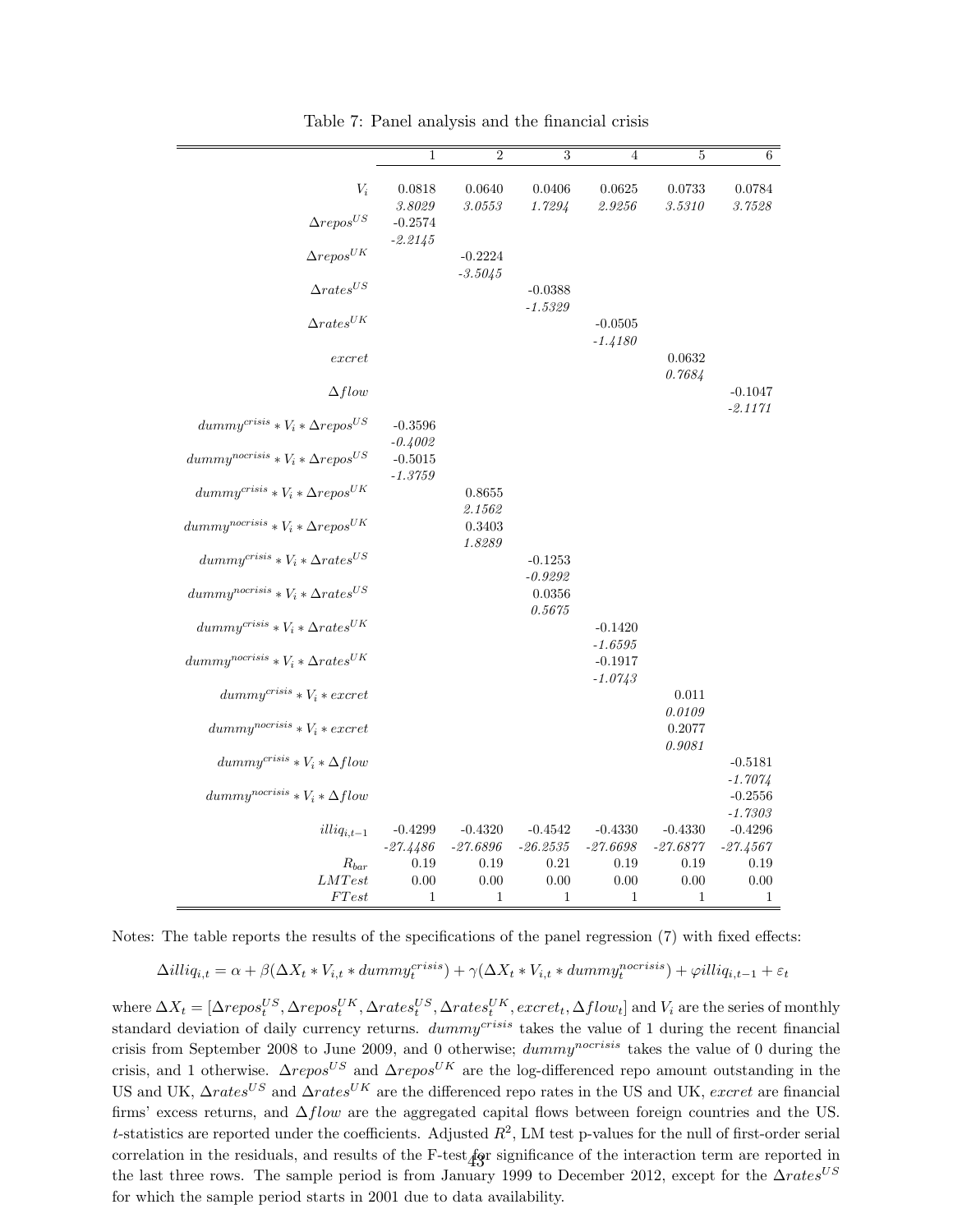Table 7: Panel analysis and the financial crisis

| | 1 | 2 | 3 | 4 | 5 | 6 |
|---|---|---|---|---|---|---|
| $V_i$ | 0.0818 | 0.0640 | 0.0406 | 0.0625 | 0.0733 | 0.0784 |
| | *3.8029* | *3.0553* | *1.7294* | *2.9256* | *3.5310* | *3.7528* |
| $\Delta repos^{US}$ | -0.2574 | | | | | |
| | *-2.2145* | | | | | |
| $\Delta repos^{UK}$ | | -0.2224 | | | | |
| | | *-3.5045* | | | | |
| $\Delta rates^{US}$ | | | -0.0388 | | | |
| | | | *-1.5329* | | | |
| $\Delta rates^{UK}$ | | | | -0.0505 | | |
| | | | | *-1.4180* | | |
| $excret$ | | | | | 0.0632 | |
| | | | | | *0.7684* | |
| $\Delta flow$ | | | | | | -0.1047 |
| | | | | | | *-2.1171* |
| $dummy^{crisis} * V_i * \Delta repos^{US}$ | -0.3596 | | | | | |
| | *-0.4002* | | | | | |
| $dummy^{nocrisis} * V_i * \Delta repos^{US}$ | -0.5015 | | | | | |
| | *-1.3759* | | | | | |
| $dummy^{crisis} * V_i * \Delta repos^{UK}$ | | 0.8655 | | | | |
| | | *2.1562* | | | | |
| $dummy^{nocrisis} * V_i * \Delta repos^{UK}$ | | 0.3403 | | | | |
| | | *1.8289* | | | | |
| $dummy^{crisis} * V_i * \Delta rates^{US}$ | | | -0.1253 | | | |
| | | | *-0.9292* | | | |
| $dummy^{nocrisis} * V_i * \Delta rates^{US}$ | | | 0.0356 | | | |
| | | | *0.5675* | | | |
| $dummy^{crisis} * V_i * \Delta rates^{UK}$ | | | | -0.1420 | | |
| | | | | *-1.6595* | | |
| $dummy^{nocrisis} * V_i * \Delta rates^{UK}$ | | | | -0.1917 | | |
| | | | | *-1.0743* | | |
| $dummy^{crisis} * V_i * excret$ | | | | | 0.011 | |
| | | | | | *0.0109* | |
| $dummy^{nocrisis} * V_i * excret$ | | | | | 0.2077 | |
| | | | | | *0.9081* | |
| $dummy^{crisis} * V_i * \Delta flow$ | | | | | | -0.5181 |
| | | | | | | *-1.7074* |
| $dummy^{nocrisis} * V_i * \Delta flow$ | | | | | | -0.2556 |
| | | | | | | *-1.7303* |
| $illiq_{i,t-1}$ | -0.4299 | -0.4320 | -0.4542 | -0.4330 | -0.4330 | -0.4296 |
| | *-27.4486* | *-27.6896* | *-26.2535* | *-27.6698* | *-27.6877* | *-27.4567* |
| $R_{bar}$ | 0.19 | 0.19 | 0.21 | 0.19 | 0.19 | 0.19 |
| $LMTest$ | 0.00 | 0.00 | 0.00 | 0.00 | 0.00 | 0.00 |
| $FTest$ | 1 | 1 | 1 | 1 | 1 | 1 |

Notes: The table reports the results of the specifications of the panel regression (7) with fixed effects:

$$\Delta illiq_{i,t} = \alpha + \beta(\Delta X_t * V_{i,t} * dummy_t^{crisis}) + \gamma(\Delta X_t * V_{i,t} * dummy_t^{nocrisis}) + \varphi illiq_{i,t-1} + \varepsilon_t$$

where $\Delta X_t = [\Delta repos_t^{US}, \Delta repos_t^{UK}, \Delta rates_t^{US}, \Delta rates_t^{UK}, excret_t, \Delta flow_t]$ and $V_i$ are the series of monthly standard deviation of daily currency returns. $dummy^{crisis}$ takes the value of 1 during the recent financial crisis from September 2008 to June 2009, and 0 otherwise; $dummy^{nocrisis}$ takes the value of 0 during the crisis, and 1 otherwise. $\Delta repos^{US}$ and $\Delta repos^{UK}$ are the log-differenced repo amount outstanding in the US and UK, $\Delta rates^{US}$ and $\Delta rates^{UK}$ are the differenced repo rates in the US and UK, $excret$ are financial firms' excess returns, and $\Delta flow$ are the aggregated capital flows between foreign countries and the US. $t$-statistics are reported under the coefficients. Adjusted $R^2$, LM test p-values for the null of first-order serial correlation in the residuals, and results of the F-test for significance of the interaction term are reported in the last three rows. The sample period is from January 1999 to December 2012, except for the $\Delta rates^{US}$ for which the sample period starts in 2001 due to data availability.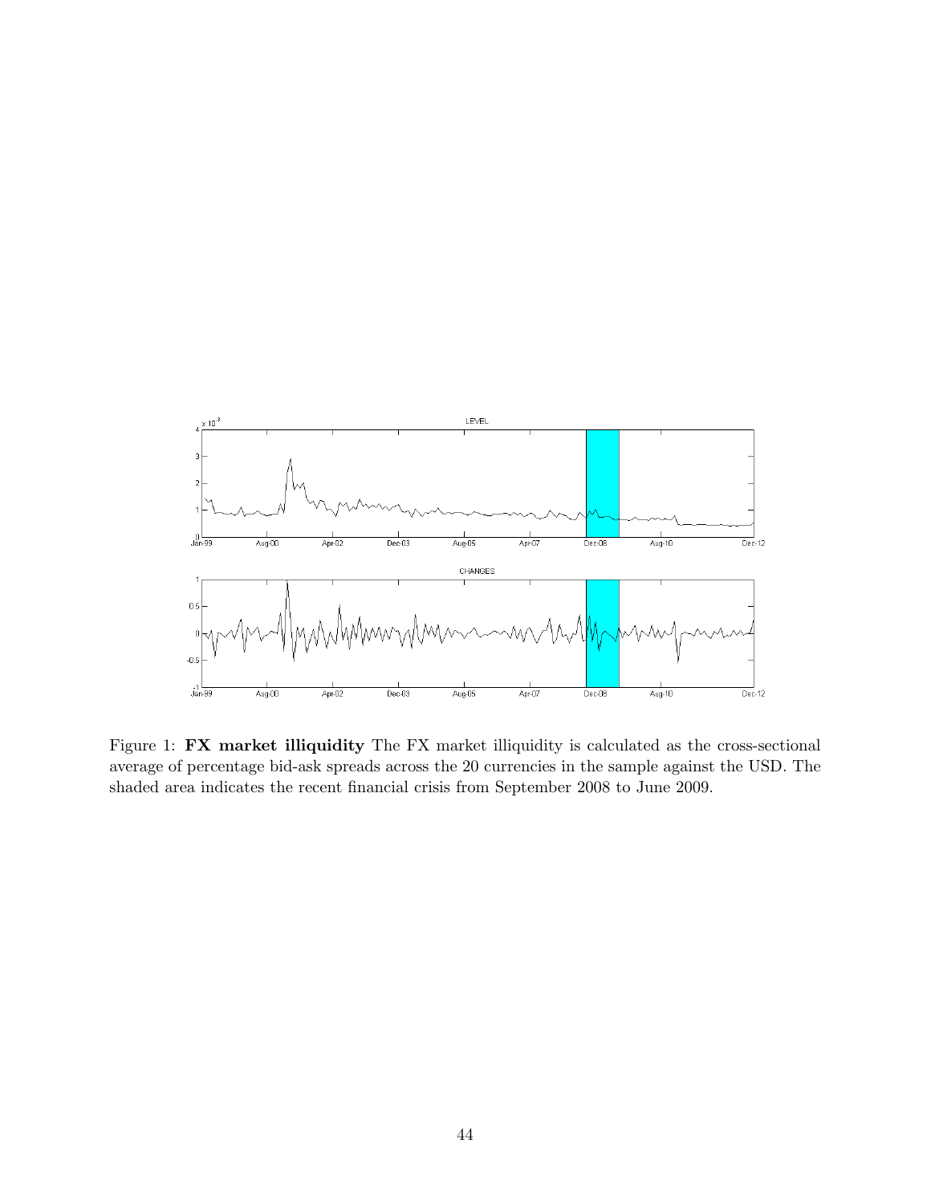Figure 1: **FX market illiquidity** The FX market illiquidity is calculated as the cross-sectional average of percentage bid-ask spreads across the 20 currencies in the sample against the USD. The shaded area indicates the recent financial crisis from September 2008 to June 2009.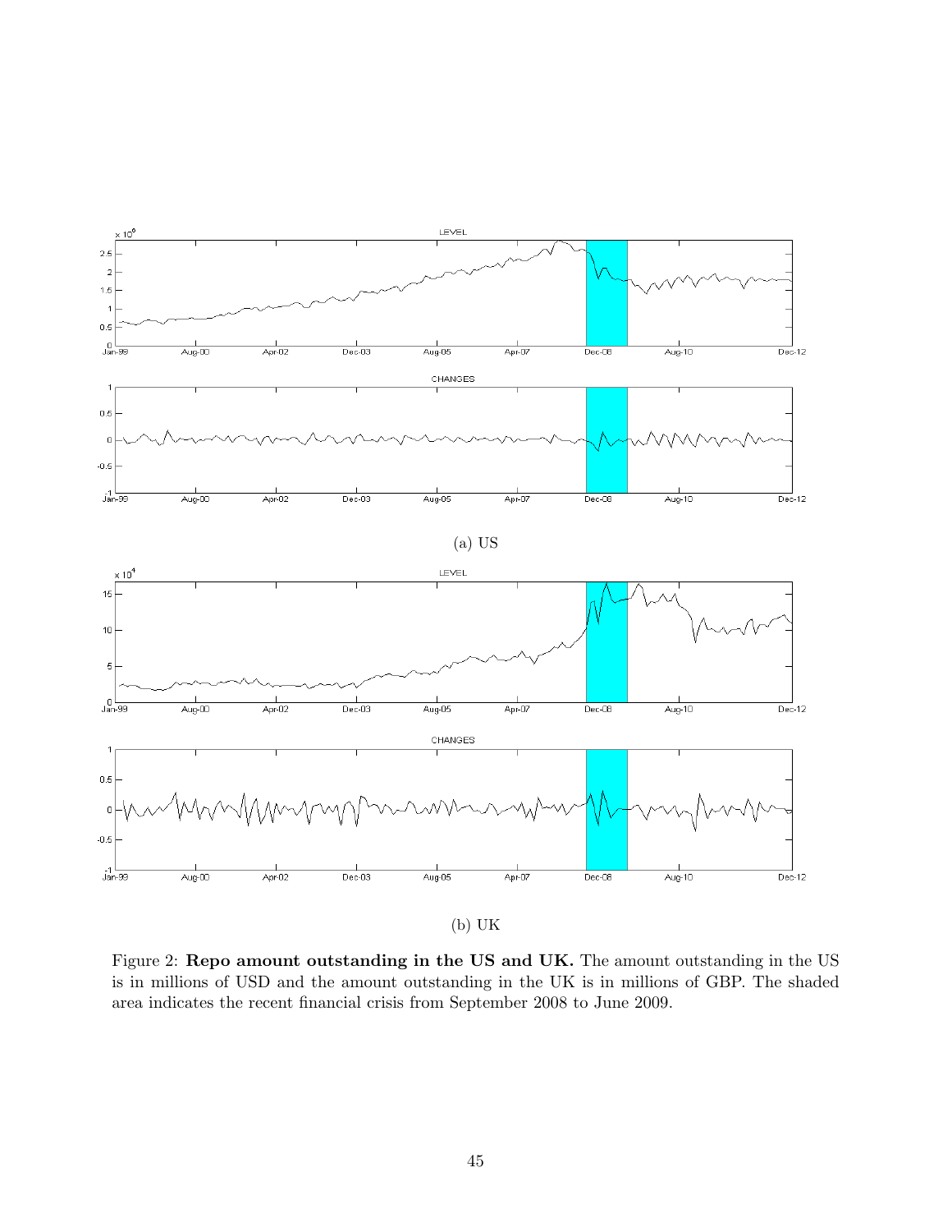(a) US

(b) UK

Figure 2: **Repo amount outstanding in the US and UK.** The amount outstanding in the US is in millions of USD and the amount outstanding in the UK is in millions of GBP. The shaded area indicates the recent financial crisis from September 2008 to June 2009.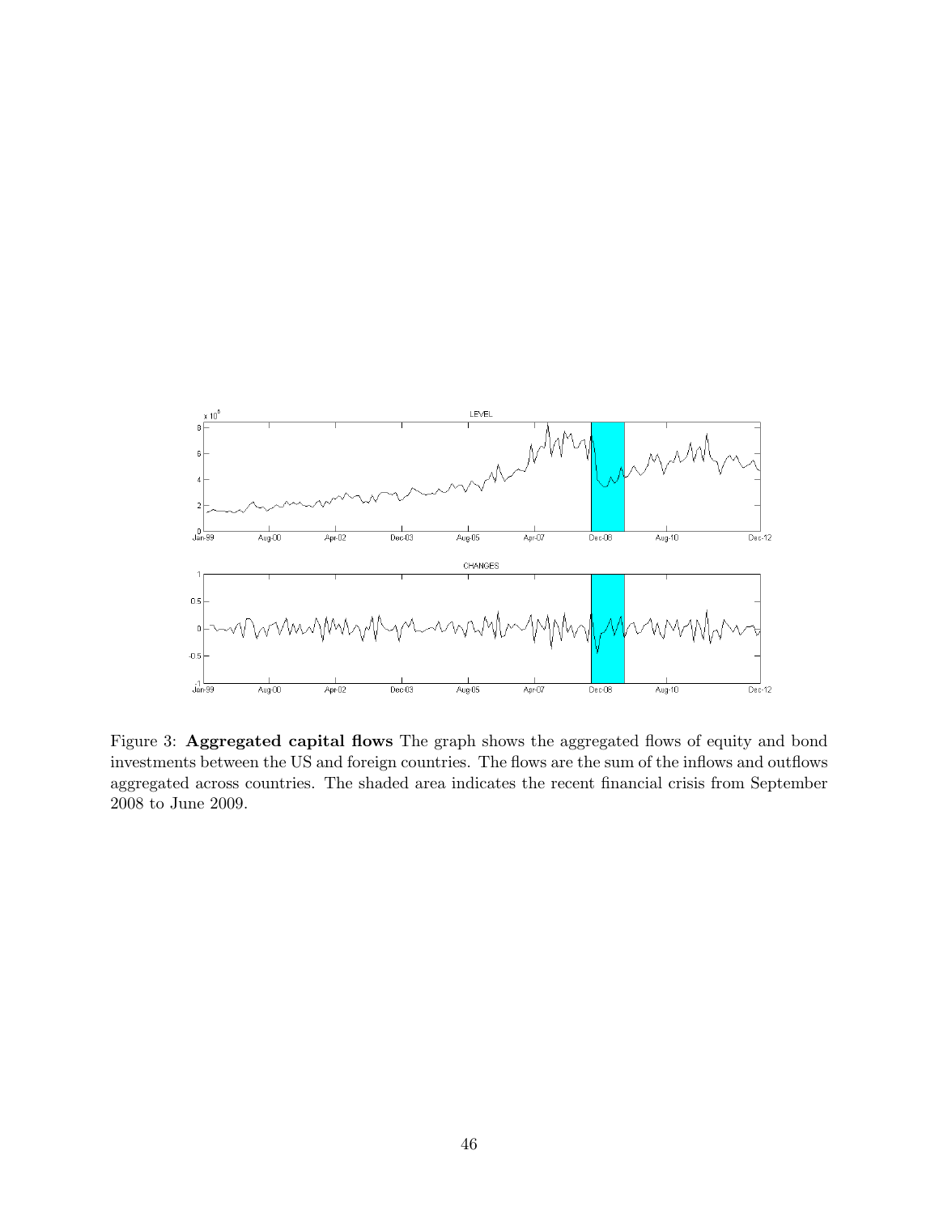LEVEL

x 10^6

8
6
4
2
0

Jan-99 Aug-00 Apr-02 Dec-03 Aug-05 Apr-07 Dec-08 Aug-10 Dec-12

CHANGES

1
0.5
0
-0.5
-1

Jan-99 Aug-00 Apr-02 Dec-03 Aug-05 Apr-07 Dec-08 Aug-10 Dec-12

Figure 3: **Aggregated capital flows** The graph shows the aggregated flows of equity and bond investments between the US and foreign countries. The flows are the sum of the inflows and outflows aggregated across countries. The shaded area indicates the recent financial crisis from September 2008 to June 2009.